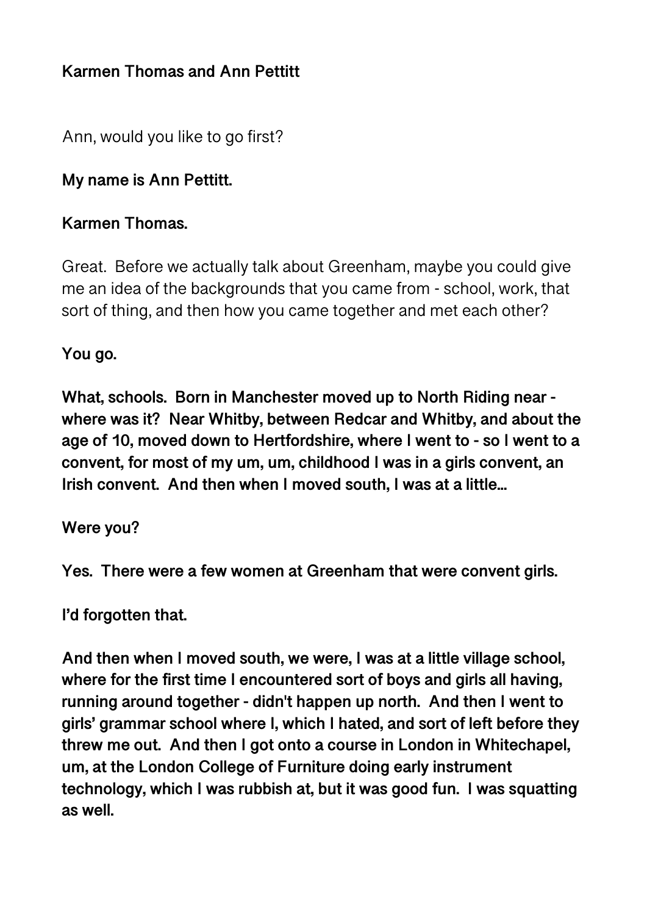**Karmen Thomas and Ann Pettitt**

Ann, would you like to go first?

**My name is Ann Pettitt.**

**Karmen Thomas.**

Great. Before we actually talk about Greenham, maybe you could give me an idea of the backgrounds that you came from - school, work, that sort of thing, and then how you came together and met each other?

**You go.**

**What, schools. Born in Manchester moved up to North Riding near - where was it? Near Whitby, between Redcar and Whitby, and about the age of 10, moved down to Hertfordshire, where I went to - so I went to a convent, for most of my um, um, childhood I was in a girls convent, an Irish convent. And then when I moved south, I was at a little...**

**Were you?**

**Yes. There were a few women at Greenham that were convent girls.**

**I'd forgotten that.**

**And then when I moved south, we were, I was at a little village school, where for the first time I encountered sort of boys and girls all having, running around together - didn't happen up north. And then I went to girls' grammar school where I, which I hated, and sort of left before they threw me out. And then I got onto a course in London in Whitechapel, um, at the London College of Furniture doing early instrument technology, which I was rubbish at, but it was good fun. I was squatting as well.**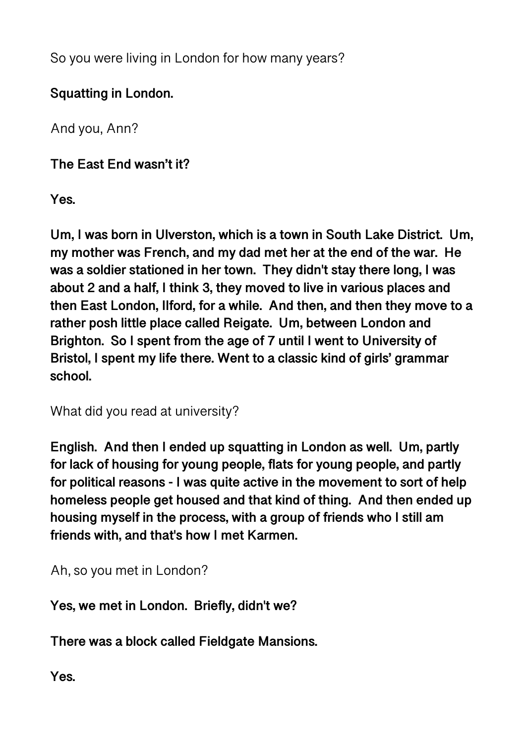So you were living in London for how many years?

**Squatting in London.**

And you, Ann?

**The East End wasn't it?**

**Yes.**

**Um, I was born in Ulverston, which is a town in South Lake District. Um, my mother was French, and my dad met her at the end of the war. He was a soldier stationed in her town. They didn't stay there long, I was about 2 and a half, I think 3, they moved to live in various places and then East London, Ilford, for a while. And then, and then they move to a rather posh little place called Reigate. Um, between London and Brighton. So I spent from the age of 7 until I went to University of Bristol, I spent my life there. Went to a classic kind of girls' grammar school.**

What did you read at university?

**English. And then I ended up squatting in London as well. Um, partly for lack of housing for young people, flats for young people, and partly for political reasons - I was quite active in the movement to sort of help homeless people get housed and that kind of thing. And then ended up housing myself in the process, with a group of friends who I still am friends with, and that's how I met Karmen.**

Ah, so you met in London?

**Yes, we met in London. Briefly, didn't we?**

**There was a block called Fieldgate Mansions.**

**Yes.**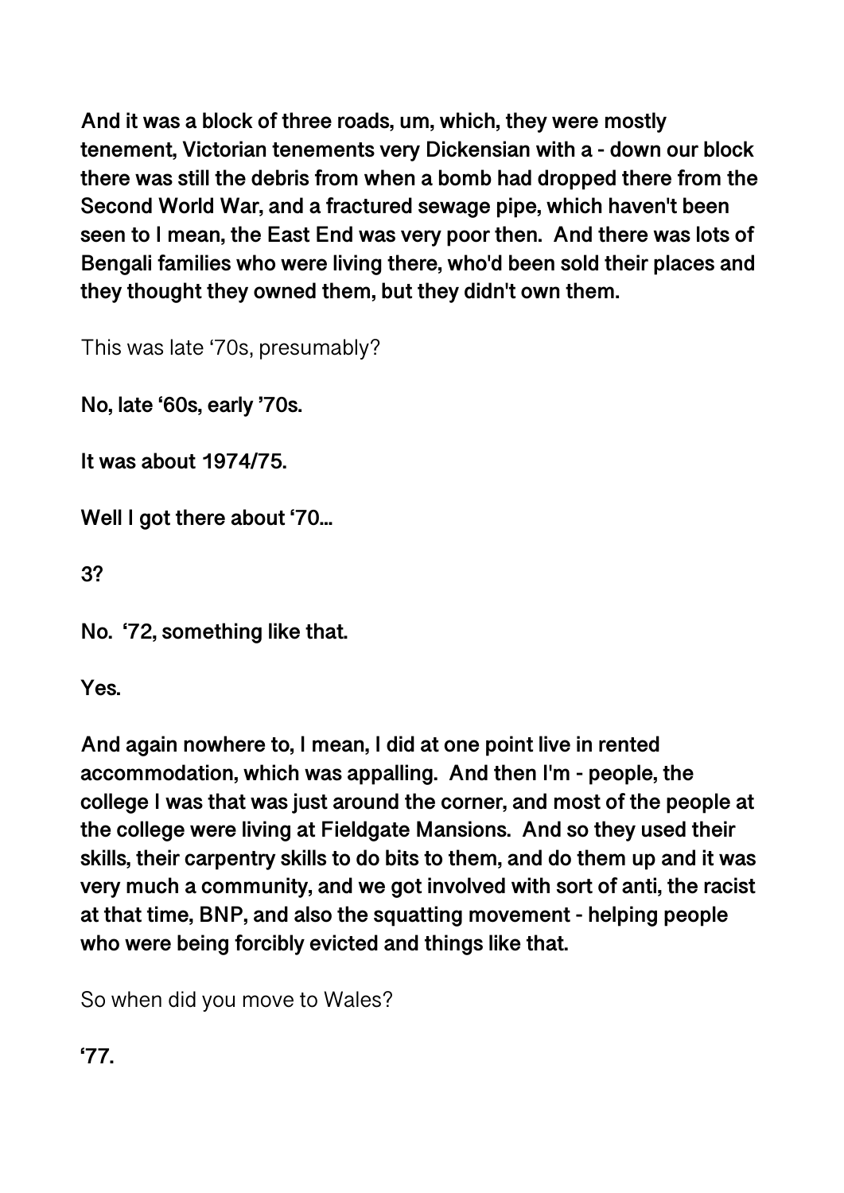**And it was a block of three roads, um, which, they were mostly tenement, Victorian tenements very Dickensian with a - down our block there was still the debris from when a bomb had dropped there from the Second World War, and a fractured sewage pipe, which haven't been seen to I mean, the East End was very poor then. And there was lots of Bengali families who were living there, who'd been sold their places and they thought they owned them, but they didn't own them.**

This was late '70s, presumably?

**No, late '60s, early '70s.**

**It was about 1974/75.**

**Well I got there about '70...**

**3?**

**No. '72, something like that.**

**Yes.**

**And again nowhere to, I mean, I did at one point live in rented accommodation, which was appalling. And then I'm - people, the college I was that was just around the corner, and most of the people at the college were living at Fieldgate Mansions. And so they used their skills, their carpentry skills to do bits to them, and do them up and it was very much a community, and we got involved with sort of anti, the racist at that time, BNP, and also the squatting movement - helping people who were being forcibly evicted and things like that.**

So when did you move to Wales?

**'77.**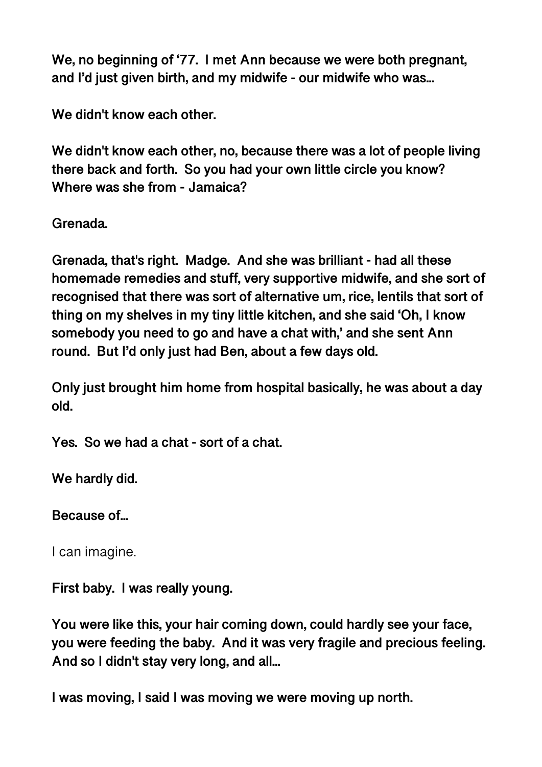**We, no beginning of '77. I met Ann because we were both pregnant, and I'd just given birth, and my midwife - our midwife who was…**

**We didn't know each other.**

**We didn't know each other, no, because there was a lot of people living there back and forth. So you had your own little circle you know? Where was she from - Jamaica?**

**Grenada.**

**Grenada, that's right. Madge. And she was brilliant - had all these homemade remedies and stuff, very supportive midwife, and she sort of recognised that there was sort of alternative um, rice, lentils that sort of thing on my shelves in my tiny little kitchen, and she said 'Oh, I know somebody you need to go and have a chat with,' and she sent Ann round. But I'd only just had Ben, about a few days old.**

**Only just brought him home from hospital basically, he was about a day old.**

**Yes. So we had a chat - sort of a chat.**

**We hardly did.**

**Because of…**

I can imagine.

**First baby. I was really young.**

**You were like this, your hair coming down, could hardly see your face, you were feeding the baby. And it was very fragile and precious feeling. And so I didn't stay very long, and all…**

**I was moving, I said I was moving we were moving up north.**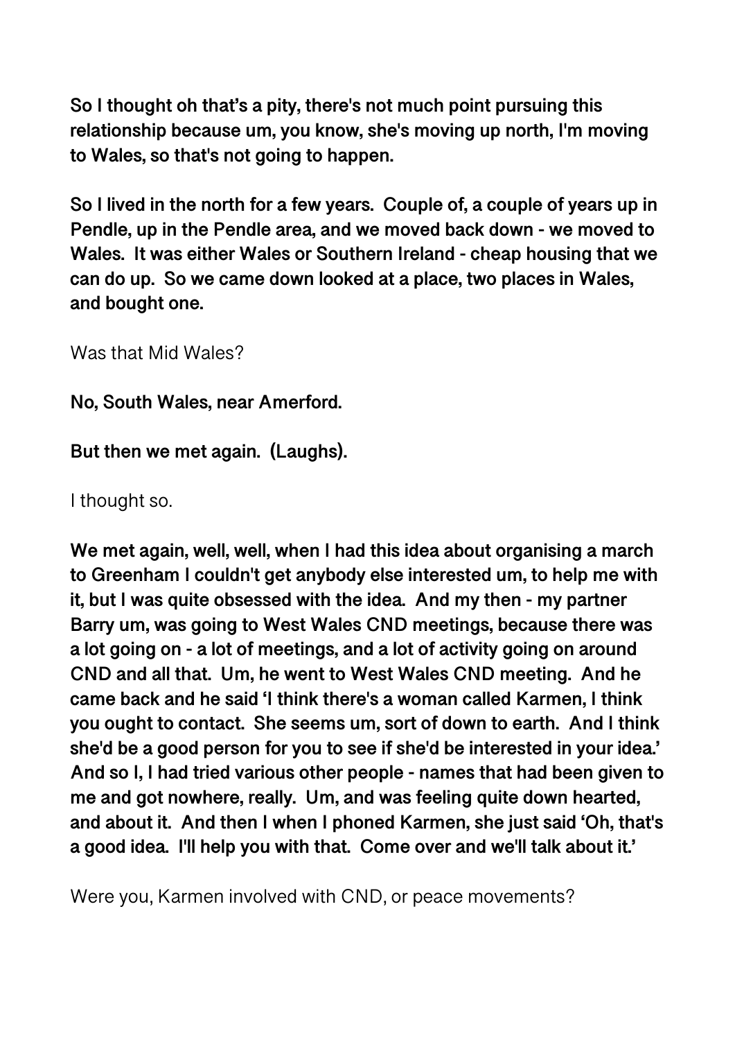**So I thought oh that's a pity, there's not much point pursuing this relationship because um, you know, she's moving up north, I'm moving to Wales, so that's not going to happen.**

**So I lived in the north for a few years. Couple of, a couple of years up in Pendle, up in the Pendle area, and we moved back down - we moved to Wales. It was either Wales or Southern Ireland - cheap housing that we can do up. So we came down looked at a place, two places in Wales, and bought one.**

Was that Mid Wales?

**No, South Wales, near Amerford.**

**But then we met again. (Laughs).**

I thought so.

**We met again, well, well, when I had this idea about organising a march to Greenham I couldn't get anybody else interested um, to help me with it, but I was quite obsessed with the idea. And my then - my partner Barry um, was going to West Wales CND meetings, because there was a lot going on - a lot of meetings, and a lot of activity going on around CND and all that. Um, he went to West Wales CND meeting. And he came back and he said 'I think there's a woman called Karmen, I think you ought to contact. She seems um, sort of down to earth. And I think she'd be a good person for you to see if she'd be interested in your idea.' And so I, I had tried various other people - names that had been given to me and got nowhere, really. Um, and was feeling quite down hearted, and about it. And then I when I phoned Karmen, she just said 'Oh, that's a good idea. I'll help you with that. Come over and we'll talk about it.'**

Were you, Karmen involved with CND, or peace movements?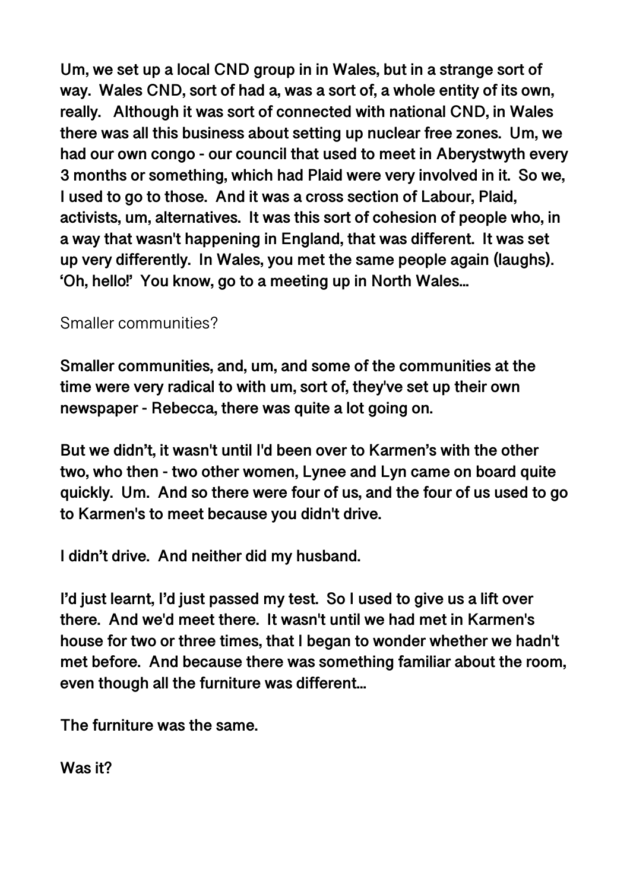**Um, we set up a local CND group in in Wales, but in a strange sort of way. Wales CND, sort of had a, was a sort of, a whole entity of its own, really. Although it was sort of connected with national CND, in Wales there was all this business about setting up nuclear free zones. Um, we had our own congo - our council that used to meet in Aberystwyth every 3 months or something, which had Plaid were very involved in it. So we, I used to go to those. And it was a cross section of Labour, Plaid, activists, um, alternatives. It was this sort of cohesion of people who, in a way that wasn't happening in England, that was different. It was set up very differently. In Wales, you met the same people again (laughs). 'Oh, hello!' You know, go to a meeting up in North Wales...**

Smaller communities?

**Smaller communities, and, um, and some of the communities at the time were very radical to with um, sort of, they've set up their own newspaper - Rebecca, there was quite a lot going on.**

**But we didn't, it wasn't until I'd been over to Karmen's with the other two, who then - two other women, Lynee and Lyn came on board quite quickly. Um. And so there were four of us, and the four of us used to go to Karmen's to meet because you didn't drive.**

**I didn't drive. And neither did my husband.**

**I'd just learnt, I'd just passed my test. So I used to give us a lift over there. And we'd meet there. It wasn't until we had met in Karmen's house for two or three times, that I began to wonder whether we hadn't met before. And because there was something familiar about the room, even though all the furniture was different...**

**The furniture was the same.**

**Was it?**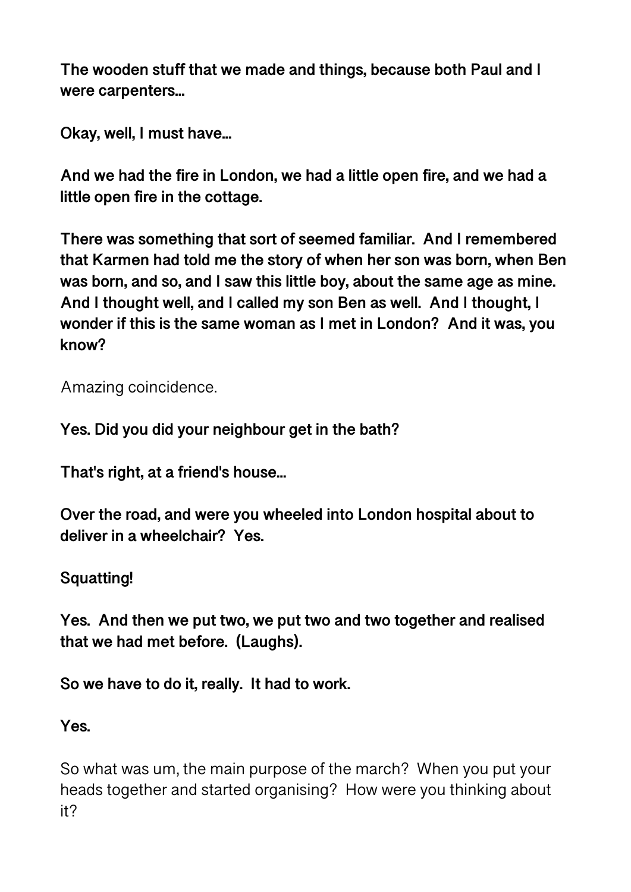**The wooden stuff that we made and things, because both Paul and I were carpenters...**

**Okay, well, I must have...**

**And we had the fire in London, we had a little open fire, and we had a little open fire in the cottage.**

**There was something that sort of seemed familiar. And I remembered that Karmen had told me the story of when her son was born, when Ben was born, and so, and I saw this little boy, about the same age as mine. And I thought well, and I called my son Ben as well. And I thought, I wonder if this is the same woman as I met in London? And it was, you know?**

Amazing coincidence.

**Yes. Did you did your neighbour get in the bath?**

**That's right, at a friend's house...**

**Over the road, and were you wheeled into London hospital about to deliver in a wheelchair? Yes.**

**Squatting!**

**Yes. And then we put two, we put two and two together and realised that we had met before. (Laughs).**

**So we have to do it, really. It had to work.**

**Yes.**

So what was um, the main purpose of the march? When you put your heads together and started organising? How were you thinking about it?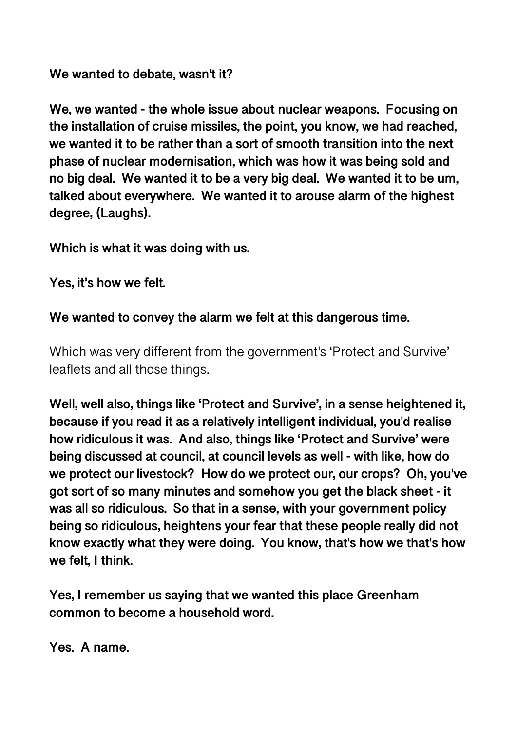**We wanted to debate, wasn't it?**

**We, we wanted - the whole issue about nuclear weapons. Focusing on the installation of cruise missiles, the point, you know, we had reached, we wanted it to be rather than a sort of smooth transition into the next phase of nuclear modernisation, which was how it was being sold and no big deal. We wanted it to be a very big deal. We wanted it to be um, talked about everywhere. We wanted it to arouse alarm of the highest degree, (Laughs).**

**Which is what it was doing with us.**

**Yes, it's how we felt.**

**We wanted to convey the alarm we felt at this dangerous time.**

Which was very different from the government's 'Protect and Survive' leaflets and all those things.

**Well, well also, things like 'Protect and Survive', in a sense heightened it, because if you read it as a relatively intelligent individual, you'd realise how ridiculous it was. And also, things like 'Protect and Survive' were being discussed at council, at council levels as well - with like, how do we protect our livestock? How do we protect our, our crops? Oh, you've got sort of so many minutes and somehow you get the black sheet - it was all so ridiculous. So that in a sense, with your government policy being so ridiculous, heightens your fear that these people really did not know exactly what they were doing. You know, that's how we that's how we felt, I think.**

**Yes, I remember us saying that we wanted this place Greenham common to become a household word.**

**Yes. A name.**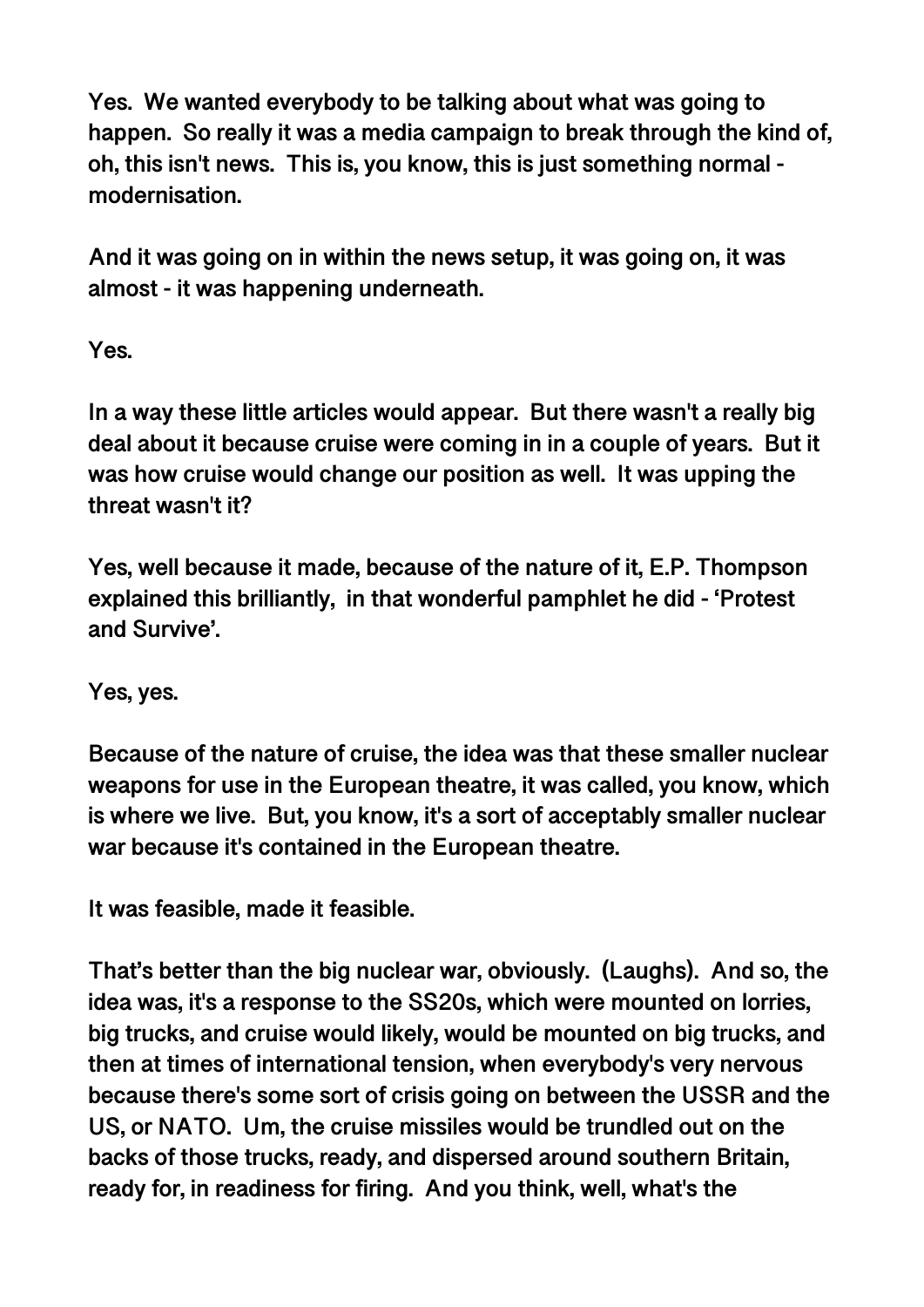**Yes. We wanted everybody to be talking about what was going to happen. So really it was a media campaign to break through the kind of, oh, this isn't news. This is, you know, this is just something normal - modernisation.**

**And it was going on in within the news setup, it was going on, it was almost - it was happening underneath.**

**Yes.**

**In a way these little articles would appear. But there wasn't a really big deal about it because cruise were coming in in a couple of years. But it was how cruise would change our position as well. It was upping the threat wasn't it?**

**Yes, well because it made, because of the nature of it, E.P. Thompson explained this brilliantly, in that wonderful pamphlet he did - 'Protest and Survive'.**

**Yes, yes.**

**Because of the nature of cruise, the idea was that these smaller nuclear weapons for use in the European theatre, it was called, you know, which is where we live. But, you know, it's a sort of acceptably smaller nuclear war because it's contained in the European theatre.**

**It was feasible, made it feasible.**

**That's better than the big nuclear war, obviously. (Laughs). And so, the idea was, it's a response to the SS20s, which were mounted on lorries, big trucks, and cruise would likely, would be mounted on big trucks, and then at times of international tension, when everybody's very nervous because there's some sort of crisis going on between the USSR and the US, or NATO. Um, the cruise missiles would be trundled out on the backs of those trucks, ready, and dispersed around southern Britain, ready for, in readiness for firing. And you think, well, what's the**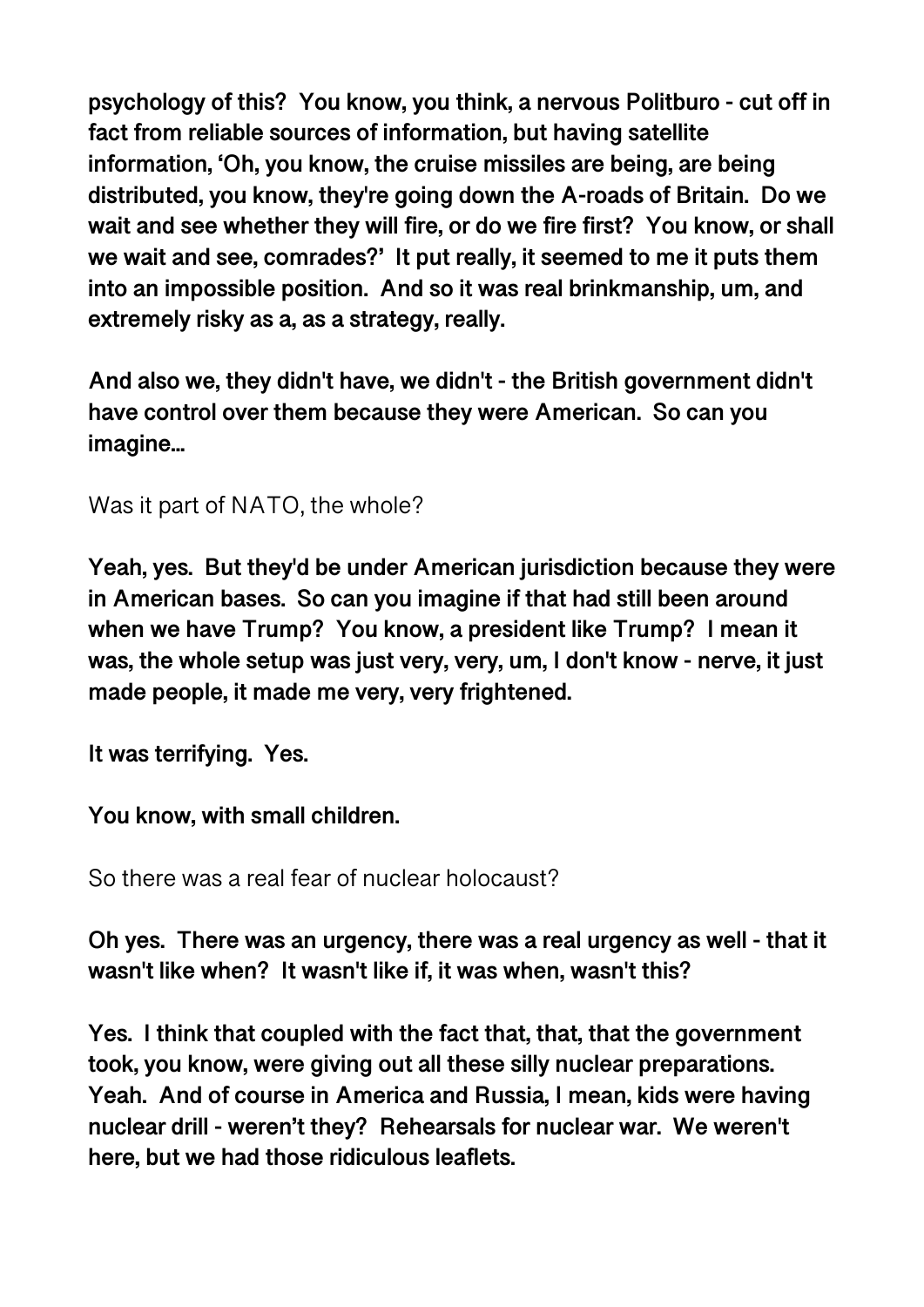**psychology of this? You know, you think, a nervous Politburo - cut off in fact from reliable sources of information, but having satellite information, 'Oh, you know, the cruise missiles are being, are being distributed, you know, they're going down the A-roads of Britain. Do we wait and see whether they will fire, or do we fire first? You know, or shall we wait and see, comrades?' It put really, it seemed to me it puts them into an impossible position. And so it was real brinkmanship, um, and extremely risky as a, as a strategy, really.**

**And also we, they didn't have, we didn't - the British government didn't have control over them because they were American. So can you imagine...**

Was it part of NATO, the whole?

**Yeah, yes. But they'd be under American jurisdiction because they were in American bases. So can you imagine if that had still been around when we have Trump? You know, a president like Trump? I mean it was, the whole setup was just very, very, um, I don't know - nerve, it just made people, it made me very, very frightened.**

**It was terrifying. Yes.**

**You know, with small children.**

So there was a real fear of nuclear holocaust?

**Oh yes. There was an urgency, there was a real urgency as well - that it wasn't like when? It wasn't like if, it was when, wasn't this?**

**Yes. I think that coupled with the fact that, that, that the government took, you know, were giving out all these silly nuclear preparations. Yeah. And of course in America and Russia, I mean, kids were having nuclear drill - weren't they? Rehearsals for nuclear war. We weren't here, but we had those ridiculous leaflets.**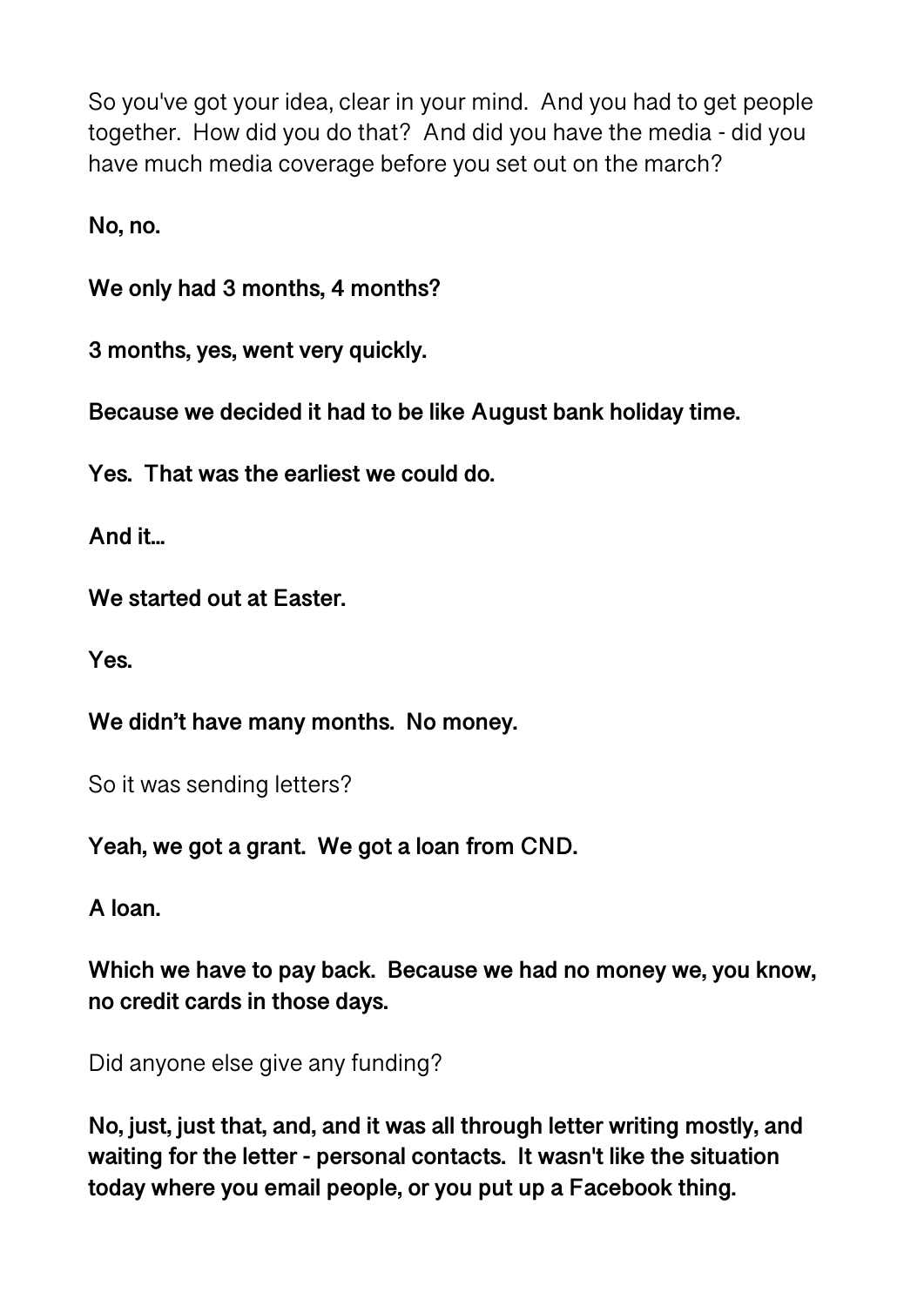So you've got your idea, clear in your mind.  And you had to get people together.  How did you do that?  And did you have the media - did you have much media coverage before you set out on the march?

**No, no.**

**We only had 3 months, 4 months?**

**3 months, yes, went very quickly.**

**Because we decided it had to be like August bank holiday time.**

**Yes.  That was the earliest we could do.**

**And it...**

**We started out at Easter.**

**Yes.**

**We didn't have many months.  No money.**

So it was sending letters?

**Yeah, we got a grant.  We got a loan from CND.**

**A loan.**

**Which we have to pay back.  Because we had no money we, you know, no credit cards in those days.**

Did anyone else give any funding?

**No, just, just that, and, and it was all through letter writing mostly, and waiting for the letter - personal contacts.  It wasn't like the situation today where you email people, or you put up a Facebook thing.**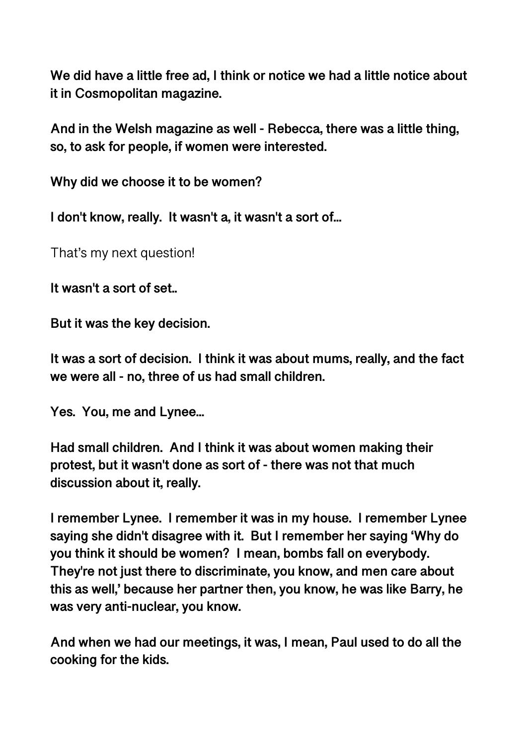**We did have a little free ad, I think or notice we had a little notice about it in Cosmopolitan magazine.**

**And in the Welsh magazine as well - Rebecca, there was a little thing, so, to ask for people, if women were interested.**

**Why did we choose it to be women?**

**I don't know, really. It wasn't a, it wasn't a sort of...**

That's my next question!

**It wasn't a sort of set..**

**But it was the key decision.**

**It was a sort of decision. I think it was about mums, really, and the fact we were all - no, three of us had small children.**

**Yes. You, me and Lynee...**

**Had small children. And I think it was about women making their protest, but it wasn't done as sort of - there was not that much discussion about it, really.**

**I remember Lynee. I remember it was in my house. I remember Lynee saying she didn't disagree with it. But I remember her saying 'Why do you think it should be women? I mean, bombs fall on everybody. They're not just there to discriminate, you know, and men care about this as well,' because her partner then, you know, he was like Barry, he was very anti-nuclear, you know.**

**And when we had our meetings, it was, I mean, Paul used to do all the cooking for the kids.**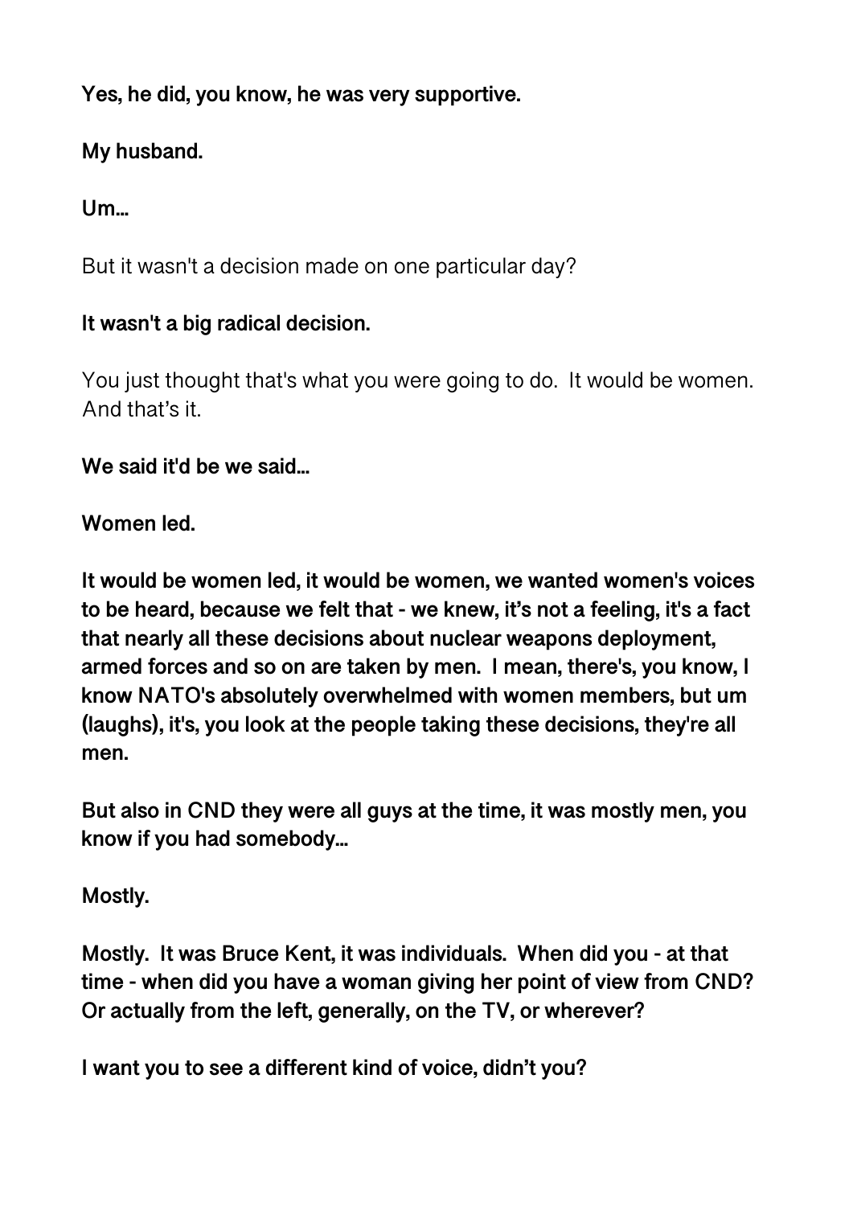**Yes, he did, you know, he was very supportive.**

**My husband.**

**Um...**

But it wasn't a decision made on one particular day?

**It wasn't a big radical decision.**

You just thought that's what you were going to do. It would be women. And that's it.

**We said it'd be we said...**

**Women led.**

**It would be women led, it would be women, we wanted women's voices to be heard, because we felt that - we knew, it's not a feeling, it's a fact that nearly all these decisions about nuclear weapons deployment, armed forces and so on are taken by men. I mean, there's, you know, I know NATO's absolutely overwhelmed with women members, but um (laughs), it's, you look at the people taking these decisions, they're all men.**

**But also in CND they were all guys at the time, it was mostly men, you know if you had somebody...**

**Mostly.**

**Mostly. It was Bruce Kent, it was individuals. When did you - at that time - when did you have a woman giving her point of view from CND? Or actually from the left, generally, on the TV, or wherever?**

**I want you to see a different kind of voice, didn't you?**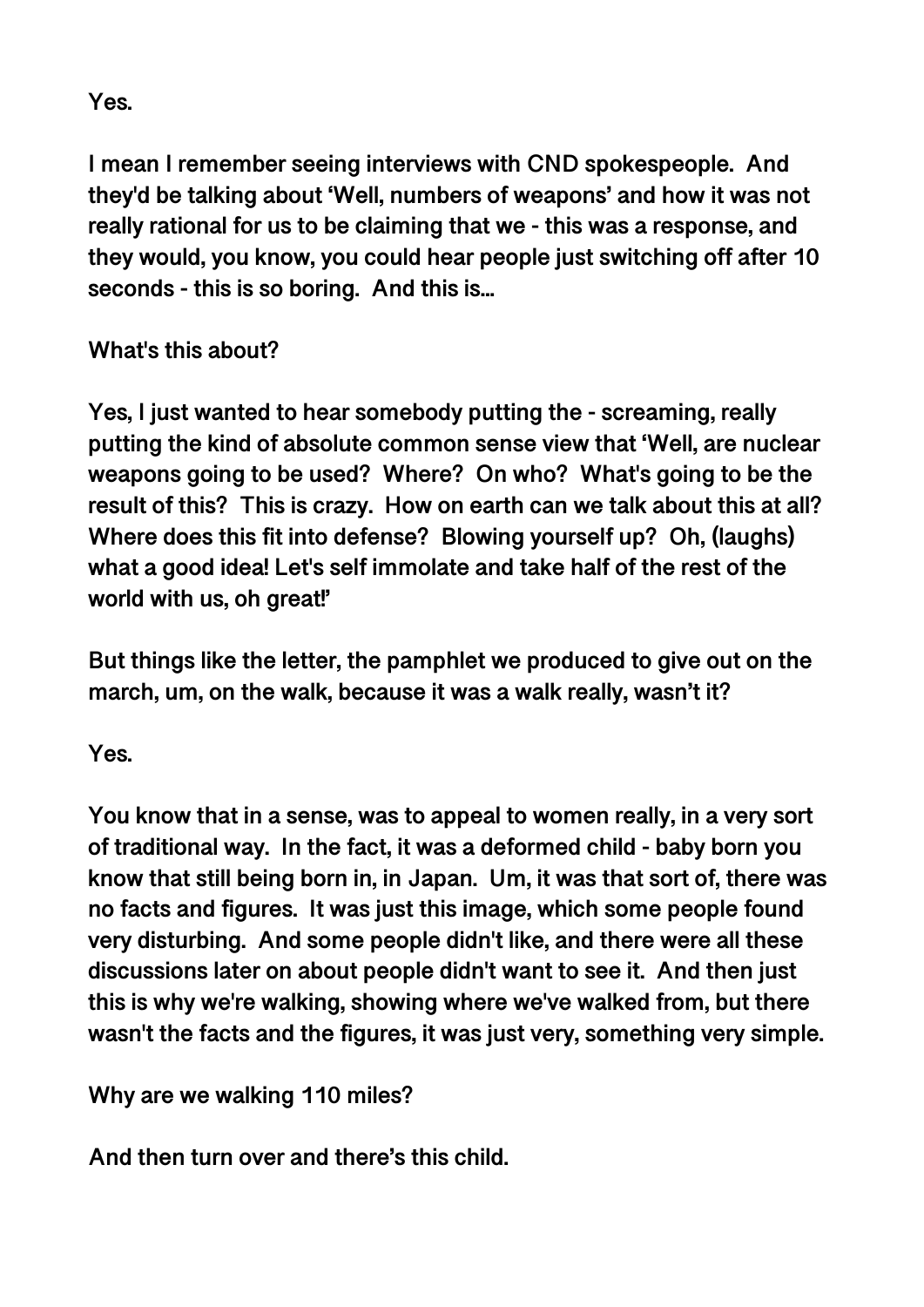Yes.

I mean I remember seeing interviews with CND spokespeople. And they'd be talking about 'Well, numbers of weapons' and how it was not really rational for us to be claiming that we - this was a response, and they would, you know, you could hear people just switching off after 10 seconds - this is so boring. And this is...

What's this about?

Yes, I just wanted to hear somebody putting the - screaming, really putting the kind of absolute common sense view that 'Well, are nuclear weapons going to be used? Where? On who? What's going to be the result of this? This is crazy. How on earth can we talk about this at all? Where does this fit into defense? Blowing yourself up? Oh, (laughs) what a good idea! Let's self immolate and take half of the rest of the world with us, oh great!'

But things like the letter, the pamphlet we produced to give out on the march, um, on the walk, because it was a walk really, wasn't it?

Yes.

You know that in a sense, was to appeal to women really, in a very sort of traditional way. In the fact, it was a deformed child - baby born you know that still being born in, in Japan. Um, it was that sort of, there was no facts and figures. It was just this image, which some people found very disturbing. And some people didn't like, and there were all these discussions later on about people didn't want to see it. And then just this is why we're walking, showing where we've walked from, but there wasn't the facts and the figures, it was just very, something very simple.

Why are we walking 110 miles?

And then turn over and there's this child.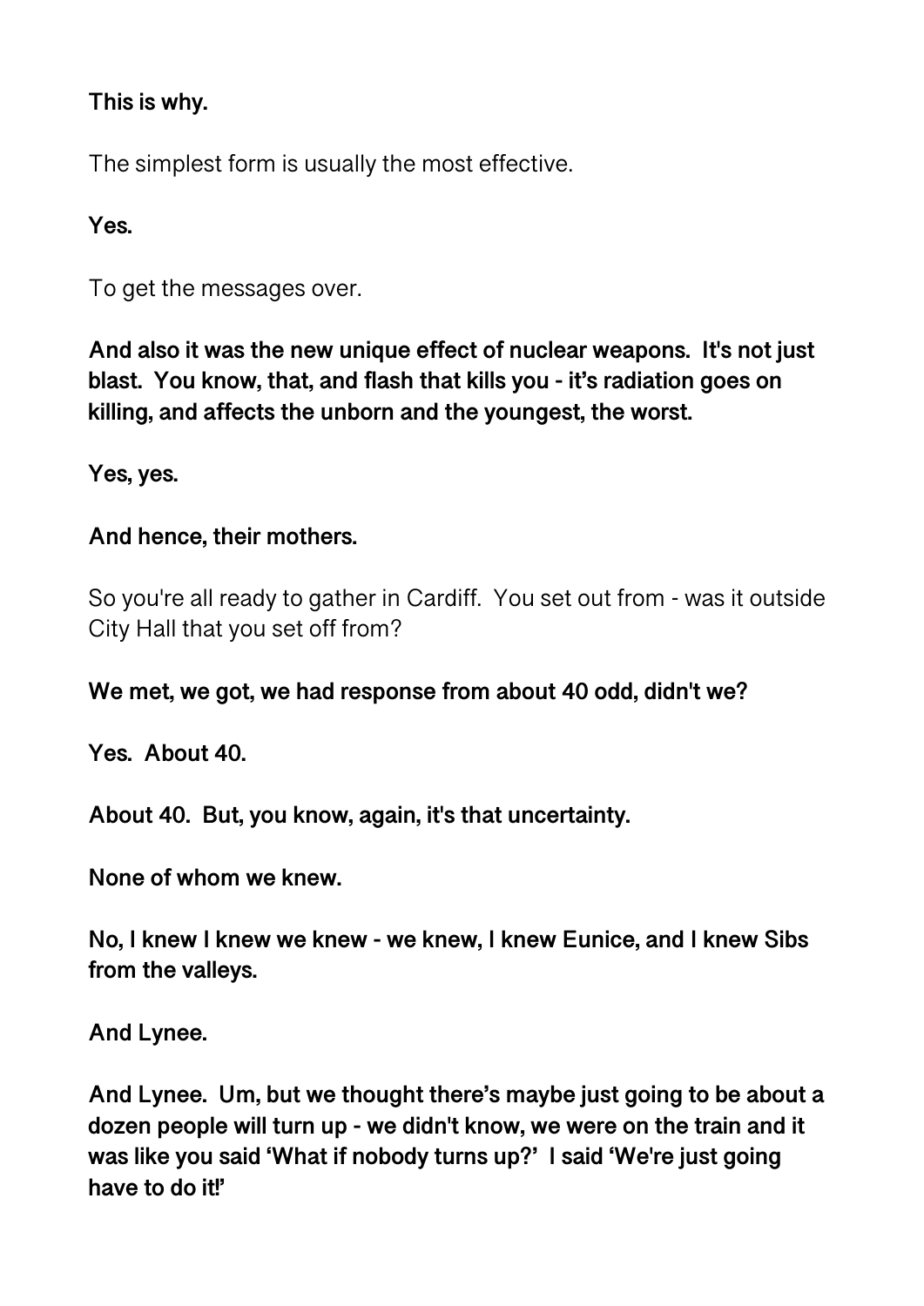**This is why.**

The simplest form is usually the most effective.

**Yes.**

To get the messages over.

**And also it was the new unique effect of nuclear weapons. It's not just blast. You know, that, and flash that kills you - it's radiation goes on killing, and affects the unborn and the youngest, the worst.**

**Yes, yes.**

**And hence, their mothers.**

So you're all ready to gather in Cardiff. You set out from - was it outside City Hall that you set off from?

**We met, we got, we had response from about 40 odd, didn't we?**

**Yes. About 40.**

**About 40. But, you know, again, it's that uncertainty.**

**None of whom we knew.**

**No, I knew I knew we knew - we knew, I knew Eunice, and I knew Sibs from the valleys.**

**And Lynee.**

**And Lynee. Um, but we thought there's maybe just going to be about a dozen people will turn up - we didn't know, we were on the train and it was like you said 'What if nobody turns up?' I said 'We're just going have to do it!'**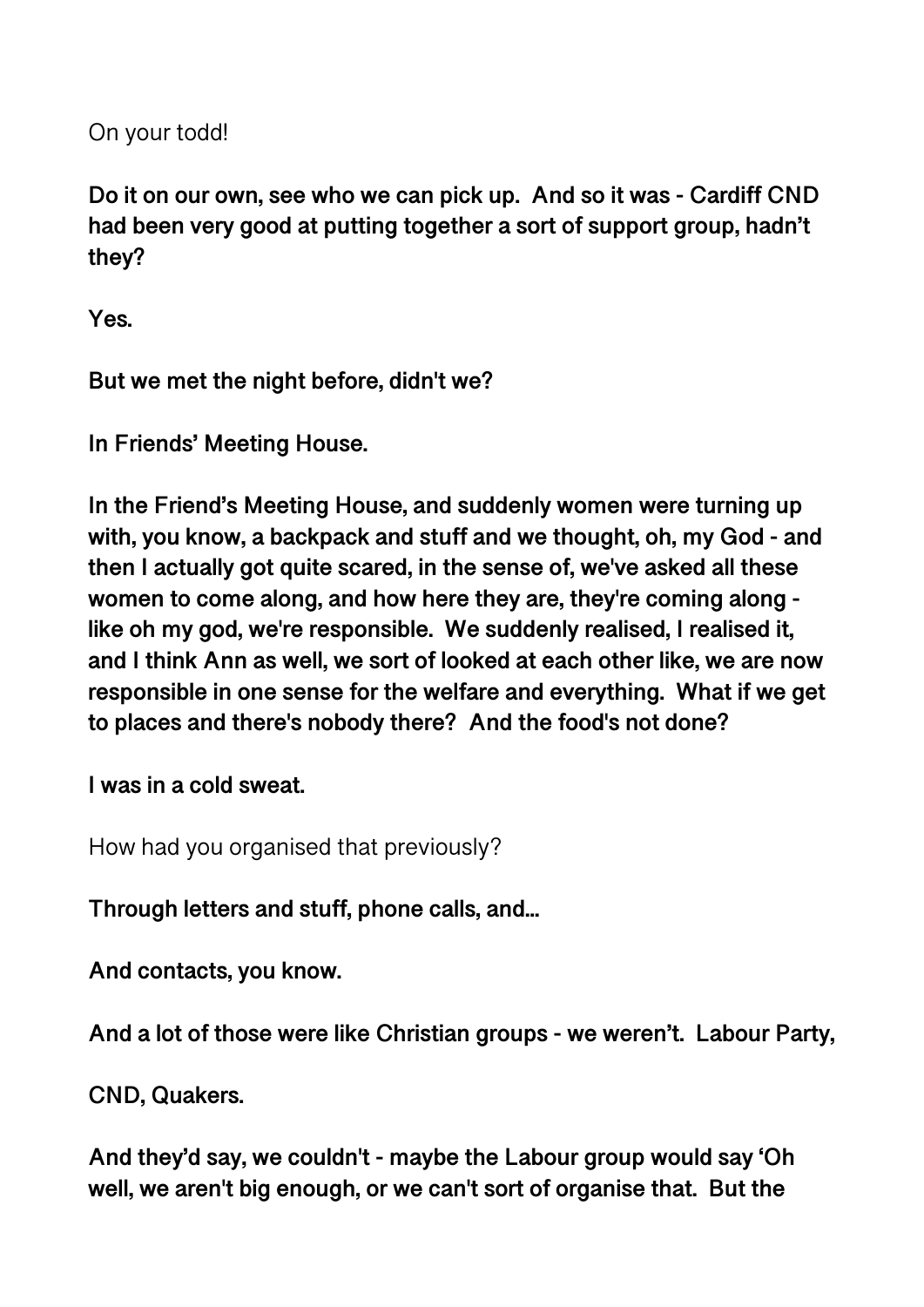On your todd!

**Do it on our own, see who we can pick up. And so it was - Cardiff CND had been very good at putting together a sort of support group, hadn't they?**

**Yes.**

**But we met the night before, didn't we?**

**In Friends' Meeting House.**

**In the Friend's Meeting House, and suddenly women were turning up with, you know, a backpack and stuff and we thought, oh, my God - and then I actually got quite scared, in the sense of, we've asked all these women to come along, and how here they are, they're coming along - like oh my god, we're responsible. We suddenly realised, I realised it, and I think Ann as well, we sort of looked at each other like, we are now responsible in one sense for the welfare and everything. What if we get to places and there's nobody there? And the food's not done?**

**I was in a cold sweat.**

How had you organised that previously?

**Through letters and stuff, phone calls, and...**

**And contacts, you know.**

**And a lot of those were like Christian groups - we weren't. Labour Party,**

**CND, Quakers.**

**And they'd say, we couldn't - maybe the Labour group would say 'Oh well, we aren't big enough, or we can't sort of organise that. But the**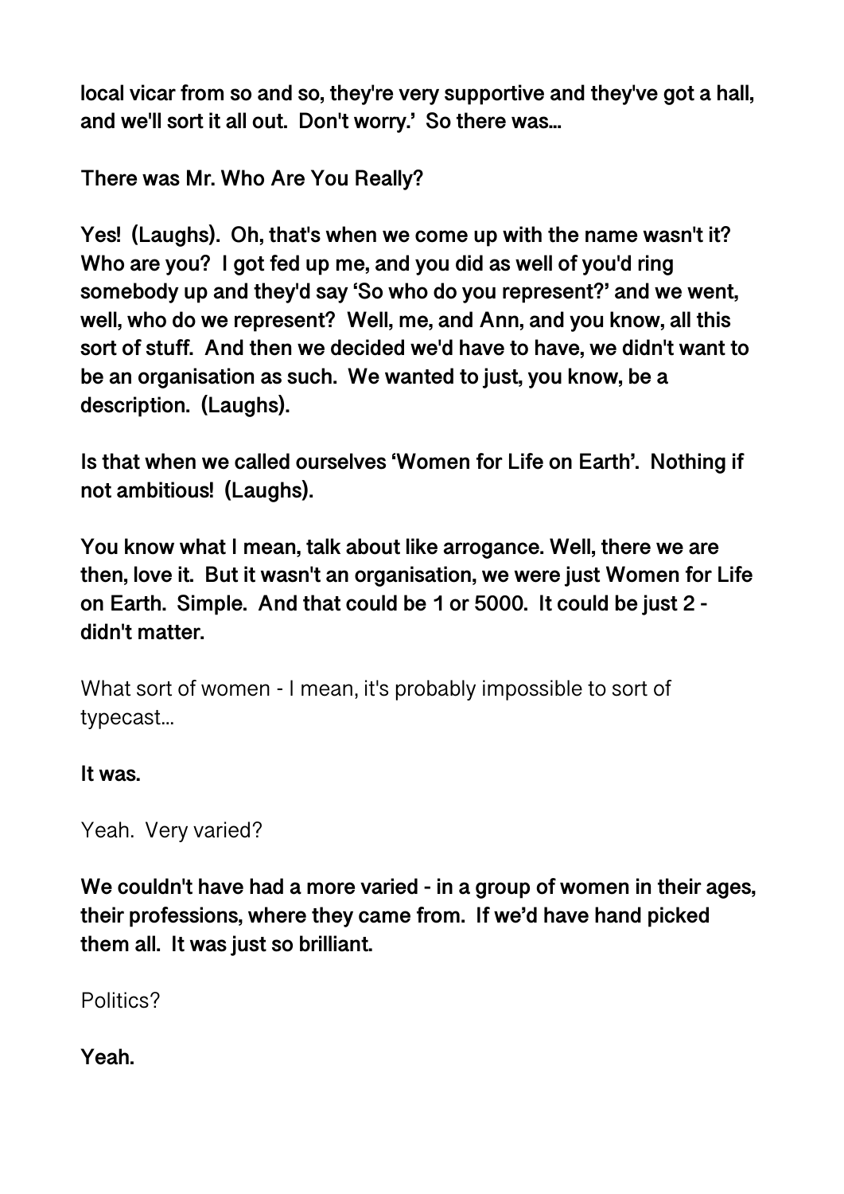**local vicar from so and so, they're very supportive and they've got a hall, and we'll sort it all out. Don't worry.' So there was...**

**There was Mr. Who Are You Really?**

**Yes! (Laughs). Oh, that's when we come up with the name wasn't it? Who are you? I got fed up me, and you did as well of you'd ring somebody up and they'd say 'So who do you represent?' and we went, well, who do we represent? Well, me, and Ann, and you know, all this sort of stuff. And then we decided we'd have to have, we didn't want to be an organisation as such. We wanted to just, you know, be a description. (Laughs).**

**Is that when we called ourselves 'Women for Life on Earth'. Nothing if not ambitious! (Laughs).**

**You know what I mean, talk about like arrogance. Well, there we are then, love it. But it wasn't an organisation, we were just Women for Life on Earth. Simple. And that could be 1 or 5000. It could be just 2 - didn't matter.**

What sort of women - I mean, it's probably impossible to sort of typecast...

**It was.**

Yeah. Very varied?

**We couldn't have had a more varied - in a group of women in their ages, their professions, where they came from. If we'd have hand picked them all. It was just so brilliant.**

Politics?

**Yeah.**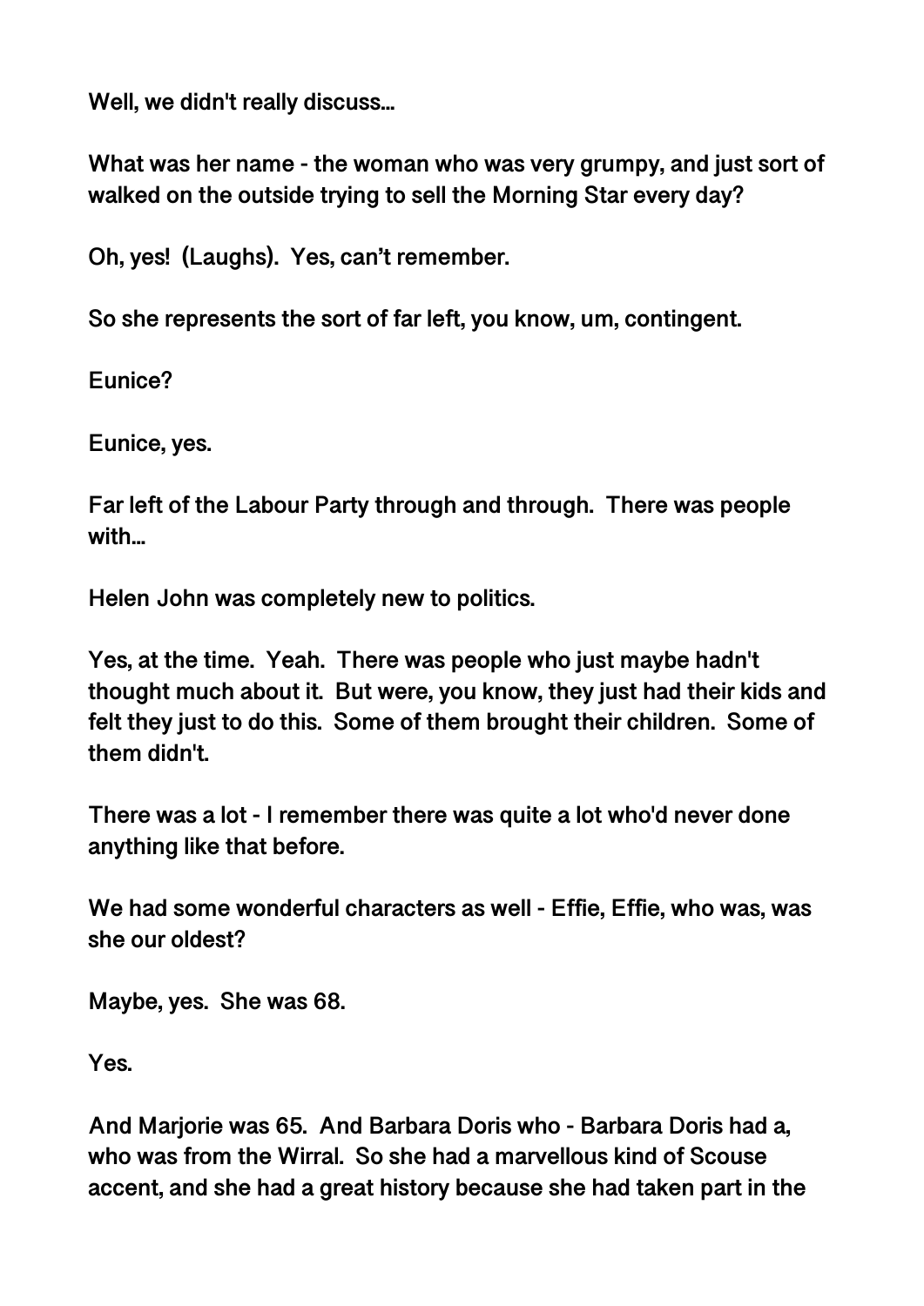**Well, we didn't really discuss...**

**What was her name - the woman who was very grumpy, and just sort of walked on the outside trying to sell the Morning Star every day?**

**Oh, yes! (Laughs). Yes, can't remember.**

**So she represents the sort of far left, you know, um, contingent.**

**Eunice?**

**Eunice, yes.**

**Far left of the Labour Party through and through. There was people with...**

**Helen John was completely new to politics.**

**Yes, at the time. Yeah. There was people who just maybe hadn't thought much about it. But were, you know, they just had their kids and felt they just to do this. Some of them brought their children. Some of them didn't.**

**There was a lot - I remember there was quite a lot who'd never done anything like that before.**

**We had some wonderful characters as well - Effie, Effie, who was, was she our oldest?**

**Maybe, yes. She was 68.**

**Yes.**

**And Marjorie was 65. And Barbara Doris who - Barbara Doris had a, who was from the Wirral. So she had a marvellous kind of Scouse accent, and she had a great history because she had taken part in the**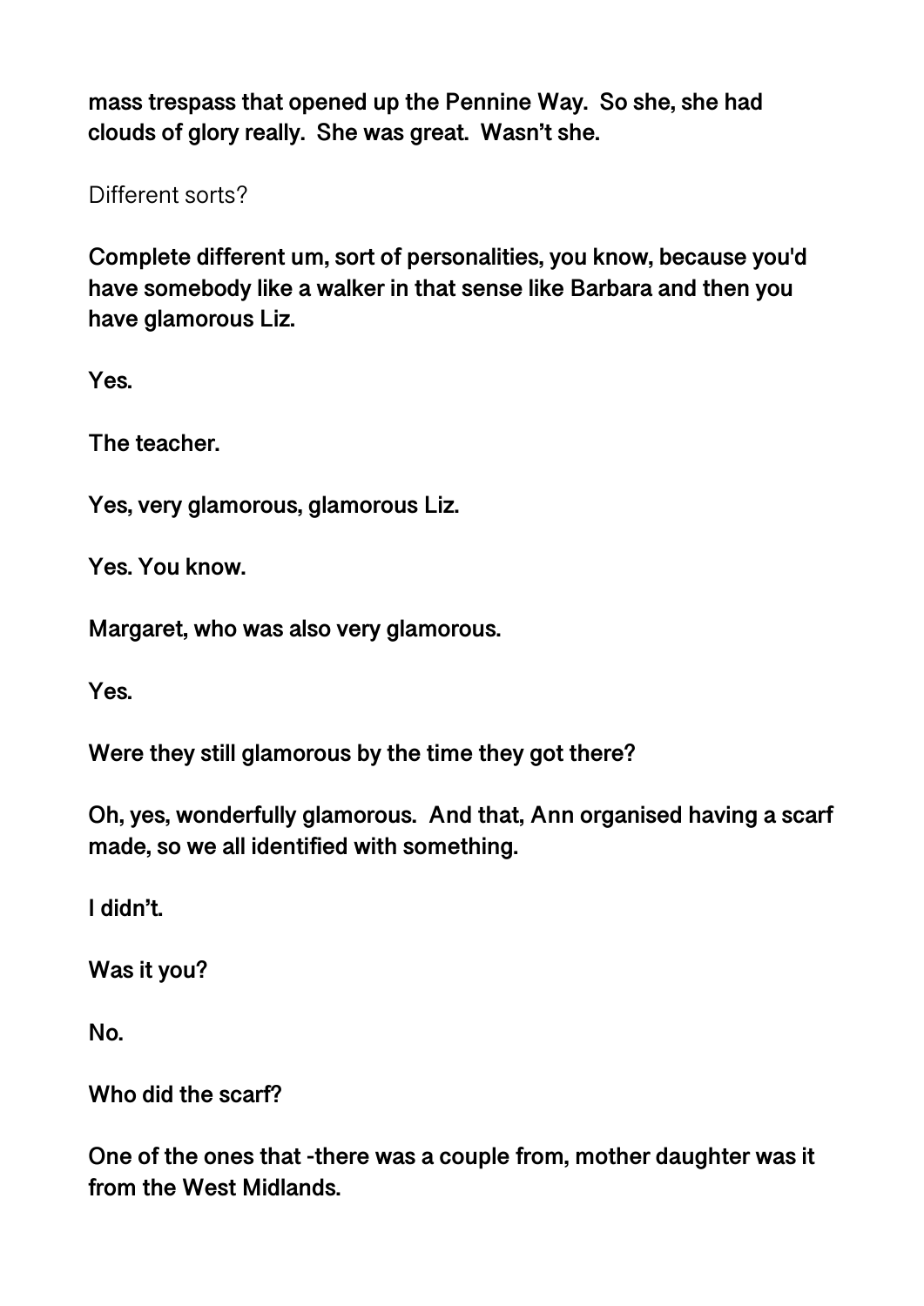**mass trespass that opened up the Pennine Way. So she, she had clouds of glory really. She was great. Wasn't she.**

Different sorts?

**Complete different um, sort of personalities, you know, because you'd have somebody like a walker in that sense like Barbara and then you have glamorous Liz.**

**Yes.**

**The teacher.**

**Yes, very glamorous, glamorous Liz.**

**Yes. You know.**

**Margaret, who was also very glamorous.**

**Yes.**

**Were they still glamorous by the time they got there?**

**Oh, yes, wonderfully glamorous. And that, Ann organised having a scarf made, so we all identified with something.**

**I didn't.**

**Was it you?**

**No.**

**Who did the scarf?**

**One of the ones that -there was a couple from, mother daughter was it from the West Midlands.**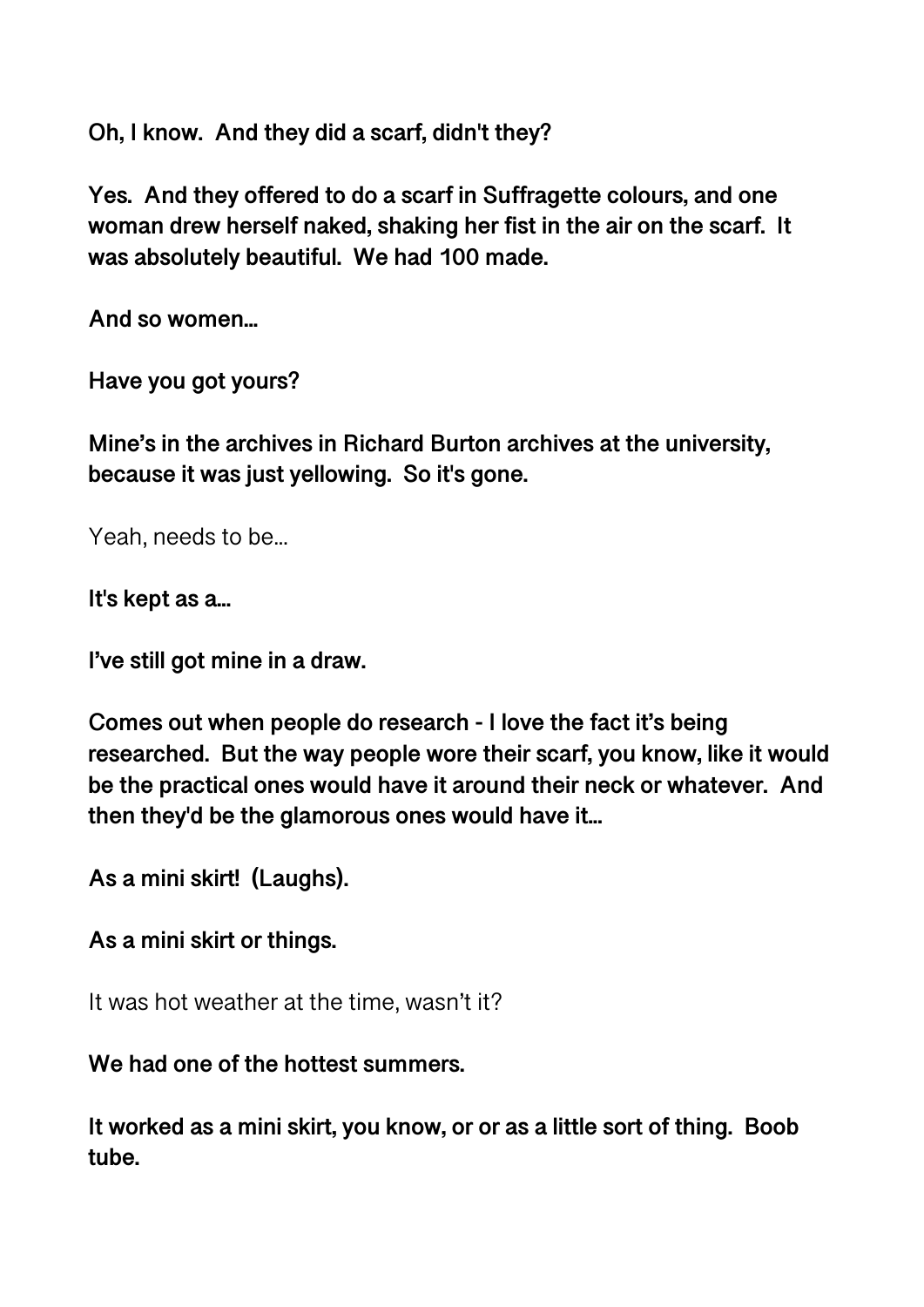**Oh, I know. And they did a scarf, didn't they?**

**Yes. And they offered to do a scarf in Suffragette colours, and one woman drew herself naked, shaking her fist in the air on the scarf. It was absolutely beautiful. We had 100 made.**

**And so women…**

**Have you got yours?**

**Mine's in the archives in Richard Burton archives at the university, because it was just yellowing. So it's gone.**

Yeah, needs to be…

**It's kept as a…**

**I've still got mine in a draw.**

**Comes out when people do research - I love the fact it's being researched. But the way people wore their scarf, you know, like it would be the practical ones would have it around their neck or whatever. And then they'd be the glamorous ones would have it…**

**As a mini skirt! (Laughs).**

**As a mini skirt or things.**

It was hot weather at the time, wasn't it?

**We had one of the hottest summers.**

**It worked as a mini skirt, you know, or or as a little sort of thing. Boob tube.**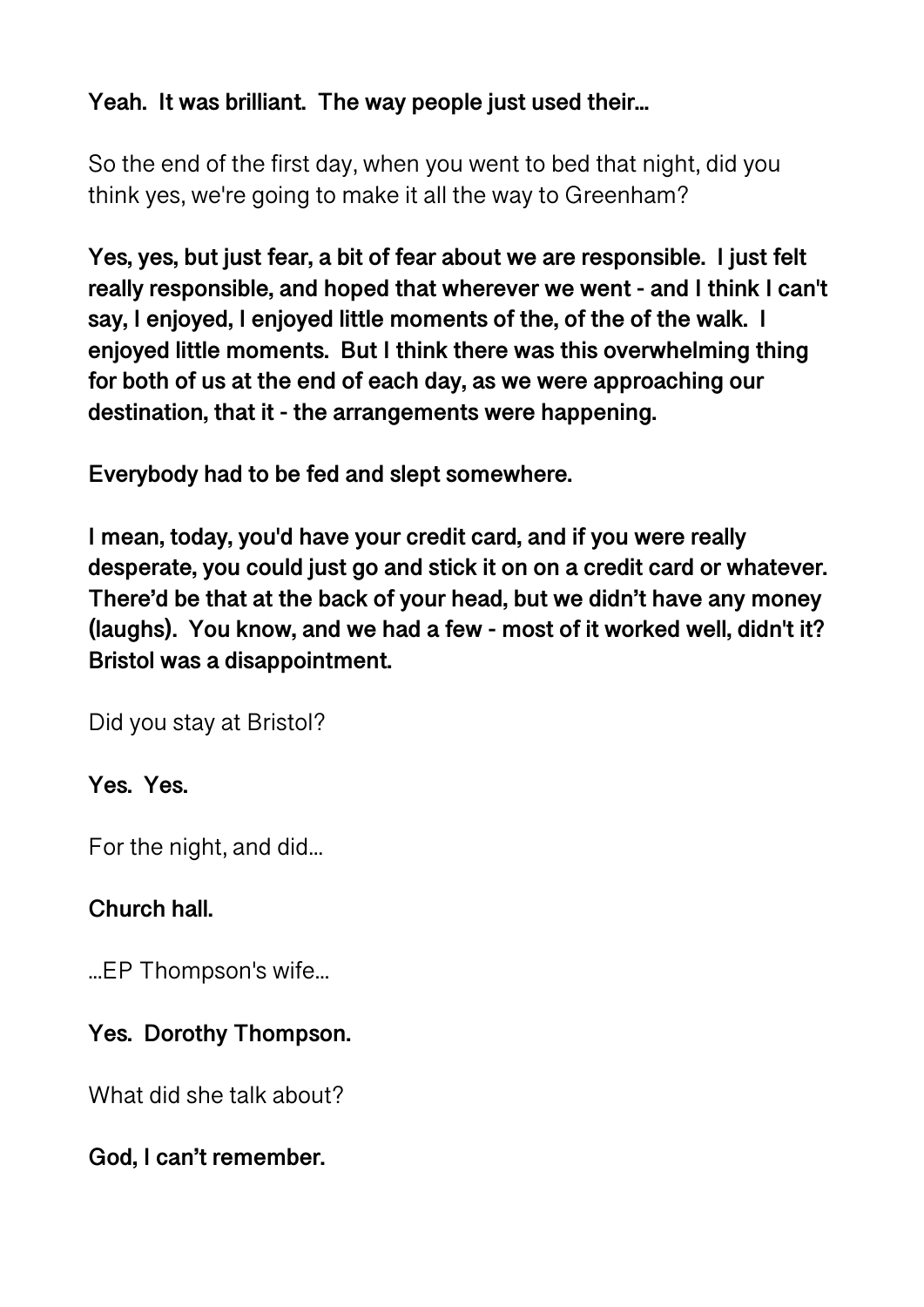**Yeah. It was brilliant. The way people just used their...**

So the end of the first day, when you went to bed that night, did you think yes, we're going to make it all the way to Greenham?

**Yes, yes, but just fear, a bit of fear about we are responsible. I just felt really responsible, and hoped that wherever we went - and I think I can't say, I enjoyed, I enjoyed little moments of the, of the of the walk. I enjoyed little moments. But I think there was this overwhelming thing for both of us at the end of each day, as we were approaching our destination, that it - the arrangements were happening.**

**Everybody had to be fed and slept somewhere.**

**I mean, today, you'd have your credit card, and if you were really desperate, you could just go and stick it on on a credit card or whatever. There'd be that at the back of your head, but we didn't have any money (laughs). You know, and we had a few - most of it worked well, didn't it? Bristol was a disappointment.**

Did you stay at Bristol?

**Yes. Yes.**

For the night, and did...

**Church hall.**

...EP Thompson's wife...

**Yes. Dorothy Thompson.**

What did she talk about?

**God, I can't remember.**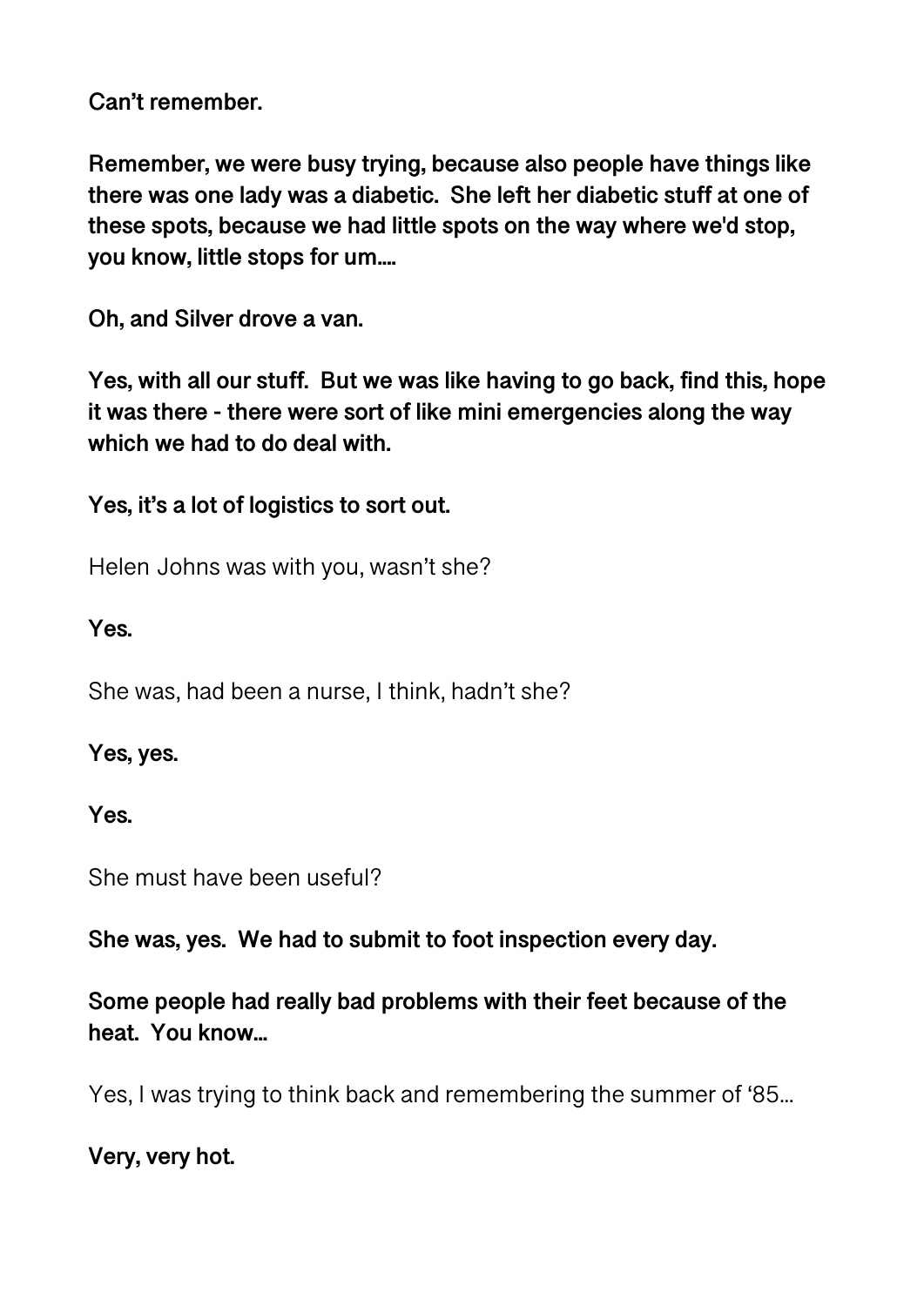**Can't remember.**

**Remember, we were busy trying, because also people have things like there was one lady was a diabetic. She left her diabetic stuff at one of these spots, because we had little spots on the way where we'd stop, you know, little stops for um….**

**Oh, and Silver drove a van.**

**Yes, with all our stuff. But we was like having to go back, find this, hope it was there - there were sort of like mini emergencies along the way which we had to do deal with.**

**Yes, it's a lot of logistics to sort out.**

Helen Johns was with you, wasn't she?

**Yes.**

She was, had been a nurse, I think, hadn't she?

**Yes, yes.**

**Yes.**

She must have been useful?

**She was, yes. We had to submit to foot inspection every day.**

**Some people had really bad problems with their feet because of the heat. You know…**

Yes, I was trying to think back and remembering the summer of '85…

**Very, very hot.**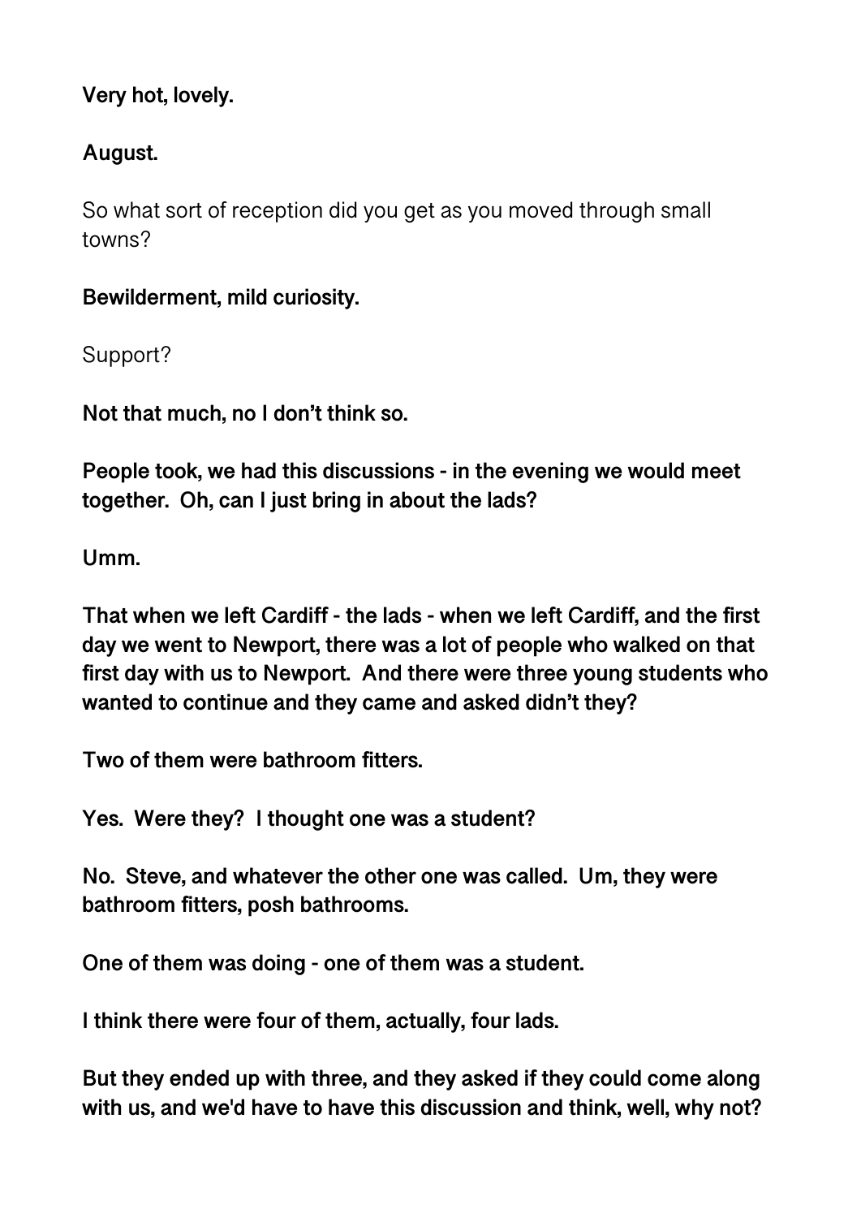**Very hot, lovely.**

**August.**

So what sort of reception did you get as you moved through small towns?

**Bewilderment, mild curiosity.**

Support?

**Not that much, no I don't think so.**

**People took, we had this discussions - in the evening we would meet together. Oh, can I just bring in about the lads?**

**Umm.**

**That when we left Cardiff - the lads - when we left Cardiff, and the first day we went to Newport, there was a lot of people who walked on that first day with us to Newport. And there were three young students who wanted to continue and they came and asked didn't they?**

**Two of them were bathroom fitters.**

**Yes. Were they? I thought one was a student?**

**No. Steve, and whatever the other one was called. Um, they were bathroom fitters, posh bathrooms.**

**One of them was doing - one of them was a student.**

**I think there were four of them, actually, four lads.**

**But they ended up with three, and they asked if they could come along with us, and we'd have to have this discussion and think, well, why not?**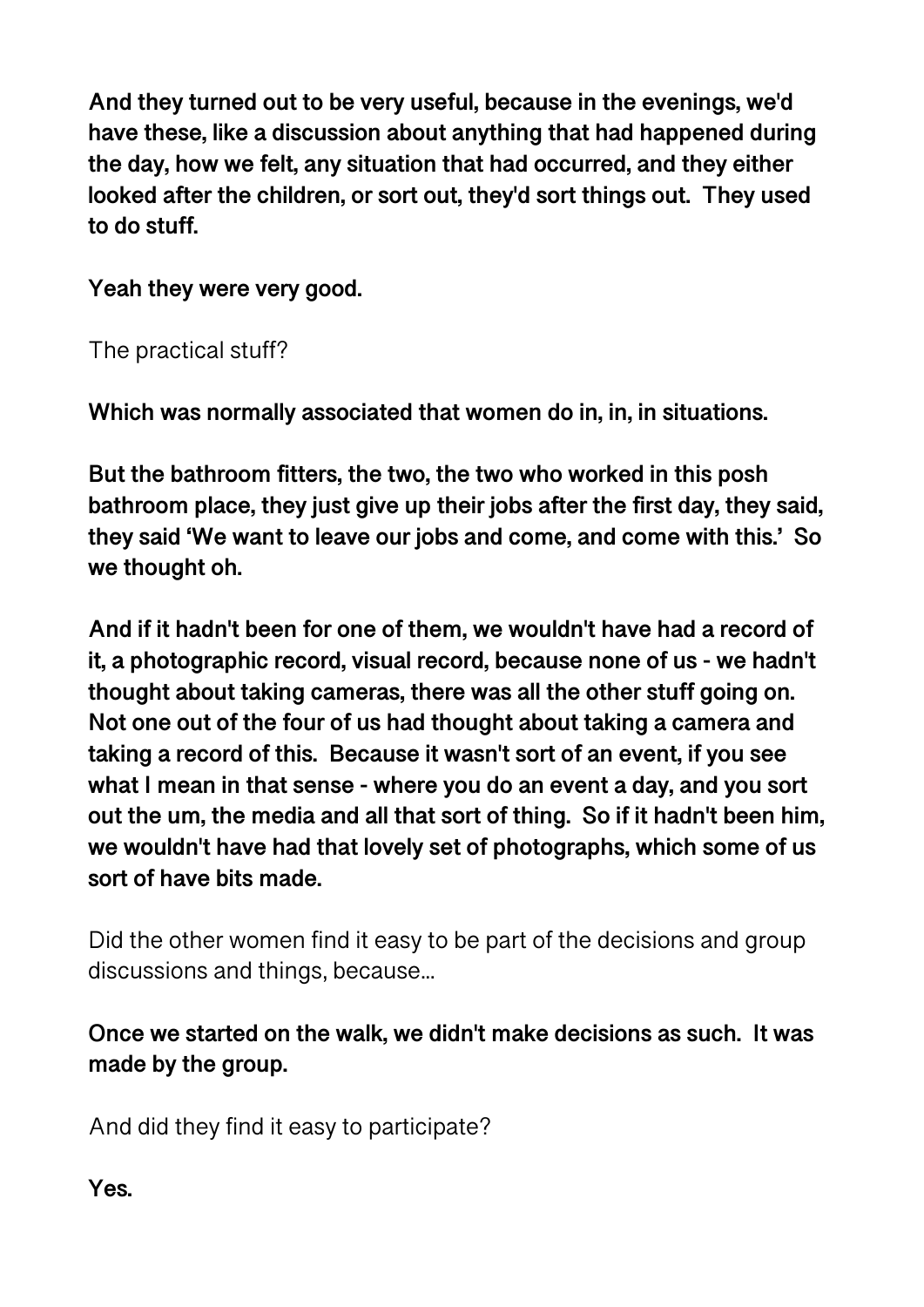**And they turned out to be very useful, because in the evenings, we'd have these, like a discussion about anything that had happened during the day, how we felt, any situation that had occurred, and they either looked after the children, or sort out, they'd sort things out.  They used to do stuff.**

**Yeah they were very good.**

The practical stuff?

**Which was normally associated that women do in, in, in situations.**

**But the bathroom fitters, the two, the two who worked in this posh bathroom place, they just give up their jobs after the first day, they said, they said 'We want to leave our jobs and come, and come with this.'  So we thought oh.**

**And if it hadn't been for one of them, we wouldn't have had a record of it, a photographic record, visual record, because none of us - we hadn't thought about taking cameras, there was all the other stuff going on.  Not one out of the four of us had thought about taking a camera and taking a record of this.  Because it wasn't sort of an event, if you see what I mean in that sense - where you do an event a day, and you sort out the um, the media and all that sort of thing.  So if it hadn't been him, we wouldn't have had that lovely set of photographs, which some of us sort of have bits made.**

Did the other women find it easy to be part of the decisions and group discussions and things, because...

**Once we started on the walk, we didn't make decisions as such.  It was made by the group.**

And did they find it easy to participate?

**Yes.**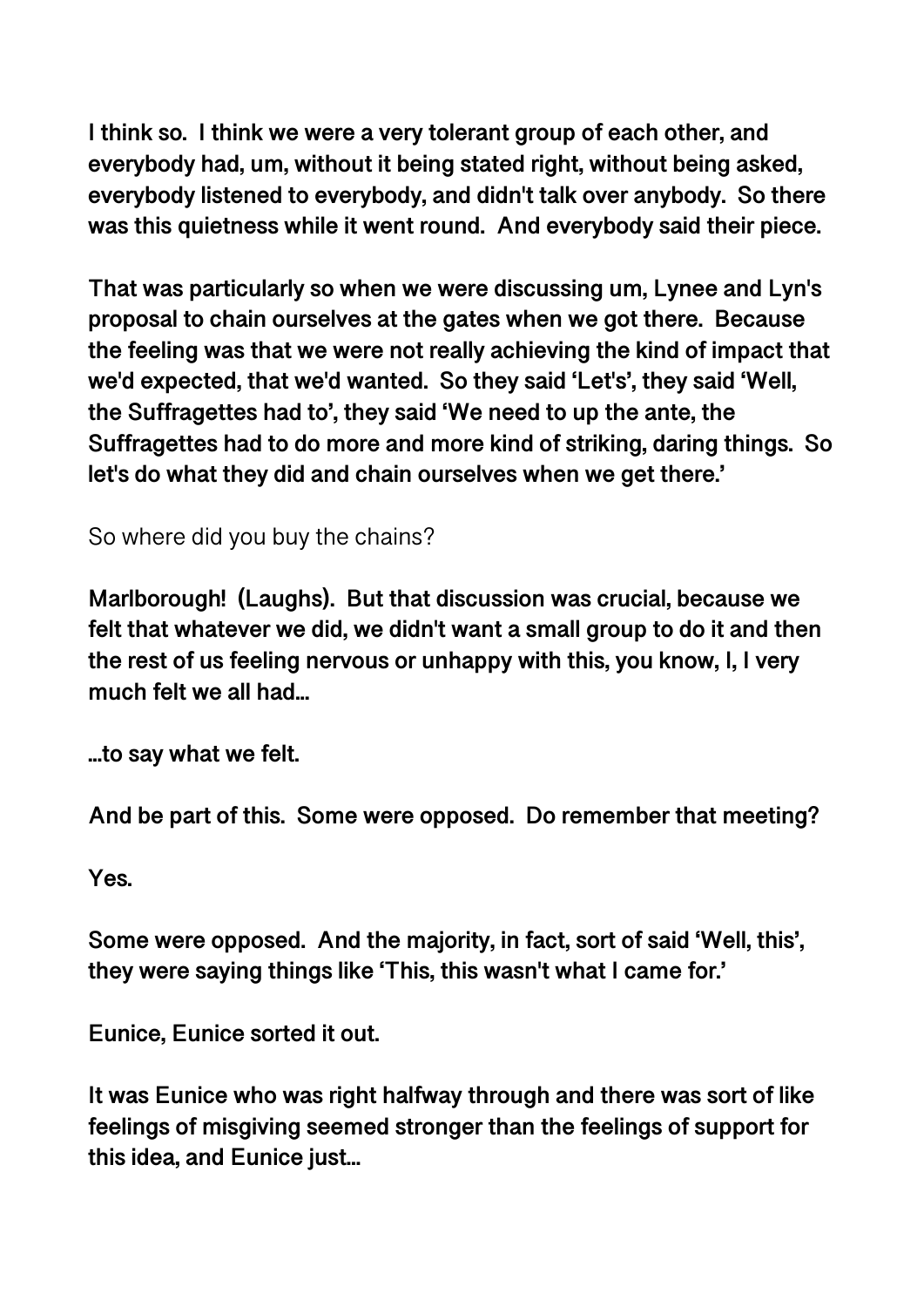**I think so. I think we were a very tolerant group of each other, and everybody had, um, without it being stated right, without being asked, everybody listened to everybody, and didn't talk over anybody. So there was this quietness while it went round. And everybody said their piece.**

**That was particularly so when we were discussing um, Lynee and Lyn's proposal to chain ourselves at the gates when we got there. Because the feeling was that we were not really achieving the kind of impact that we'd expected, that we'd wanted. So they said 'Let's', they said 'Well, the Suffragettes had to', they said 'We need to up the ante, the Suffragettes had to do more and more kind of striking, daring things. So let's do what they did and chain ourselves when we get there.'**

So where did you buy the chains?

**Marlborough! (Laughs). But that discussion was crucial, because we felt that whatever we did, we didn't want a small group to do it and then the rest of us feeling nervous or unhappy with this, you know, I, I very much felt we all had…**

**…to say what we felt.**

**And be part of this. Some were opposed. Do remember that meeting?**

**Yes.**

**Some were opposed. And the majority, in fact, sort of said 'Well, this', they were saying things like 'This, this wasn't what I came for.'**

**Eunice, Eunice sorted it out.**

**It was Eunice who was right halfway through and there was sort of like feelings of misgiving seemed stronger than the feelings of support for this idea, and Eunice just…**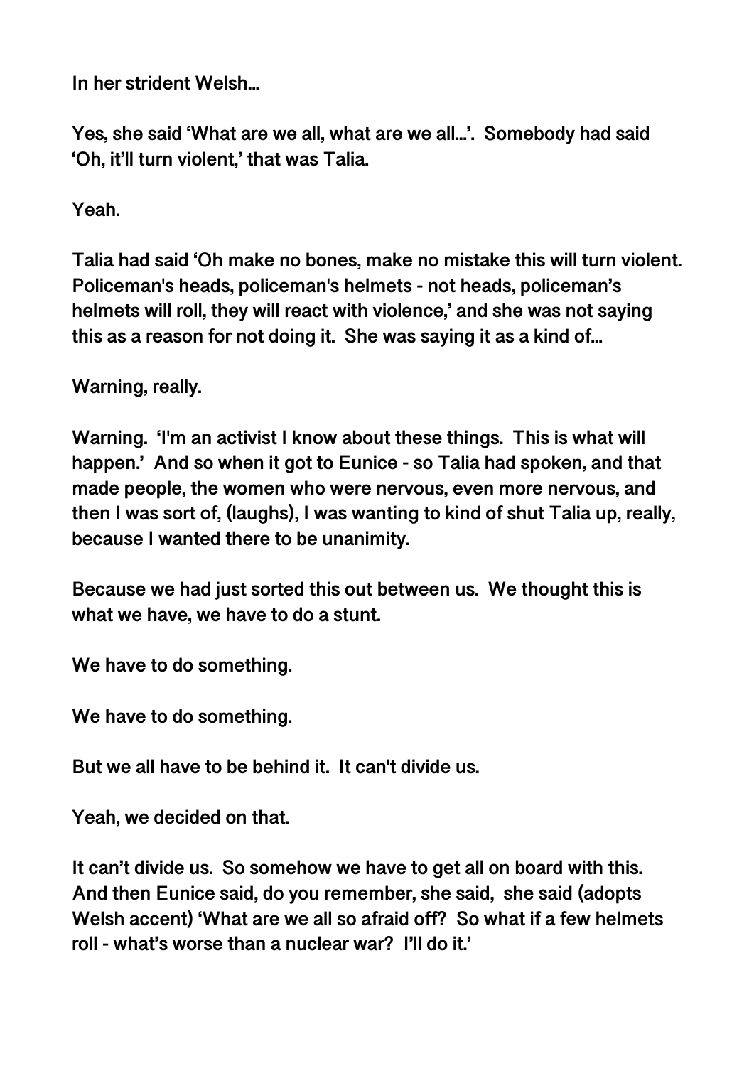In her strident Welsh...

Yes, she said 'What are we all, what are we all...'. Somebody had said 'Oh, it'll turn violent,' that was Talia.

Yeah.

Talia had said 'Oh make no bones, make no mistake this will turn violent. Policeman's heads, policeman's helmets - not heads, policeman's helmets will roll, they will react with violence,' and she was not saying this as a reason for not doing it. She was saying it as a kind of...

Warning, really.

Warning. 'I'm an activist I know about these things. This is what will happen.' And so when it got to Eunice - so Talia had spoken, and that made people, the women who were nervous, even more nervous, and then I was sort of, (laughs), I was wanting to kind of shut Talia up, really, because I wanted there to be unanimity.

Because we had just sorted this out between us. We thought this is what we have, we have to do a stunt.

We have to do something.

We have to do something.

But we all have to be behind it. It can't divide us.

Yeah, we decided on that.

It can't divide us. So somehow we have to get all on board with this. And then Eunice said, do you remember, she said, she said (adopts Welsh accent) 'What are we all so afraid off? So what if a few helmets roll - what's worse than a nuclear war? I'll do it.'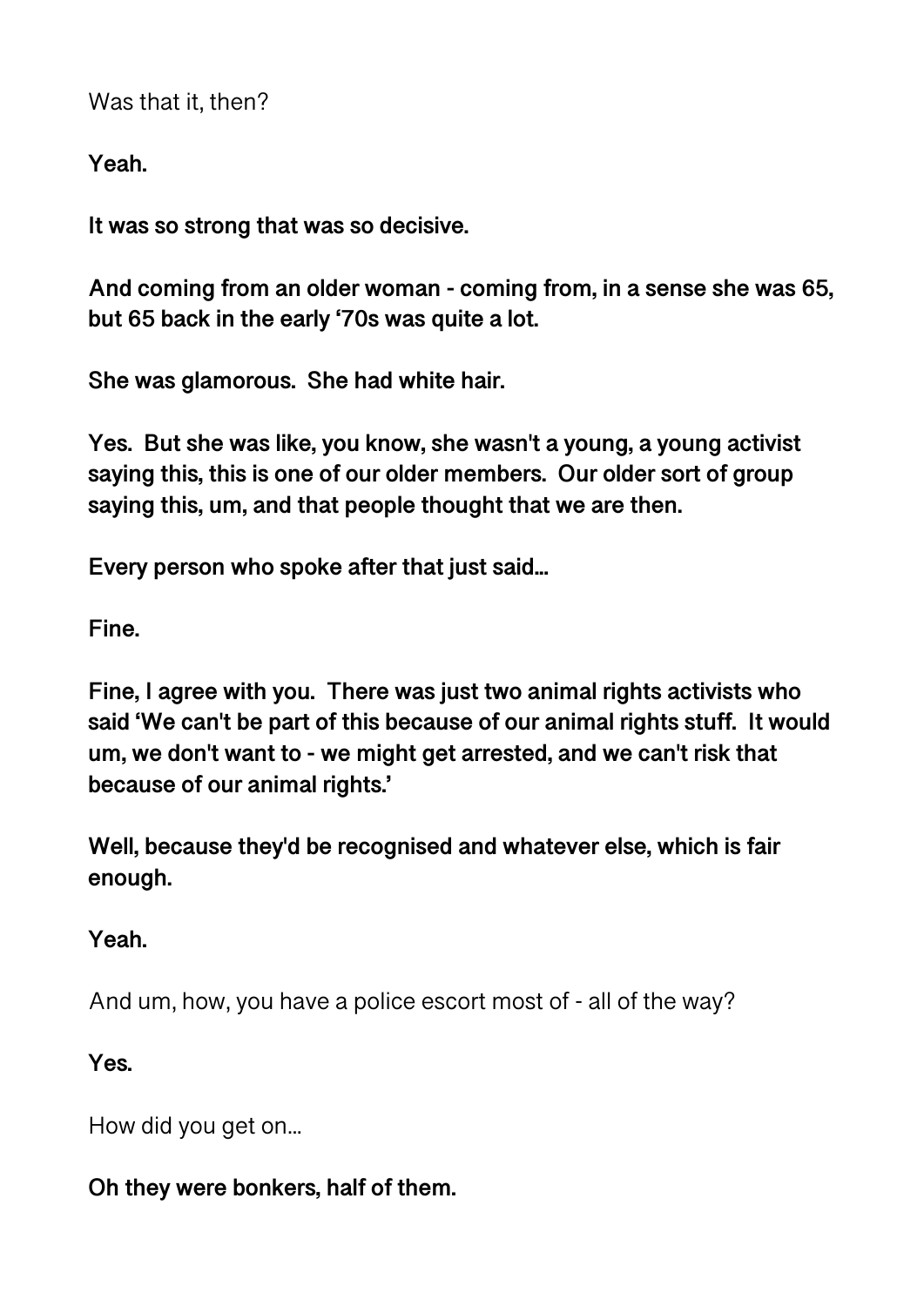Was that it, then?

**Yeah.**

**It was so strong that was so decisive.**

**And coming from an older woman - coming from, in a sense she was 65, but 65 back in the early '70s was quite a lot.**

**She was glamorous. She had white hair.**

**Yes. But she was like, you know, she wasn't a young, a young activist saying this, this is one of our older members. Our older sort of group saying this, um, and that people thought that we are then.**

**Every person who spoke after that just said...**

**Fine.**

**Fine, I agree with you. There was just two animal rights activists who said 'We can't be part of this because of our animal rights stuff. It would um, we don't want to - we might get arrested, and we can't risk that because of our animal rights.'**

**Well, because they'd be recognised and whatever else, which is fair enough.**

**Yeah.**

And um, how, you have a police escort most of - all of the way?

**Yes.**

How did you get on...

**Oh they were bonkers, half of them.**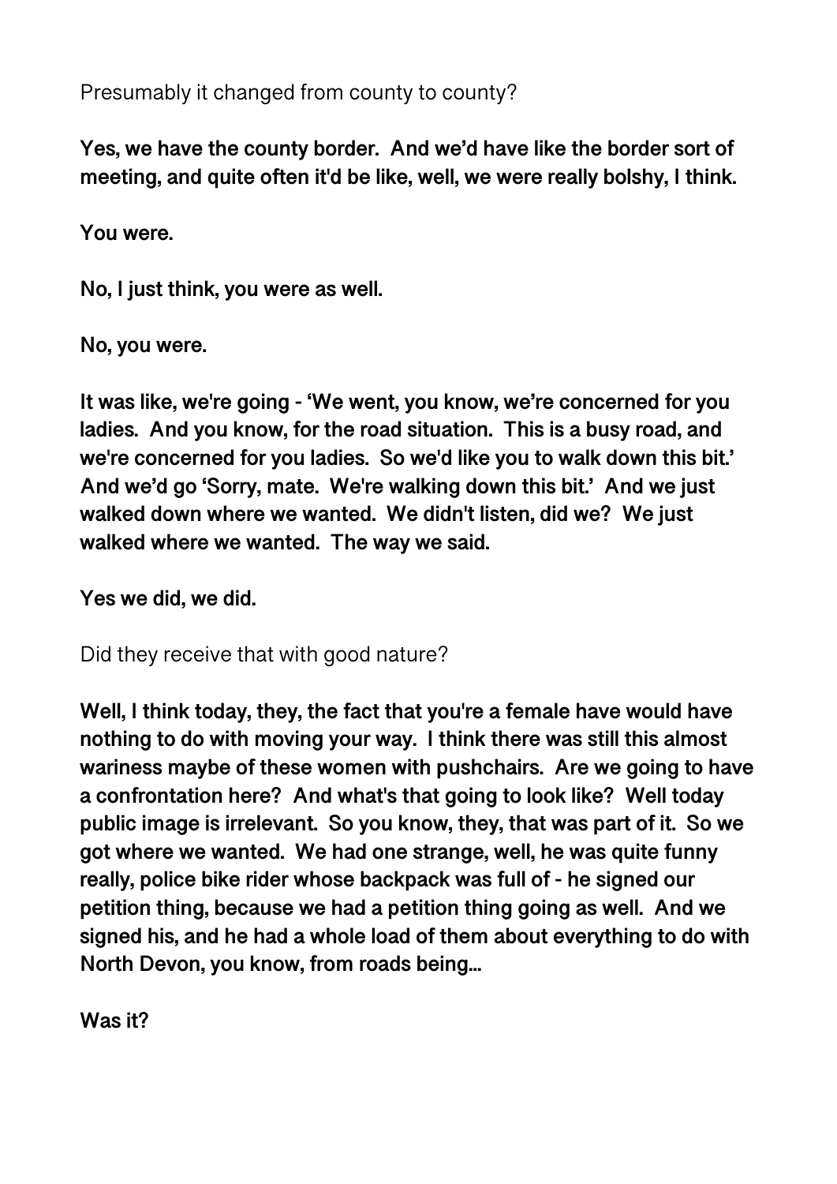Presumably it changed from county to county?

**Yes, we have the county border. And we'd have like the border sort of meeting, and quite often it'd be like, well, we were really bolshy, I think.**

**You were.**

**No, I just think, you were as well.**

**No, you were.**

**It was like, we're going - 'We went, you know, we're concerned for you ladies. And you know, for the road situation. This is a busy road, and we're concerned for you ladies. So we'd like you to walk down this bit.' And we'd go 'Sorry, mate. We're walking down this bit.' And we just walked down where we wanted. We didn't listen, did we? We just walked where we wanted. The way we said.**

**Yes we did, we did.**

Did they receive that with good nature?

**Well, I think today, they, the fact that you're a female have would have nothing to do with moving your way. I think there was still this almost wariness maybe of these women with pushchairs. Are we going to have a confrontation here? And what's that going to look like? Well today public image is irrelevant. So you know, they, that was part of it. So we got where we wanted. We had one strange, well, he was quite funny really, police bike rider whose backpack was full of - he signed our petition thing, because we had a petition thing going as well. And we signed his, and he had a whole load of them about everything to do with North Devon, you know, from roads being...**

**Was it?**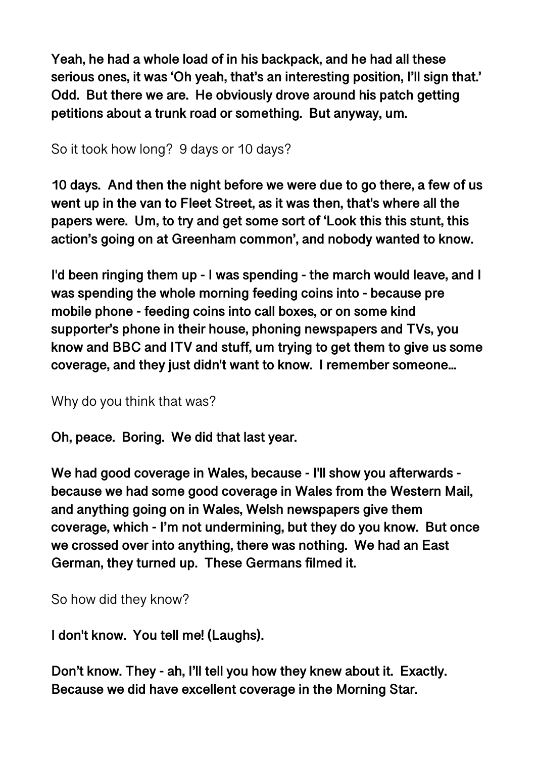**Yeah, he had a whole load of in his backpack, and he had all these serious ones, it was 'Oh yeah, that's an interesting position, I'll sign that.' Odd. But there we are. He obviously drove around his patch getting petitions about a trunk road or something. But anyway, um.**

So it took how long? 9 days or 10 days?

**10 days. And then the night before we were due to go there, a few of us went up in the van to Fleet Street, as it was then, that's where all the papers were. Um, to try and get some sort of 'Look this this stunt, this action's going on at Greenham common', and nobody wanted to know.**

**I'd been ringing them up - I was spending - the march would leave, and I was spending the whole morning feeding coins into - because pre mobile phone - feeding coins into call boxes, or on some kind supporter's phone in their house, phoning newspapers and TVs, you know and BBC and ITV and stuff, um trying to get them to give us some coverage, and they just didn't want to know. I remember someone...**

Why do you think that was?

**Oh, peace. Boring. We did that last year.**

**We had good coverage in Wales, because - I'll show you afterwards - because we had some good coverage in Wales from the Western Mail, and anything going on in Wales, Welsh newspapers give them coverage, which - I'm not undermining, but they do you know. But once we crossed over into anything, there was nothing. We had an East German, they turned up. These Germans filmed it.**

So how did they know?

**I don't know. You tell me! (Laughs).**

**Don't know. They - ah, I'll tell you how they knew about it. Exactly. Because we did have excellent coverage in the Morning Star.**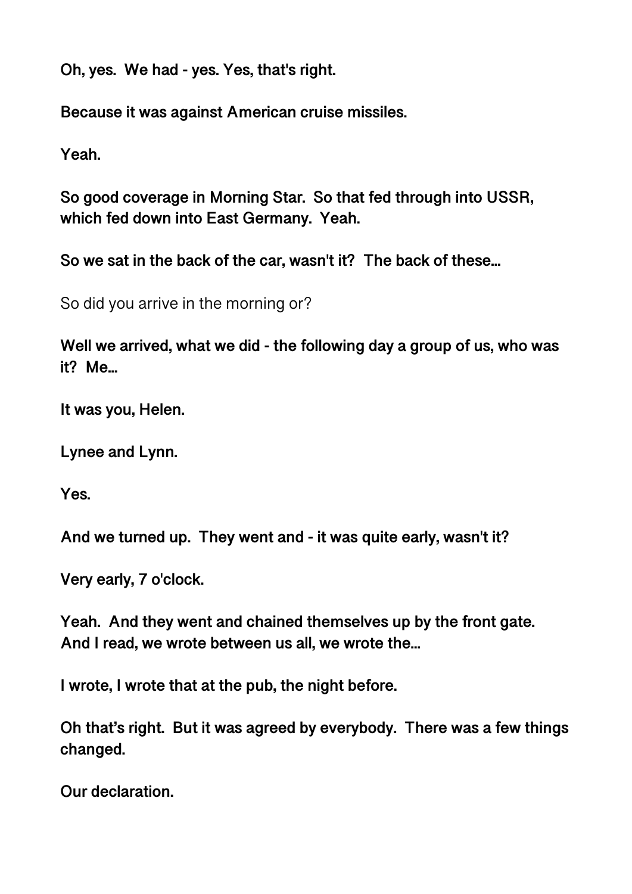**Oh, yes. We had - yes. Yes, that's right.**

**Because it was against American cruise missiles.**

**Yeah.**

**So good coverage in Morning Star. So that fed through into USSR, which fed down into East Germany. Yeah.**

**So we sat in the back of the car, wasn't it? The back of these…**

So did you arrive in the morning or?

**Well we arrived, what we did - the following day a group of us, who was it? Me…**

**It was you, Helen.**

**Lynee and Lynn.**

**Yes.**

**And we turned up. They went and - it was quite early, wasn't it?**

**Very early, 7 o'clock.**

**Yeah. And they went and chained themselves up by the front gate. And I read, we wrote between us all, we wrote the…**

**I wrote, I wrote that at the pub, the night before.**

**Oh that's right. But it was agreed by everybody. There was a few things changed.**

**Our declaration.**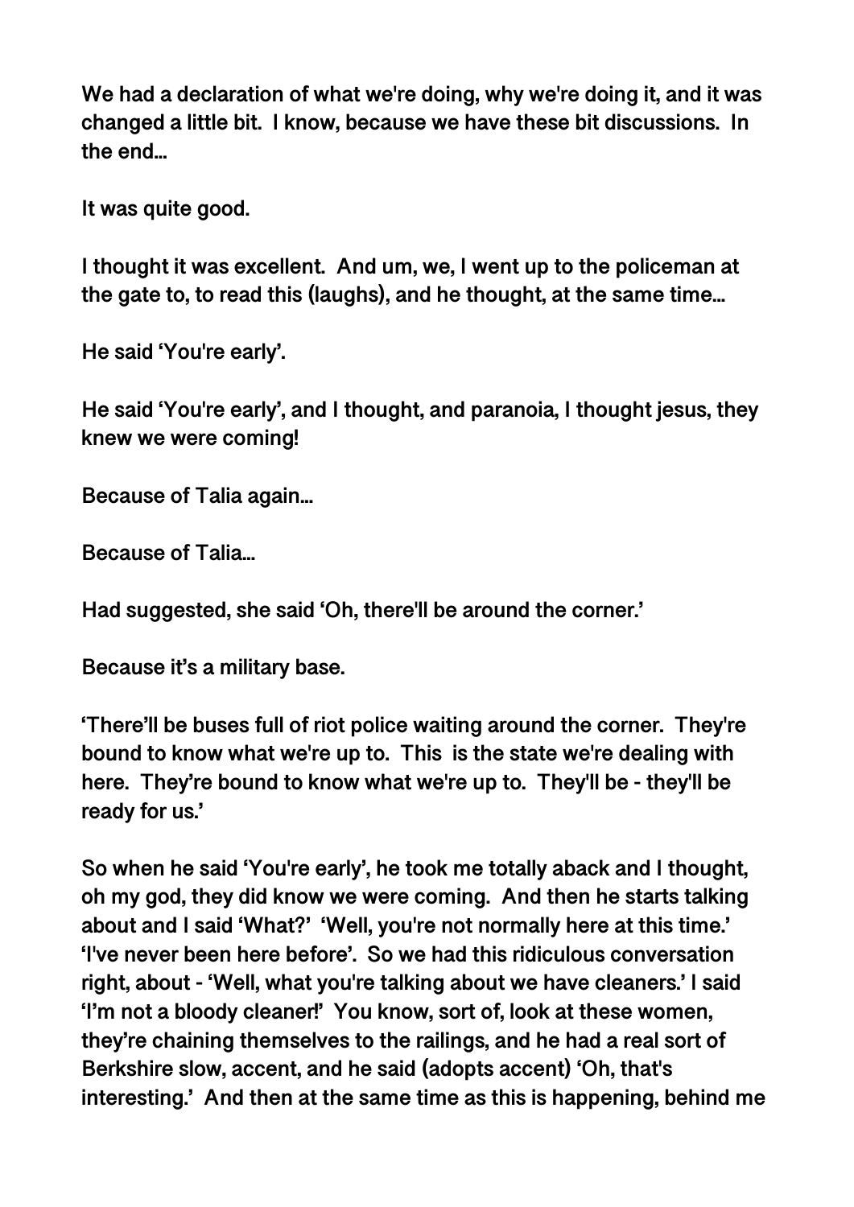We had a declaration of what we're doing, why we're doing it, and it was changed a little bit. I know, because we have these bit discussions. In the end...

It was quite good.

I thought it was excellent. And um, we, I went up to the policeman at the gate to, to read this (laughs), and he thought, at the same time...

He said 'You're early'.

He said 'You're early', and I thought, and paranoia, I thought jesus, they knew we were coming!

Because of Talia again...

Because of Talia...

Had suggested, she said 'Oh, there'll be around the corner.'

Because it's a military base.

'There'll be buses full of riot police waiting around the corner. They're bound to know what we're up to. This is the state we're dealing with here. They're bound to know what we're up to. They'll be - they'll be ready for us.'

So when he said 'You're early', he took me totally aback and I thought, oh my god, they did know we were coming. And then he starts talking about and I said 'What?' 'Well, you're not normally here at this time.' 'I've never been here before'. So we had this ridiculous conversation right, about - 'Well, what you're talking about we have cleaners.' I said 'I'm not a bloody cleaner!' You know, sort of, look at these women, they're chaining themselves to the railings, and he had a real sort of Berkshire slow, accent, and he said (adopts accent) 'Oh, that's interesting.' And then at the same time as this is happening, behind me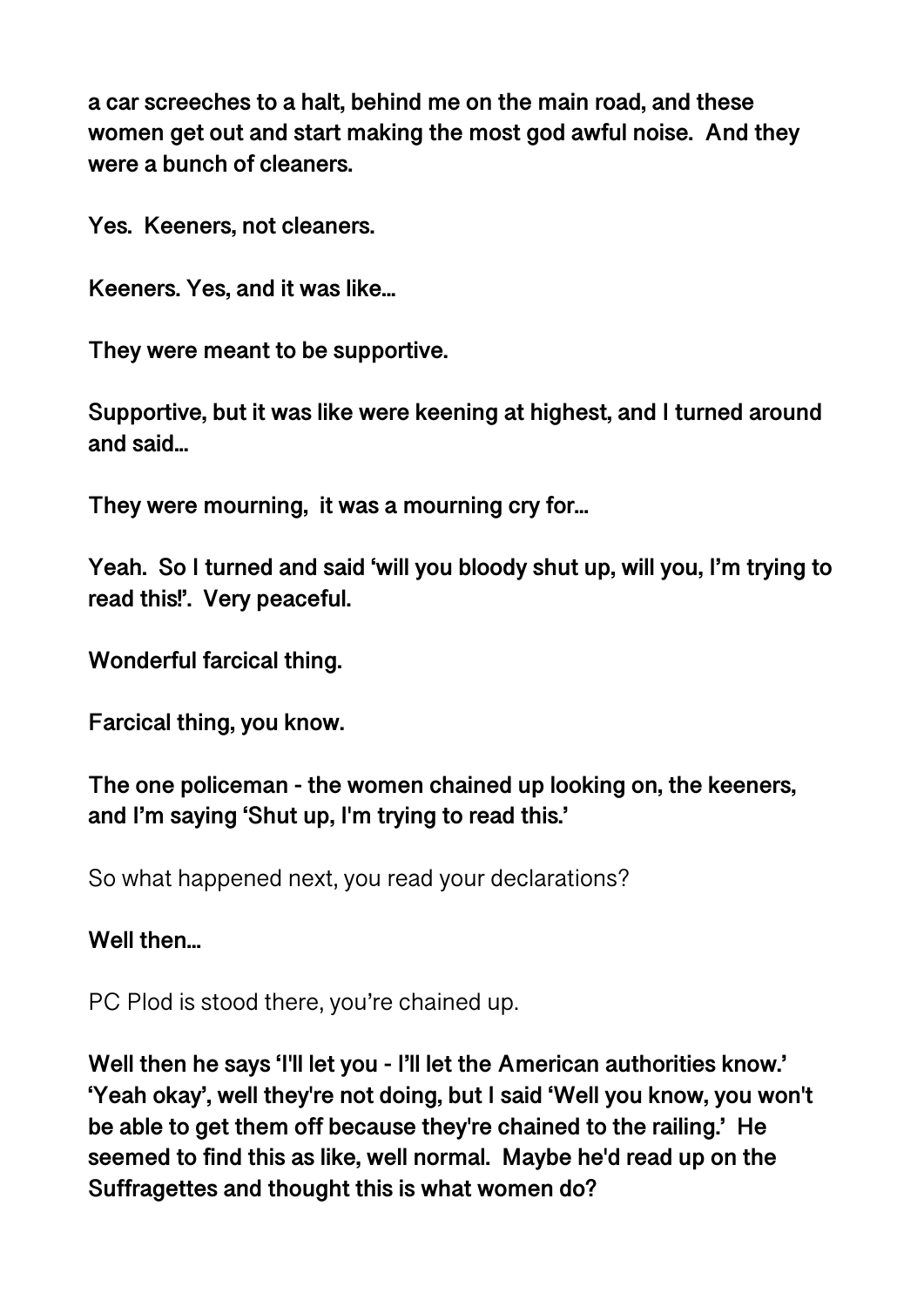**a car screeches to a halt, behind me on the main road, and these women get out and start making the most god awful noise. And they were a bunch of cleaners.**

**Yes. Keeners, not cleaners.**

**Keeners. Yes, and it was like…**

**They were meant to be supportive.**

**Supportive, but it was like were keening at highest, and I turned around and said…**

**They were mourning, it was a mourning cry for…**

**Yeah. So I turned and said 'will you bloody shut up, will you, I'm trying to read this!'. Very peaceful.**

**Wonderful farcical thing.**

**Farcical thing, you know.**

**The one policeman - the women chained up looking on, the keeners, and I'm saying 'Shut up, I'm trying to read this.'**

So what happened next, you read your declarations?

**Well then…**

PC Plod is stood there, you're chained up.

**Well then he says 'I'll let you - I'll let the American authorities know.' 'Yeah okay', well they're not doing, but I said 'Well you know, you won't be able to get them off because they're chained to the railing.' He seemed to find this as like, well normal. Maybe he'd read up on the Suffragettes and thought this is what women do?**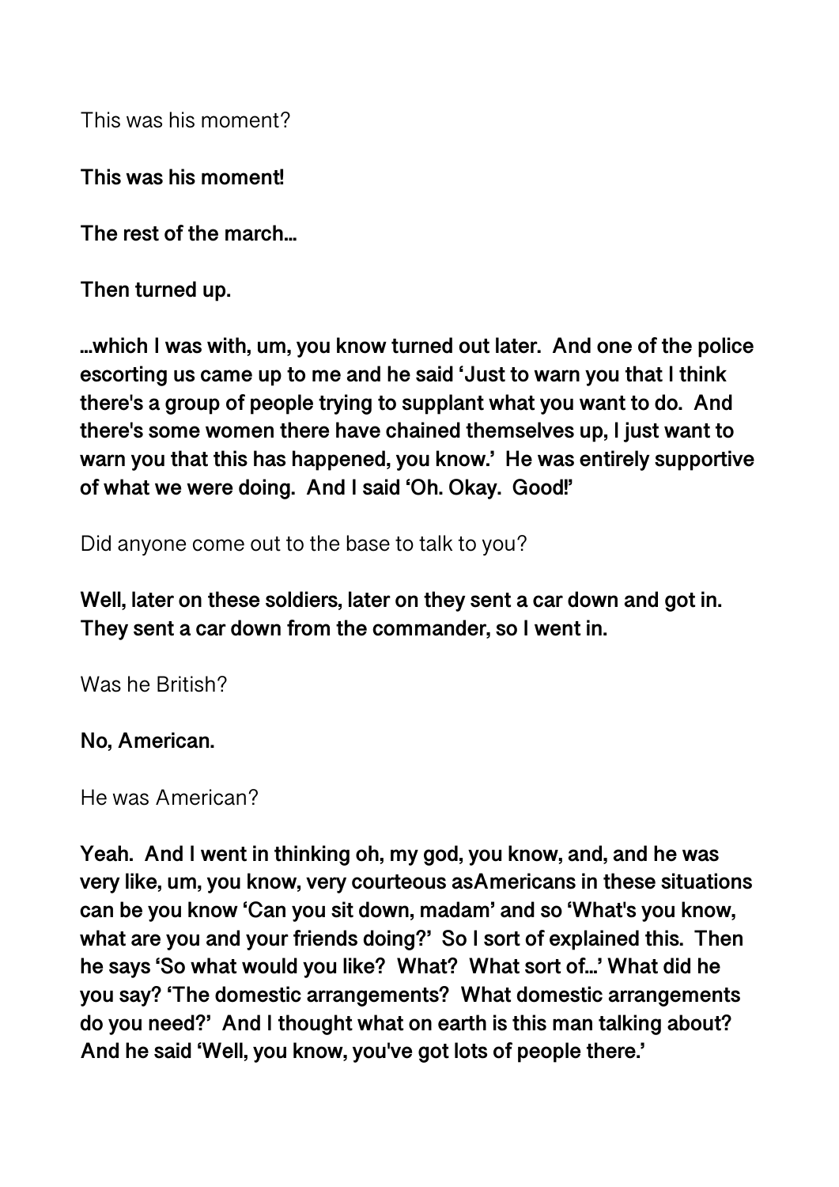This was his moment?

**This was his moment!**

**The rest of the march…**

**Then turned up.**

**…which I was with, um, you know turned out later. And one of the police escorting us came up to me and he said 'Just to warn you that I think there's a group of people trying to supplant what you want to do. And there's some women there have chained themselves up, I just want to warn you that this has happened, you know.' He was entirely supportive of what we were doing. And I said 'Oh. Okay. Good!'**

Did anyone come out to the base to talk to you?

**Well, later on these soldiers, later on they sent a car down and got in. They sent a car down from the commander, so I went in.**

Was he British?

**No, American.**

He was American?

**Yeah. And I went in thinking oh, my god, you know, and, and he was very like, um, you know, very courteous asAmericans in these situations can be you know 'Can you sit down, madam' and so 'What's you know, what are you and your friends doing?' So I sort of explained this. Then he says 'So what would you like? What? What sort of…' What did he you say? 'The domestic arrangements? What domestic arrangements do you need?' And I thought what on earth is this man talking about? And he said 'Well, you know, you've got lots of people there.'**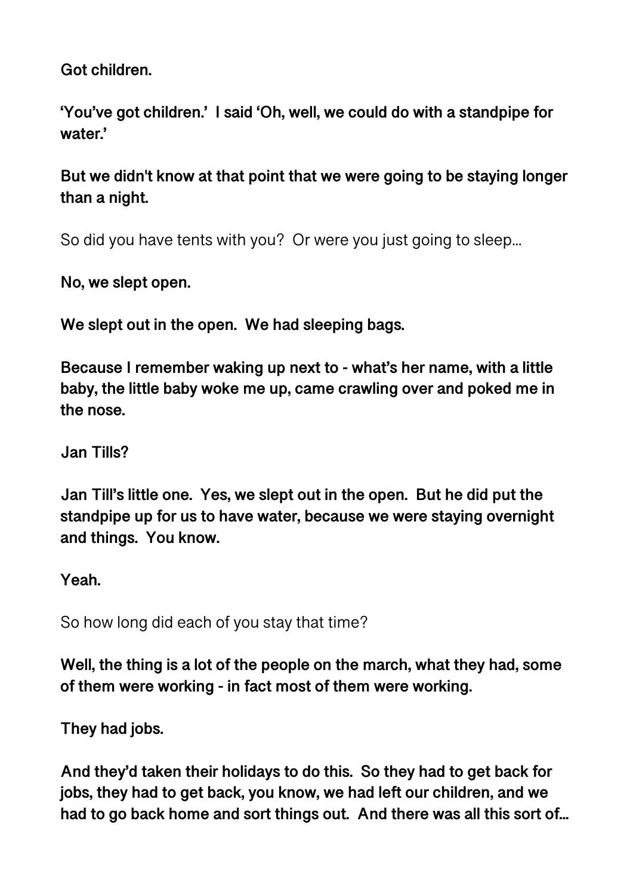**Got children.**

**'You've got children.' I said 'Oh, well, we could do with a standpipe for water.'**

**But we didn't know at that point that we were going to be staying longer than a night.**

So did you have tents with you? Or were you just going to sleep...

**No, we slept open.**

**We slept out in the open. We had sleeping bags.**

**Because I remember waking up next to - what's her name, with a little baby, the little baby woke me up, came crawling over and poked me in the nose.**

**Jan Tills?**

**Jan Till's little one. Yes, we slept out in the open. But he did put the standpipe up for us to have water, because we were staying overnight and things. You know.**

**Yeah.**

So how long did each of you stay that time?

**Well, the thing is a lot of the people on the march, what they had, some of them were working - in fact most of them were working.**

**They had jobs.**

**And they'd taken their holidays to do this. So they had to get back for jobs, they had to get back, you know, we had left our children, and we had to go back home and sort things out. And there was all this sort of...**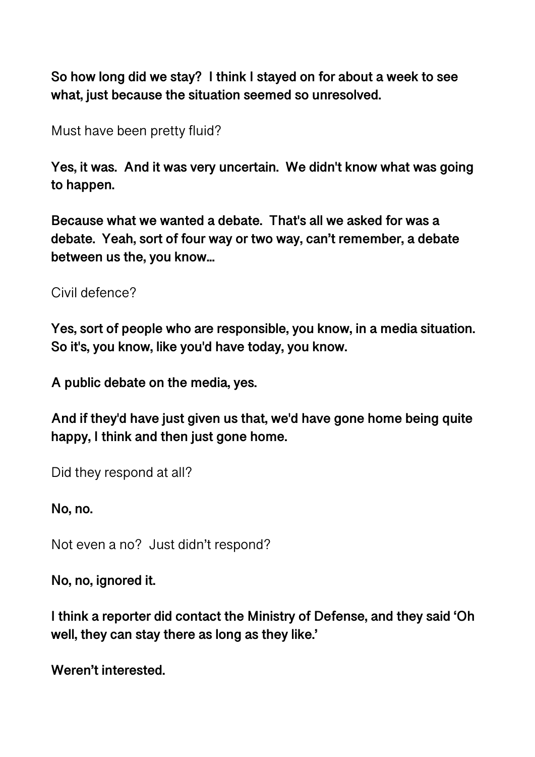**So how long did we stay? I think I stayed on for about a week to see what, just because the situation seemed so unresolved.**

Must have been pretty fluid?

**Yes, it was. And it was very uncertain. We didn't know what was going to happen.**

**Because what we wanted a debate. That's all we asked for was a debate. Yeah, sort of four way or two way, can't remember, a debate between us the, you know...**

Civil defence?

**Yes, sort of people who are responsible, you know, in a media situation. So it's, you know, like you'd have today, you know.**

**A public debate on the media, yes.**

**And if they'd have just given us that, we'd have gone home being quite happy, I think and then just gone home.**

Did they respond at all?

**No, no.**

Not even a no? Just didn't respond?

**No, no, ignored it.**

**I think a reporter did contact the Ministry of Defense, and they said 'Oh well, they can stay there as long as they like.'**

**Weren't interested.**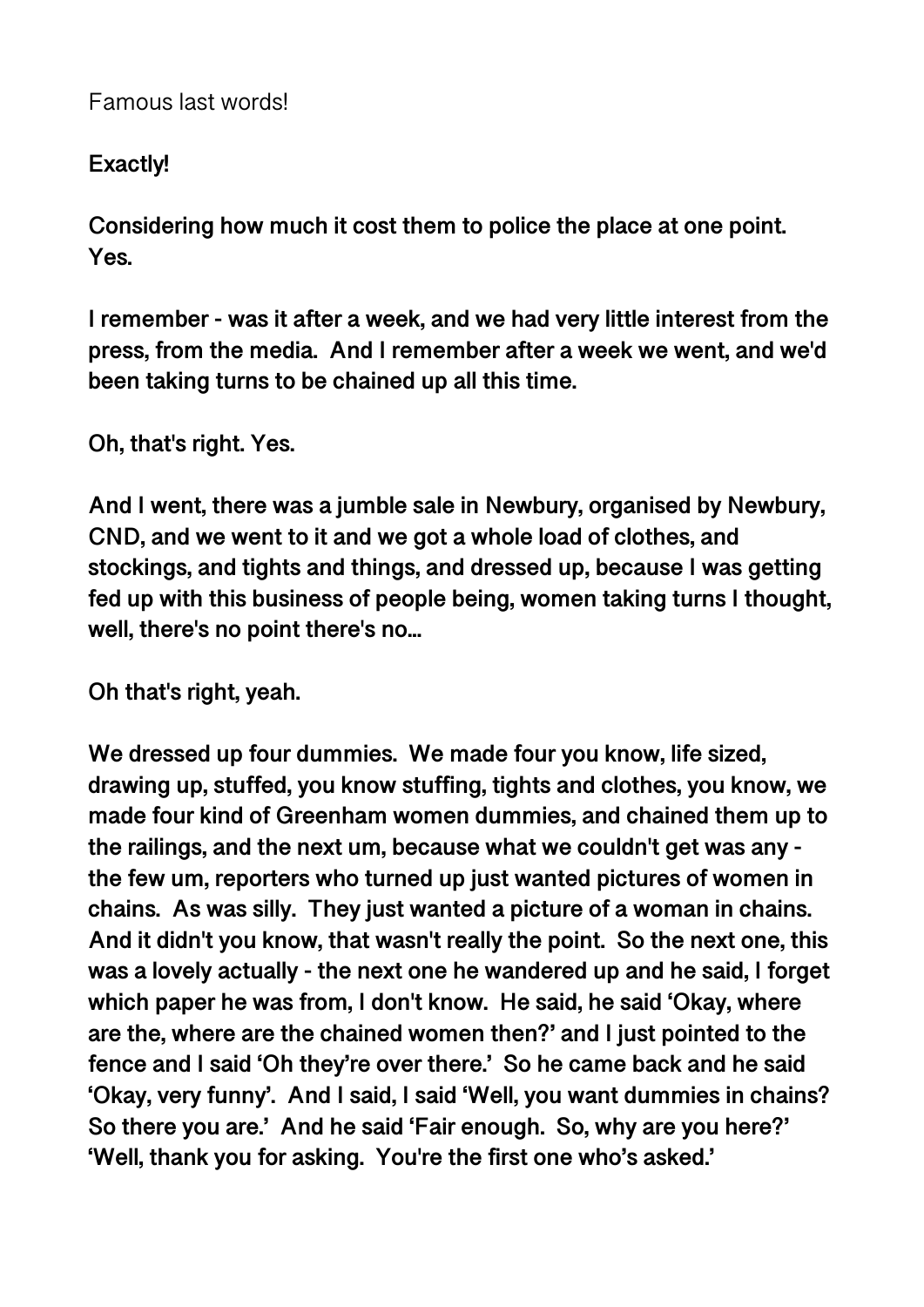Famous last words!

**Exactly!**

**Considering how much it cost them to police the place at one point. Yes.**

**I remember - was it after a week, and we had very little interest from the press, from the media. And I remember after a week we went, and we'd been taking turns to be chained up all this time.**

**Oh, that's right. Yes.**

**And I went, there was a jumble sale in Newbury, organised by Newbury, CND, and we went to it and we got a whole load of clothes, and stockings, and tights and things, and dressed up, because I was getting fed up with this business of people being, women taking turns I thought, well, there's no point there's no...**

**Oh that's right, yeah.**

**We dressed up four dummies. We made four you know, life sized, drawing up, stuffed, you know stuffing, tights and clothes, you know, we made four kind of Greenham women dummies, and chained them up to the railings, and the next um, because what we couldn't get was any - the few um, reporters who turned up just wanted pictures of women in chains. As was silly. They just wanted a picture of a woman in chains. And it didn't you know, that wasn't really the point. So the next one, this was a lovely actually - the next one he wandered up and he said, I forget which paper he was from, I don't know. He said, he said 'Okay, where are the, where are the chained women then?' and I just pointed to the fence and I said 'Oh they're over there.' So he came back and he said 'Okay, very funny'. And I said, I said 'Well, you want dummies in chains? So there you are.' And he said 'Fair enough. So, why are you here?' 'Well, thank you for asking. You're the first one who's asked.'**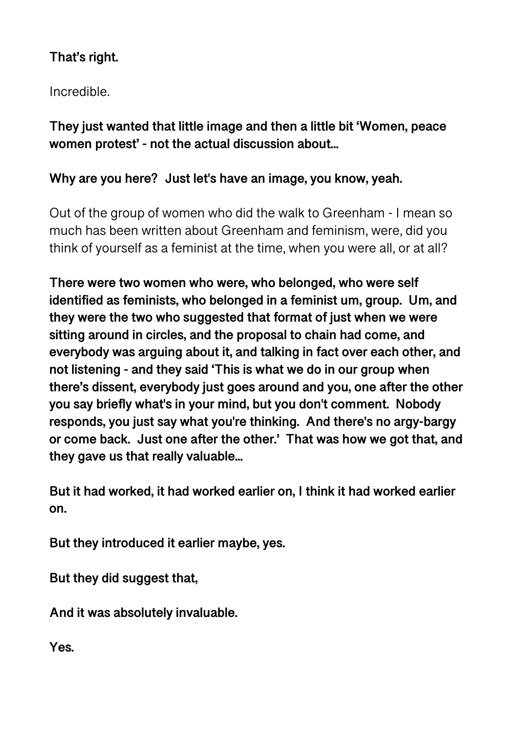**That's right.**

Incredible.

**They just wanted that little image and then a little bit 'Women, peace women protest' - not the actual discussion about...**

**Why are you here? Just let's have an image, you know, yeah.**

Out of the group of women who did the walk to Greenham - I mean so much has been written about Greenham and feminism, were, did you think of yourself as a feminist at the time, when you were all, or at all?

**There were two women who were, who belonged, who were self identified as feminists, who belonged in a feminist um, group. Um, and they were the two who suggested that format of just when we were sitting around in circles, and the proposal to chain had come, and everybody was arguing about it, and talking in fact over each other, and not listening - and they said 'This is what we do in our group when there's dissent, everybody just goes around and you, one after the other you say briefly what's in your mind, but you don't comment. Nobody responds, you just say what you're thinking. And there's no argy-bargy or come back. Just one after the other.' That was how we got that, and they gave us that really valuable...**

**But it had worked, it had worked earlier on, I think it had worked earlier on.**

**But they introduced it earlier maybe, yes.**

**But they did suggest that,**

**And it was absolutely invaluable.**

**Yes.**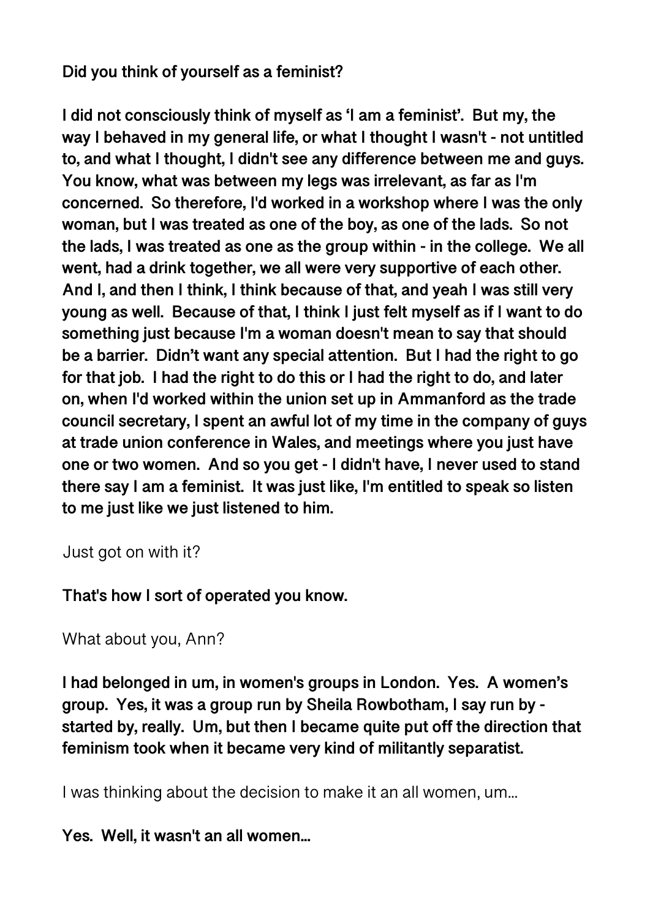**Did you think of yourself as a feminist?**

**I did not consciously think of myself as 'I am a feminist'. But my, the way I behaved in my general life, or what I thought I wasn't - not untitled to, and what I thought, I didn't see any difference between me and guys. You know, what was between my legs was irrelevant, as far as I'm concerned. So therefore, I'd worked in a workshop where I was the only woman, but I was treated as one of the boy, as one of the lads. So not the lads, I was treated as one as the group within - in the college. We all went, had a drink together, we all were very supportive of each other. And I, and then I think, I think because of that, and yeah I was still very young as well. Because of that, I think I just felt myself as if I want to do something just because I'm a woman doesn't mean to say that should be a barrier. Didn't want any special attention. But I had the right to go for that job. I had the right to do this or I had the right to do, and later on, when I'd worked within the union set up in Ammanford as the trade council secretary, I spent an awful lot of my time in the company of guys at trade union conference in Wales, and meetings where you just have one or two women. And so you get - I didn't have, I never used to stand there say I am a feminist. It was just like, I'm entitled to speak so listen to me just like we just listened to him.**

Just got on with it?

**That's how I sort of operated you know.**

What about you, Ann?

**I had belonged in um, in women's groups in London. Yes. A women's group. Yes, it was a group run by Sheila Rowbotham, I say run by - started by, really. Um, but then I became quite put off the direction that feminism took when it became very kind of militantly separatist.**

I was thinking about the decision to make it an all women, um...

**Yes. Well, it wasn't an all women...**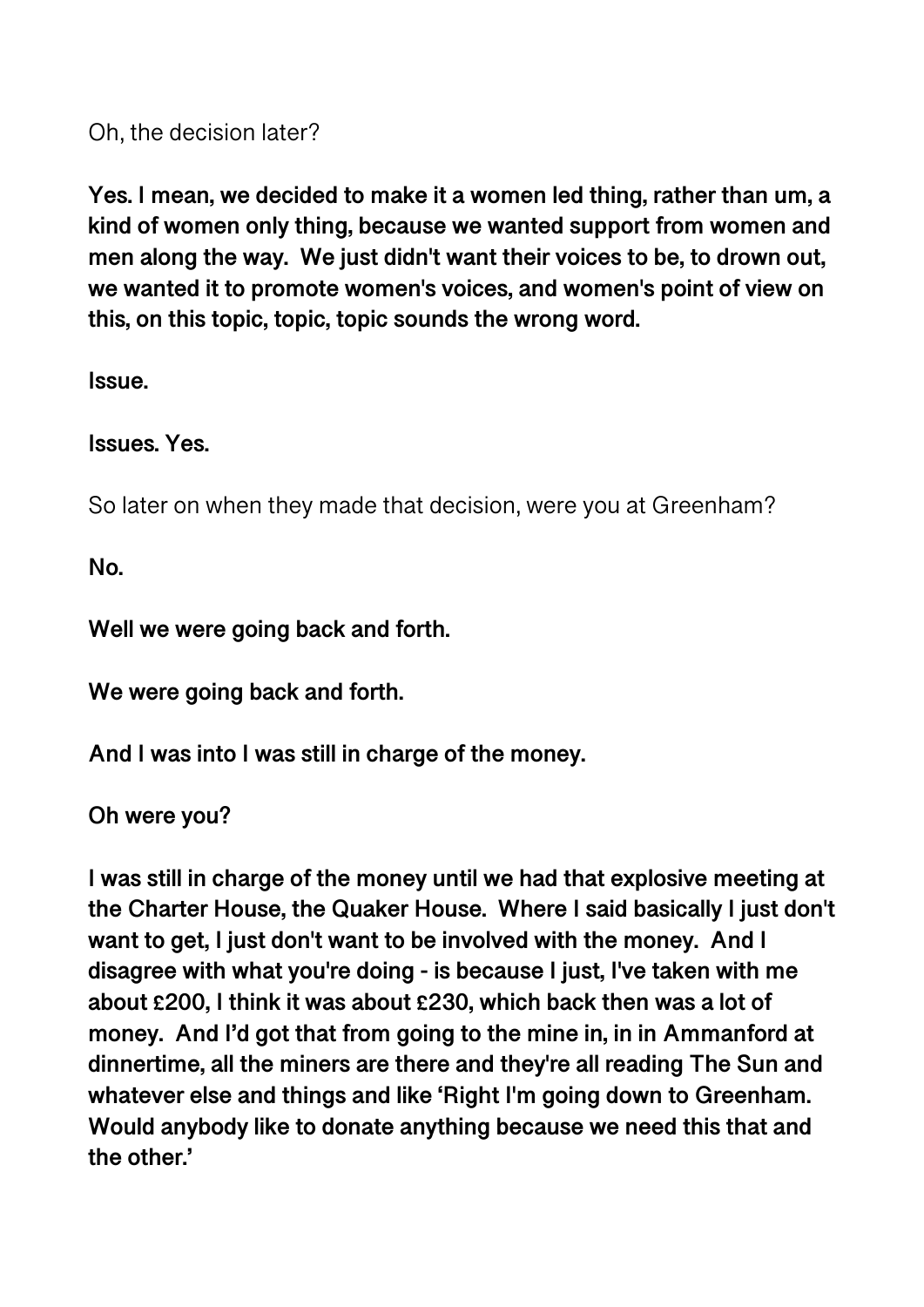Oh, the decision later?

**Yes. I mean, we decided to make it a women led thing, rather than um, a kind of women only thing, because we wanted support from women and men along the way. We just didn't want their voices to be, to drown out, we wanted it to promote women's voices, and women's point of view on this, on this topic, topic, topic sounds the wrong word.**

**Issue.**

**Issues. Yes.**

So later on when they made that decision, were you at Greenham?

**No.**

**Well we were going back and forth.**

**We were going back and forth.**

**And I was into I was still in charge of the money.**

**Oh were you?**

**I was still in charge of the money until we had that explosive meeting at the Charter House, the Quaker House. Where I said basically I just don't want to get, I just don't want to be involved with the money. And I disagree with what you're doing - is because I just, I've taken with me about £200, I think it was about £230, which back then was a lot of money. And I'd got that from going to the mine in, in in Ammanford at dinnertime, all the miners are there and they're all reading The Sun and whatever else and things and like 'Right I'm going down to Greenham. Would anybody like to donate anything because we need this that and the other.'**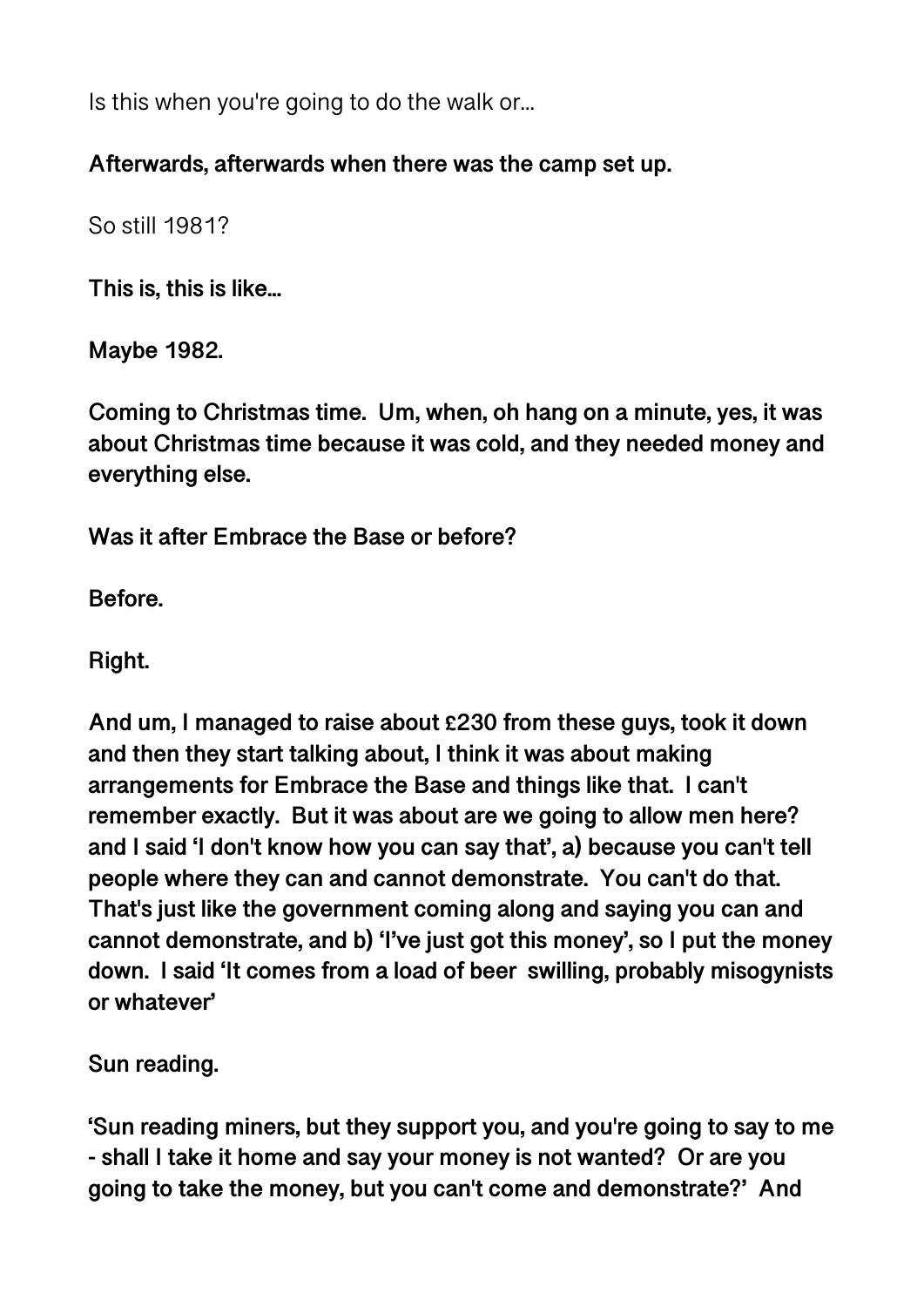Is this when you're going to do the walk or…

**Afterwards, afterwards when there was the camp set up.**

So still 1981?

**This is, this is like…**

**Maybe 1982.**

**Coming to Christmas time. Um, when, oh hang on a minute, yes, it was about Christmas time because it was cold, and they needed money and everything else.**

**Was it after Embrace the Base or before?**

**Before.**

**Right.**

**And um, I managed to raise about £230 from these guys, took it down and then they start talking about, I think it was about making arrangements for Embrace the Base and things like that. I can't remember exactly. But it was about are we going to allow men here? and I said 'I don't know how you can say that', a) because you can't tell people where they can and cannot demonstrate. You can't do that. That's just like the government coming along and saying you can and cannot demonstrate, and b) 'I've just got this money', so I put the money down. I said 'It comes from a load of beer swilling, probably misogynists or whatever'**

**Sun reading.**

**'Sun reading miners, but they support you, and you're going to say to me - shall I take it home and say your money is not wanted? Or are you going to take the money, but you can't come and demonstrate?' And**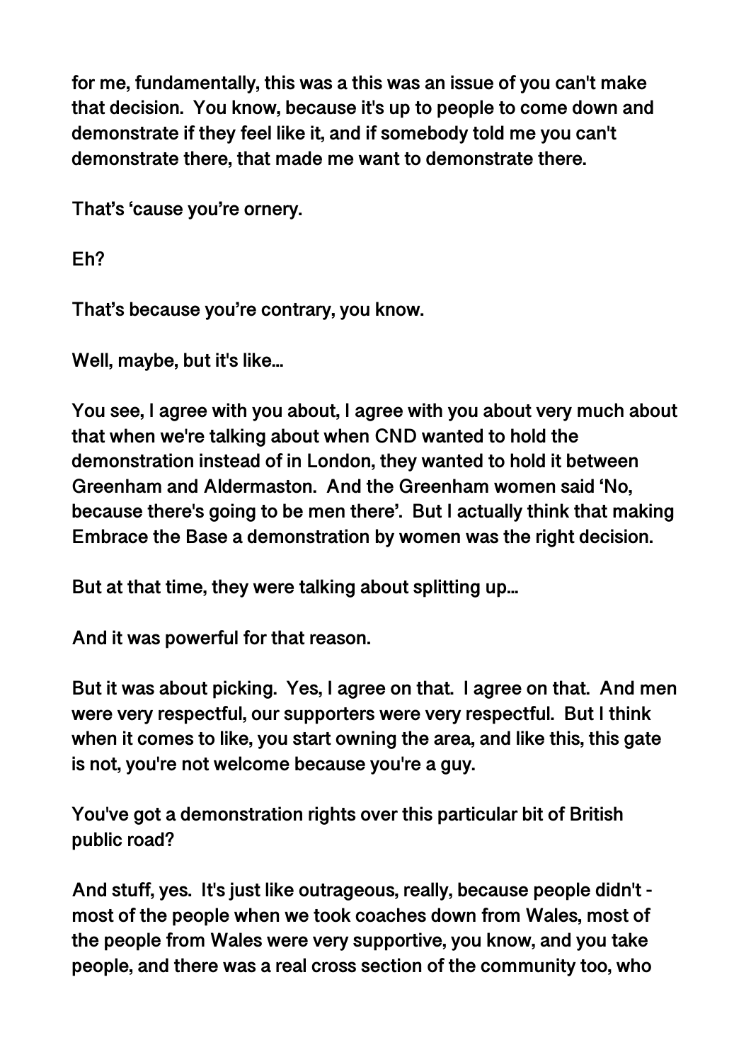for me, fundamentally, this was a this was an issue of you can't make that decision. You know, because it's up to people to come down and demonstrate if they feel like it, and if somebody told me you can't demonstrate there, that made me want to demonstrate there.

That's 'cause you're ornery.

Eh?

That's because you're contrary, you know.

Well, maybe, but it's like…

You see, I agree with you about, I agree with you about very much about that when we're talking about when CND wanted to hold the demonstration instead of in London, they wanted to hold it between Greenham and Aldermaston. And the Greenham women said 'No, because there's going to be men there'. But I actually think that making Embrace the Base a demonstration by women was the right decision.

But at that time, they were talking about splitting up…

And it was powerful for that reason.

But it was about picking. Yes, I agree on that. I agree on that. And men were very respectful, our supporters were very respectful. But I think when it comes to like, you start owning the area, and like this, this gate is not, you're not welcome because you're a guy.

You've got a demonstration rights over this particular bit of British public road?

And stuff, yes. It's just like outrageous, really, because people didn't - most of the people when we took coaches down from Wales, most of the people from Wales were very supportive, you know, and you take people, and there was a real cross section of the community too, who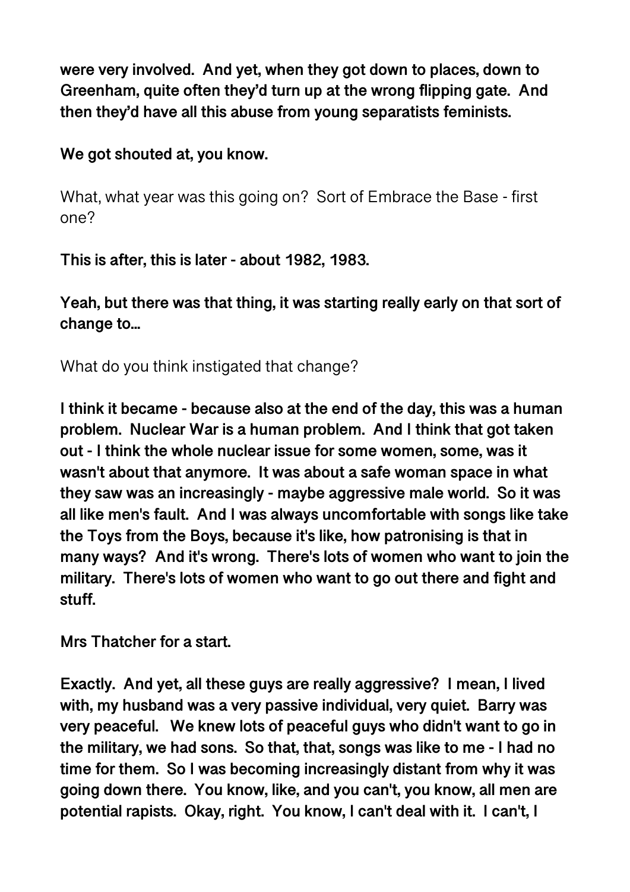**were very involved. And yet, when they got down to places, down to Greenham, quite often they'd turn up at the wrong flipping gate. And then they'd have all this abuse from young separatists feminists.**

**We got shouted at, you know.**

What, what year was this going on? Sort of Embrace the Base - first one?

**This is after, this is later - about 1982, 1983.**

**Yeah, but there was that thing, it was starting really early on that sort of change to...**

What do you think instigated that change?

**I think it became - because also at the end of the day, this was a human problem. Nuclear War is a human problem. And I think that got taken out - I think the whole nuclear issue for some women, some, was it wasn't about that anymore. It was about a safe woman space in what they saw was an increasingly - maybe aggressive male world. So it was all like men's fault. And I was always uncomfortable with songs like take the Toys from the Boys, because it's like, how patronising is that in many ways? And it's wrong. There's lots of women who want to join the military. There's lots of women who want to go out there and fight and stuff.**

**Mrs Thatcher for a start.**

**Exactly. And yet, all these guys are really aggressive? I mean, I lived with, my husband was a very passive individual, very quiet. Barry was very peaceful. We knew lots of peaceful guys who didn't want to go in the military, we had sons. So that, that, songs was like to me - I had no time for them. So I was becoming increasingly distant from why it was going down there. You know, like, and you can't, you know, all men are potential rapists. Okay, right. You know, I can't deal with it. I can't, I**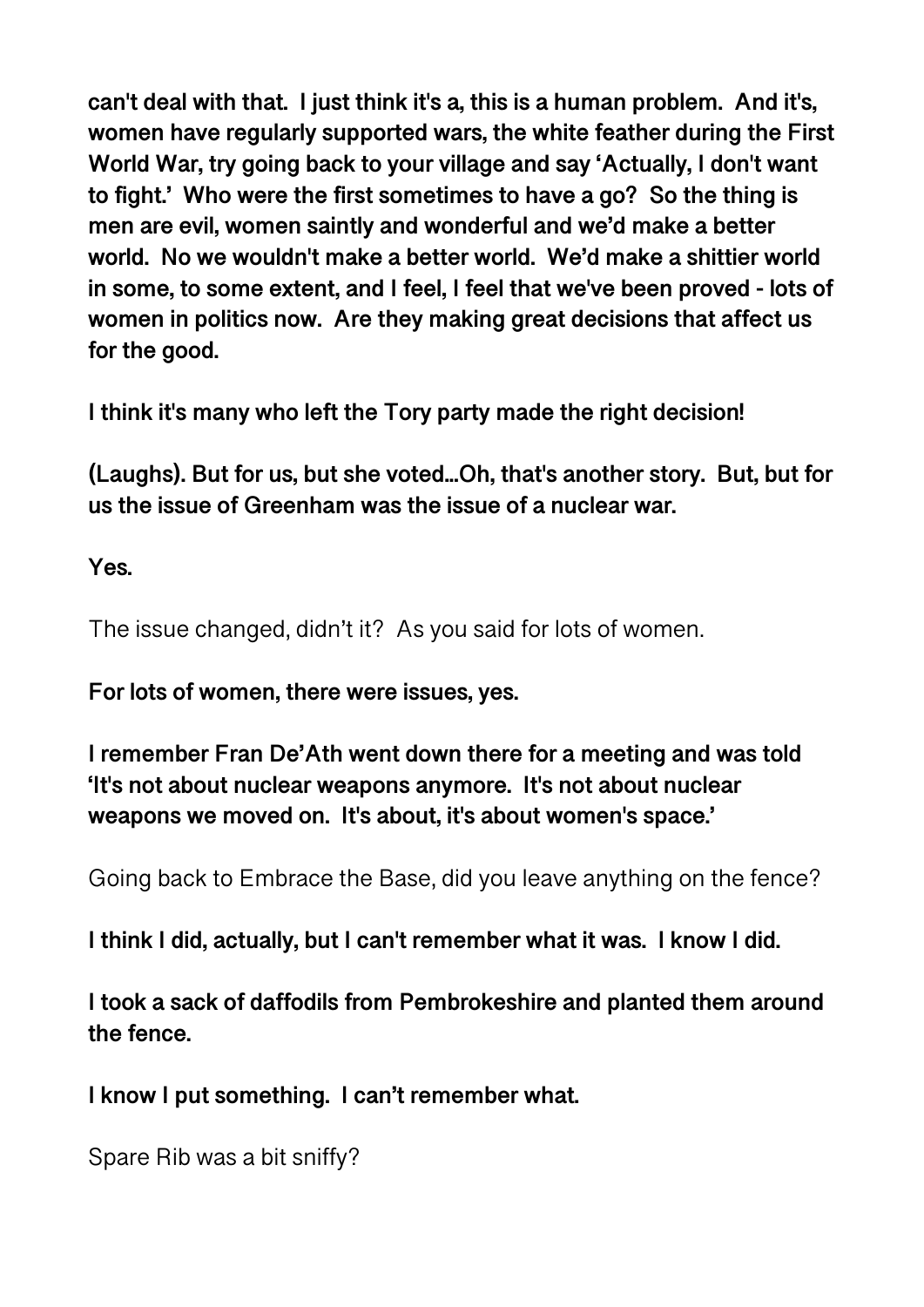**can't deal with that. I just think it's a, this is a human problem. And it's, women have regularly supported wars, the white feather during the First World War, try going back to your village and say 'Actually, I don't want to fight.' Who were the first sometimes to have a go? So the thing is men are evil, women saintly and wonderful and we'd make a better world. No we wouldn't make a better world. We'd make a shittier world in some, to some extent, and I feel, I feel that we've been proved - lots of women in politics now. Are they making great decisions that affect us for the good.**

**I think it's many who left the Tory party made the right decision!**

**(Laughs). But for us, but she voted…Oh, that's another story. But, but for us the issue of Greenham was the issue of a nuclear war.**

**Yes.**

The issue changed, didn't it? As you said for lots of women.

**For lots of women, there were issues, yes.**

**I remember Fran De'Ath went down there for a meeting and was told 'It's not about nuclear weapons anymore. It's not about nuclear weapons we moved on. It's about, it's about women's space.'**

Going back to Embrace the Base, did you leave anything on the fence?

**I think I did, actually, but I can't remember what it was. I know I did.**

**I took a sack of daffodils from Pembrokeshire and planted them around the fence.**

**I know I put something. I can't remember what.**

Spare Rib was a bit sniffy?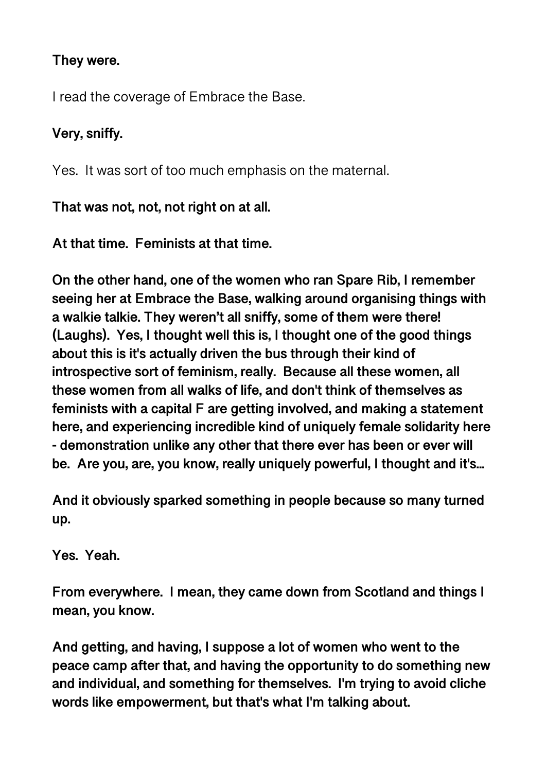**They were.**

I read the coverage of Embrace the Base.

**Very, sniffy.**

Yes. It was sort of too much emphasis on the maternal.

**That was not, not, not right on at all.**

**At that time. Feminists at that time.**

**On the other hand, one of the women who ran Spare Rib, I remember seeing her at Embrace the Base, walking around organising things with a walkie talkie. They weren't all sniffy, some of them were there! (Laughs). Yes, I thought well this is, I thought one of the good things about this is it's actually driven the bus through their kind of introspective sort of feminism, really. Because all these women, all these women from all walks of life, and don't think of themselves as feminists with a capital F are getting involved, and making a statement here, and experiencing incredible kind of uniquely female solidarity here - demonstration unlike any other that there ever has been or ever will be. Are you, are, you know, really uniquely powerful, I thought and it's...**

**And it obviously sparked something in people because so many turned up.**

**Yes. Yeah.**

**From everywhere. I mean, they came down from Scotland and things I mean, you know.**

**And getting, and having, I suppose a lot of women who went to the peace camp after that, and having the opportunity to do something new and individual, and something for themselves. I'm trying to avoid cliche words like empowerment, but that's what I'm talking about.**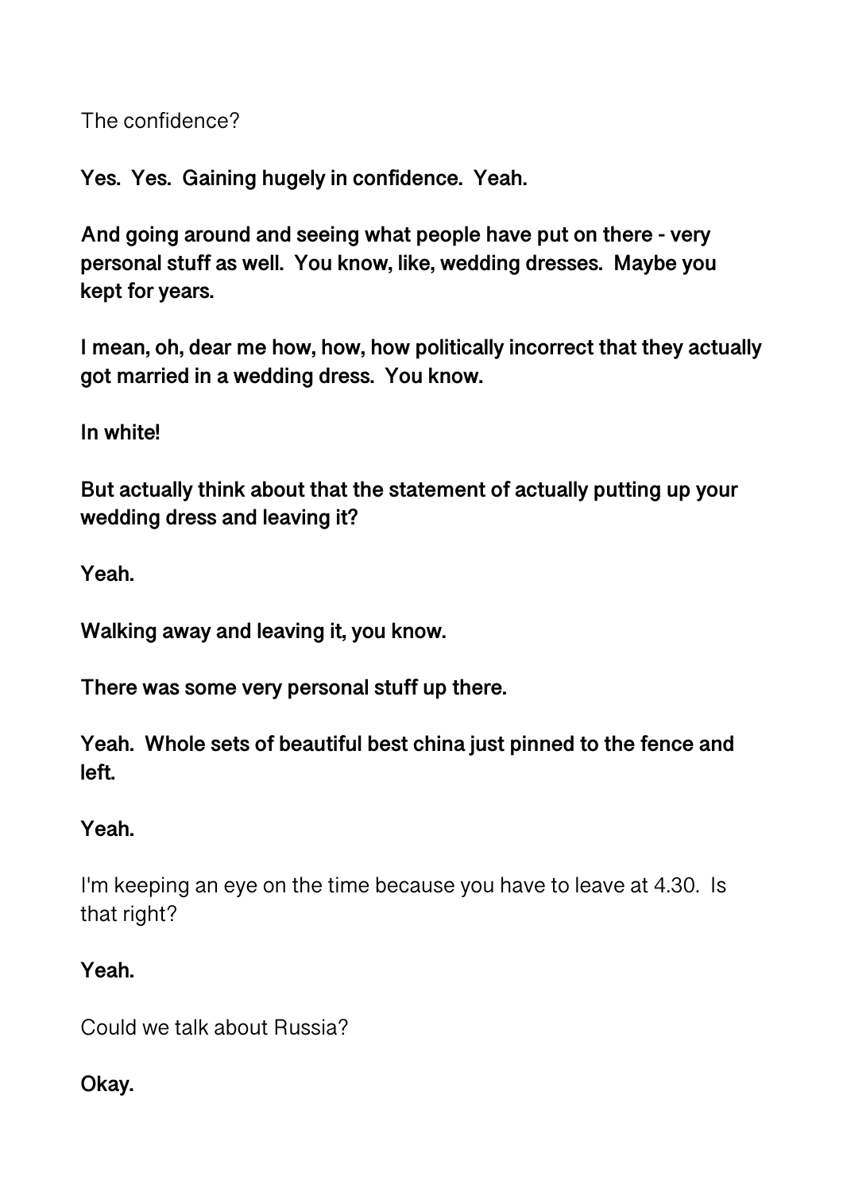The confidence?

**Yes. Yes. Gaining hugely in confidence. Yeah.**

**And going around and seeing what people have put on there - very personal stuff as well. You know, like, wedding dresses. Maybe you kept for years.**

**I mean, oh, dear me how, how, how politically incorrect that they actually got married in a wedding dress. You know.**

**In white!**

**But actually think about that the statement of actually putting up your wedding dress and leaving it?**

**Yeah.**

**Walking away and leaving it, you know.**

**There was some very personal stuff up there.**

**Yeah. Whole sets of beautiful best china just pinned to the fence and left.**

**Yeah.**

I'm keeping an eye on the time because you have to leave at 4.30. Is that right?

**Yeah.**

Could we talk about Russia?

**Okay.**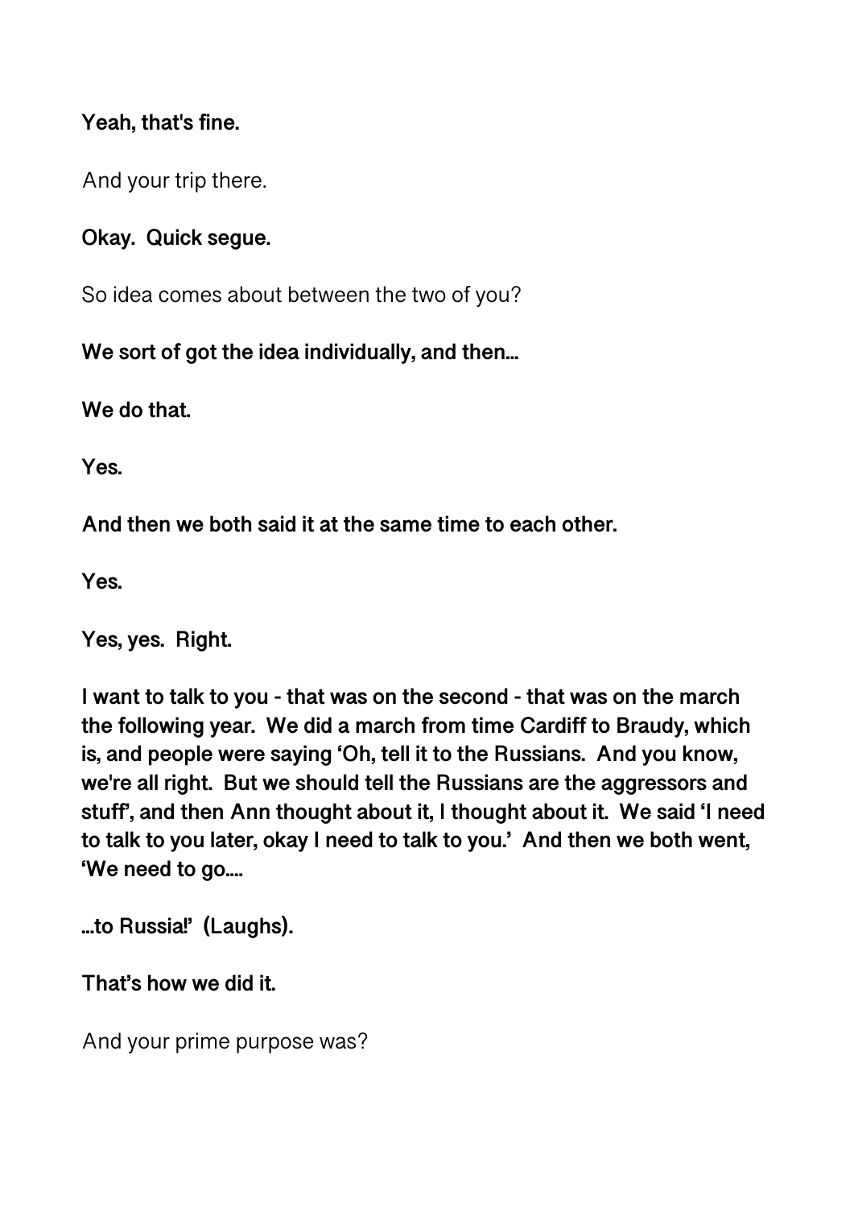**Yeah, that's fine.**

And your trip there.

**Okay. Quick segue.**

So idea comes about between the two of you?

**We sort of got the idea individually, and then...**

**We do that.**

**Yes.**

**And then we both said it at the same time to each other.**

**Yes.**

**Yes, yes. Right.**

**I want to talk to you - that was on the second - that was on the march the following year. We did a march from time Cardiff to Braudy, which is, and people were saying 'Oh, tell it to the Russians. And you know, we're all right. But we should tell the Russians are the aggressors and stuff', and then Ann thought about it, I thought about it. We said 'I need to talk to you later, okay I need to talk to you.' And then we both went, 'We need to go....**

**...to Russia!' (Laughs).**

**That's how we did it.**

And your prime purpose was?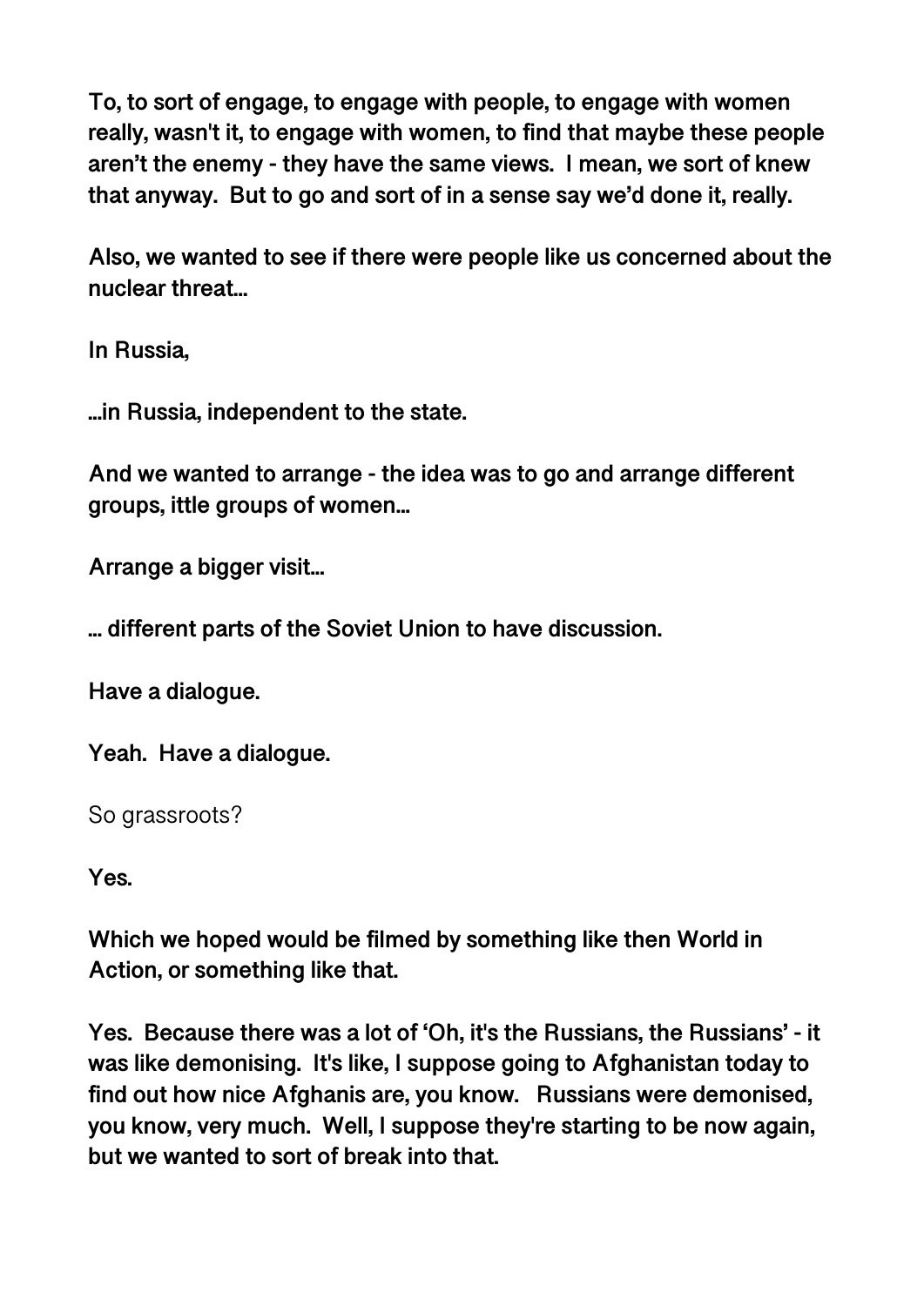**To, to sort of engage, to engage with people, to engage with women really, wasn't it, to engage with women, to find that maybe these people aren't the enemy - they have the same views. I mean, we sort of knew that anyway. But to go and sort of in a sense say we'd done it, really.**

**Also, we wanted to see if there were people like us concerned about the nuclear threat…**

**In Russia,**

**…in Russia, independent to the state.**

**And we wanted to arrange - the idea was to go and arrange different groups, ittle groups of women…**

**Arrange a bigger visit…**

**… different parts of the Soviet Union to have discussion.**

**Have a dialogue.**

**Yeah. Have a dialogue.**

So grassroots?

**Yes.**

**Which we hoped would be filmed by something like then World in Action, or something like that.**

**Yes. Because there was a lot of 'Oh, it's the Russians, the Russians' - it was like demonising. It's like, I suppose going to Afghanistan today to find out how nice Afghanis are, you know. Russians were demonised, you know, very much. Well, I suppose they're starting to be now again, but we wanted to sort of break into that.**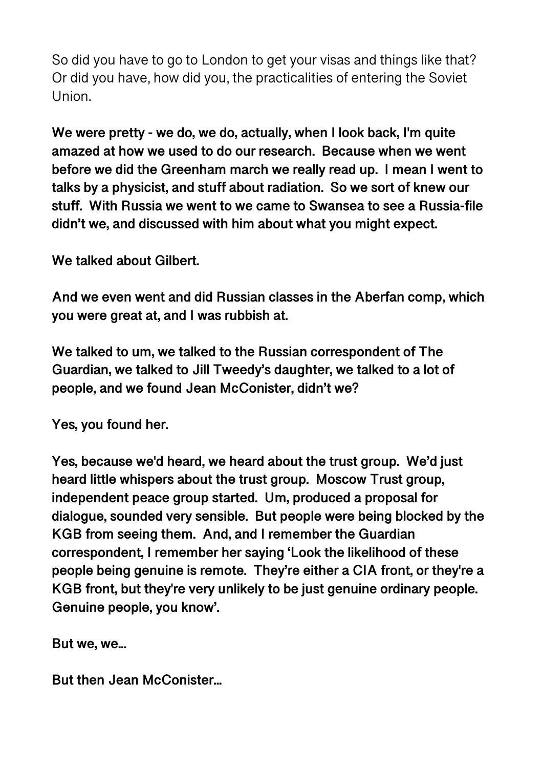So did you have to go to London to get your visas and things like that? Or did you have, how did you, the practicalities of entering the Soviet Union.

**We were pretty - we do, we do, actually, when I look back, I'm quite amazed at how we used to do our research. Because when we went before we did the Greenham march we really read up. I mean I went to talks by a physicist, and stuff about radiation. So we sort of knew our stuff. With Russia we went to we came to Swansea to see a Russia-file didn't we, and discussed with him about what you might expect.**

**We talked about Gilbert.**

**And we even went and did Russian classes in the Aberfan comp, which you were great at, and I was rubbish at.**

**We talked to um, we talked to the Russian correspondent of The Guardian, we talked to Jill Tweedy's daughter, we talked to a lot of people, and we found Jean McConister, didn't we?**

**Yes, you found her.**

**Yes, because we'd heard, we heard about the trust group. We'd just heard little whispers about the trust group. Moscow Trust group, independent peace group started. Um, produced a proposal for dialogue, sounded very sensible. But people were being blocked by the KGB from seeing them. And, and I remember the Guardian correspondent, I remember her saying 'Look the likelihood of these people being genuine is remote. They're either a CIA front, or they're a KGB front, but they're very unlikely to be just genuine ordinary people. Genuine people, you know'.**

**But we, we...**

**But then Jean McConister...**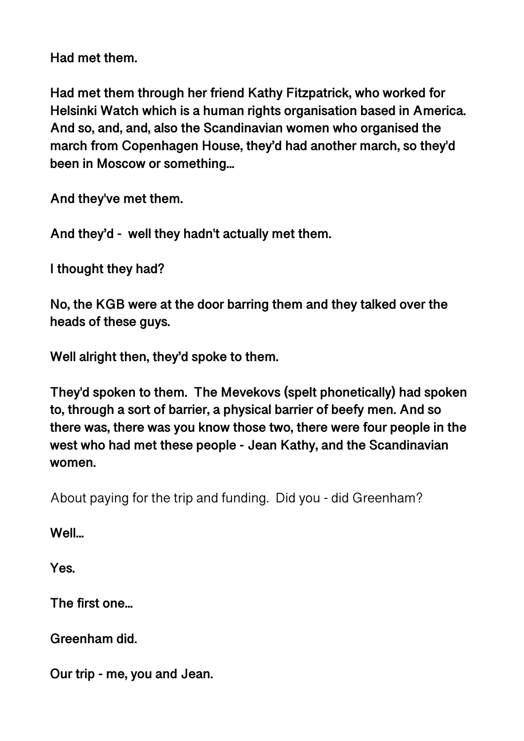**Had met them.**

**Had met them through her friend Kathy Fitzpatrick, who worked for Helsinki Watch which is a human rights organisation based in America. And so, and, and, also the Scandinavian women who organised the march from Copenhagen House, they'd had another march, so they'd been in Moscow or something…**

**And they've met them.**

**And they'd - well they hadn't actually met them.**

**I thought they had?**

**No, the KGB were at the door barring them and they talked over the heads of these guys.**

**Well alright then, they'd spoke to them.**

**They'd spoken to them. The Mevekovs (spelt phonetically) had spoken to, through a sort of barrier, a physical barrier of beefy men. And so there was, there was you know those two, there were four people in the west who had met these people - Jean Kathy, and the Scandinavian women.**

About paying for the trip and funding. Did you - did Greenham?

**Well…**

**Yes.**

**The first one…**

**Greenham did.**

**Our trip - me, you and Jean.**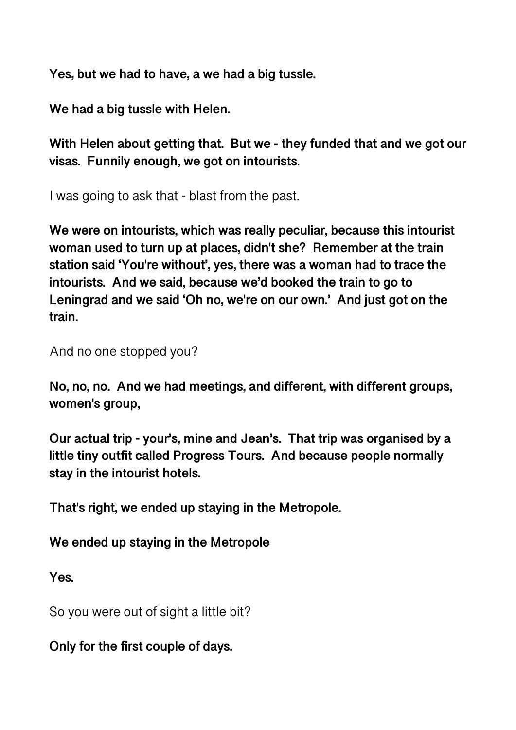**Yes, but we had to have, a we had a big tussle.**

**We had a big tussle with Helen.**

**With Helen about getting that. But we - they funded that and we got our visas. Funnily enough, we got on intourists**.

I was going to ask that - blast from the past.

**We were on intourists, which was really peculiar, because this intourist woman used to turn up at places, didn't she? Remember at the train station said 'You're without', yes, there was a woman had to trace the intourists. And we said, because we'd booked the train to go to Leningrad and we said 'Oh no, we're on our own.' And just got on the train.**

And no one stopped you?

**No, no, no. And we had meetings, and different, with different groups, women's group,**

**Our actual trip - your's, mine and Jean's. That trip was organised by a little tiny outfit called Progress Tours. And because people normally stay in the intourist hotels.**

**That's right, we ended up staying in the Metropole.**

**We ended up staying in the Metropole**

**Yes.**

So you were out of sight a little bit?

**Only for the first couple of days.**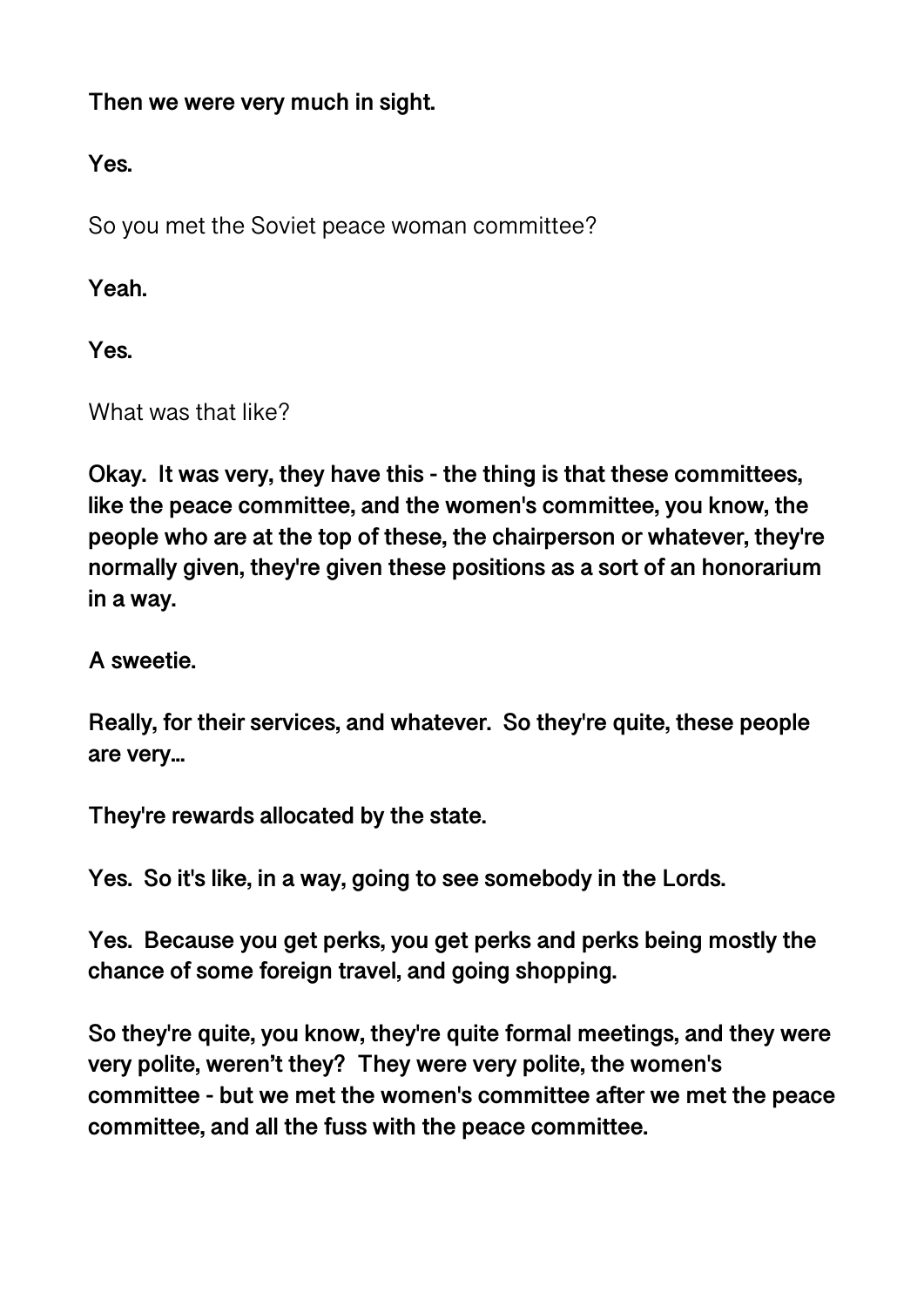**Then we were very much in sight.**

**Yes.**

So you met the Soviet peace woman committee?

**Yeah.**

**Yes.**

What was that like?

**Okay. It was very, they have this - the thing is that these committees, like the peace committee, and the women's committee, you know, the people who are at the top of these, the chairperson or whatever, they're normally given, they're given these positions as a sort of an honorarium in a way.**

**A sweetie.**

**Really, for their services, and whatever. So they're quite, these people are very...**

**They're rewards allocated by the state.**

**Yes. So it's like, in a way, going to see somebody in the Lords.**

**Yes. Because you get perks, you get perks and perks being mostly the chance of some foreign travel, and going shopping.**

**So they're quite, you know, they're quite formal meetings, and they were very polite, weren't they? They were very polite, the women's committee - but we met the women's committee after we met the peace committee, and all the fuss with the peace committee.**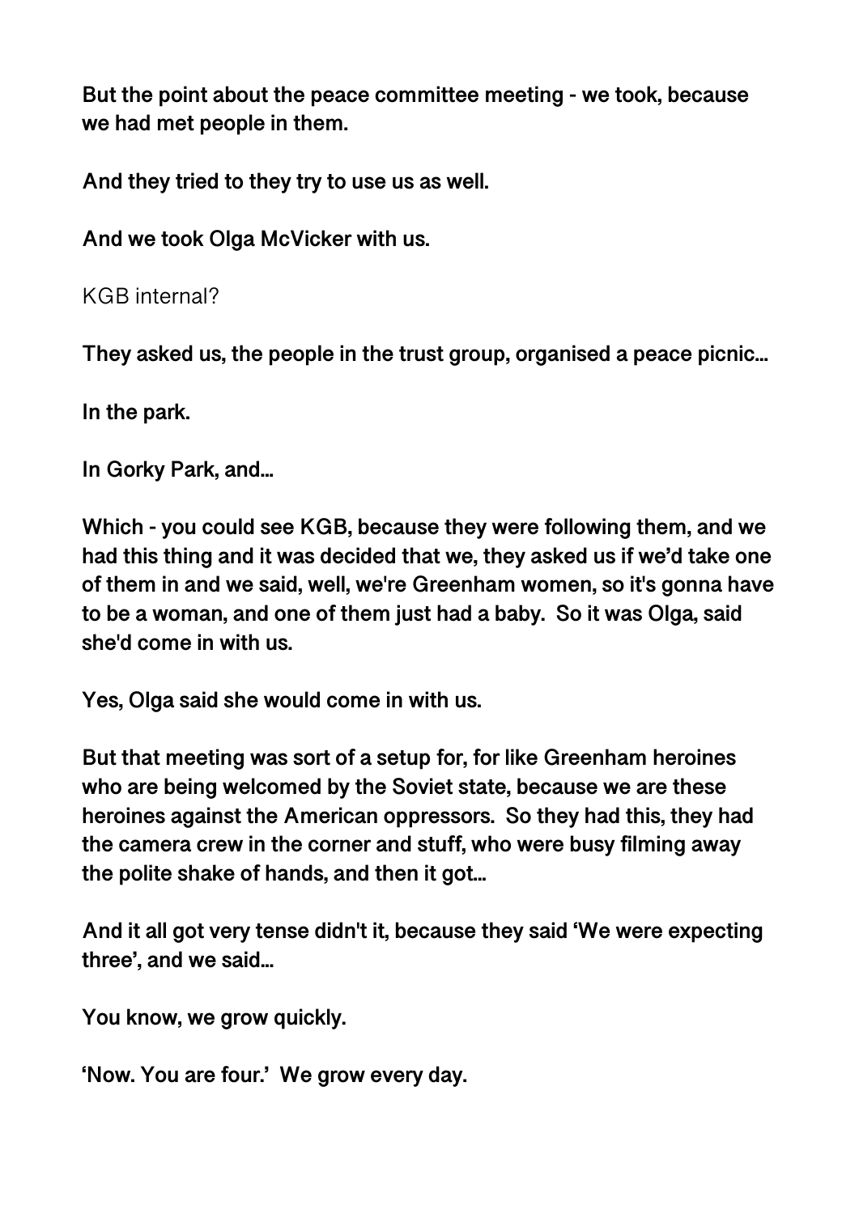**But the point about the peace committee meeting - we took, because we had met people in them.**

**And they tried to they try to use us as well.**

**And we took Olga McVicker with us.**

KGB internal?

**They asked us, the people in the trust group, organised a peace picnic...**

**In the park.**

**In Gorky Park, and...**

**Which - you could see KGB, because they were following them, and we had this thing and it was decided that we, they asked us if we'd take one of them in and we said, well, we're Greenham women, so it's gonna have to be a woman, and one of them just had a baby. So it was Olga, said she'd come in with us.**

**Yes, Olga said she would come in with us.**

**But that meeting was sort of a setup for, for like Greenham heroines who are being welcomed by the Soviet state, because we are these heroines against the American oppressors. So they had this, they had the camera crew in the corner and stuff, who were busy filming away the polite shake of hands, and then it got...**

**And it all got very tense didn't it, because they said 'We were expecting three', and we said...**

**You know, we grow quickly.**

**'Now. You are four.' We grow every day.**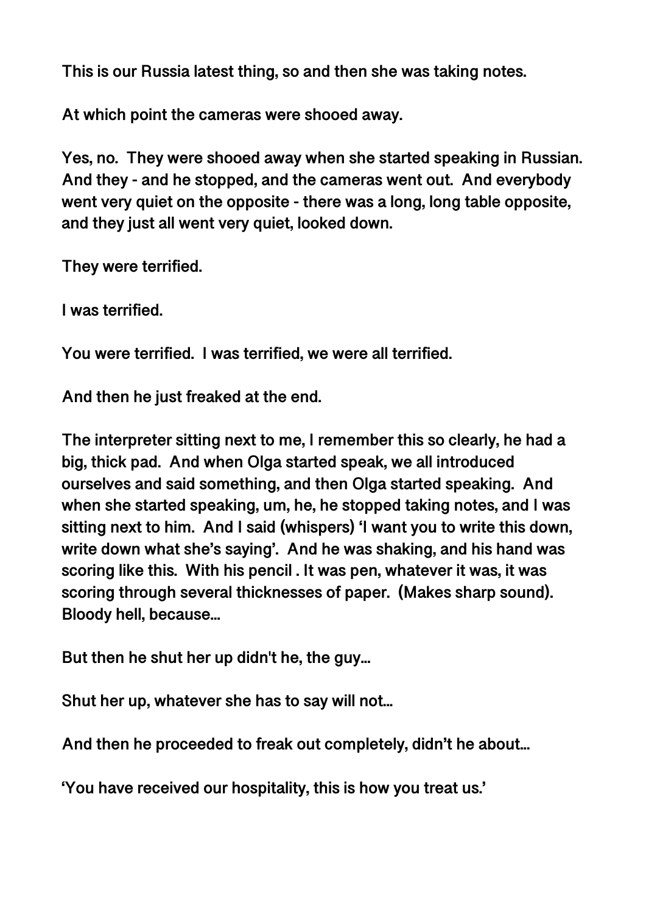This is our Russia latest thing, so and then she was taking notes.

At which point the cameras were shooed away.

Yes, no.  They were shooed away when she started speaking in Russian. And they - and he stopped, and the cameras went out.  And everybody went very quiet on the opposite - there was a long, long table opposite, and they just all went very quiet, looked down.

They were terrified.

I was terrified.

You were terrified.  I was terrified, we were all terrified.

And then he just freaked at the end.

The interpreter sitting next to me, I remember this so clearly, he had a big, thick pad.  And when Olga started speak, we all introduced ourselves and said something, and then Olga started speaking.  And when she started speaking, um, he, he stopped taking notes, and I was sitting next to him.  And I said (whispers) 'I want you to write this down, write down what she's saying'.  And he was shaking, and his hand was scoring like this.  With his pencil . It was pen, whatever it was, it was scoring through several thicknesses of paper.  (Makes sharp sound). Bloody hell, because…

But then he shut her up didn't he, the guy…

Shut her up, whatever she has to say will not…

And then he proceeded to freak out completely, didn't he about…

'You have received our hospitality, this is how you treat us.'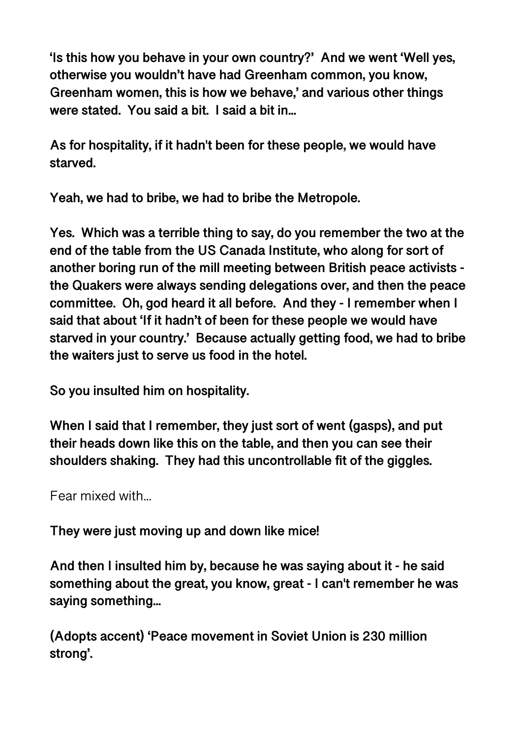**'Is this how you behave in your own country?' And we went 'Well yes, otherwise you wouldn't have had Greenham common, you know, Greenham women, this is how we behave,' and various other things were stated. You said a bit. I said a bit in...**

**As for hospitality, if it hadn't been for these people, we would have starved.**

**Yeah, we had to bribe, we had to bribe the Metropole.**

**Yes. Which was a terrible thing to say, do you remember the two at the end of the table from the US Canada Institute, who along for sort of another boring run of the mill meeting between British peace activists - the Quakers were always sending delegations over, and then the peace committee. Oh, god heard it all before. And they - I remember when I said that about 'If it hadn't of been for these people we would have starved in your country.' Because actually getting food, we had to bribe the waiters just to serve us food in the hotel.**

**So you insulted him on hospitality.**

**When I said that I remember, they just sort of went (gasps), and put their heads down like this on the table, and then you can see their shoulders shaking. They had this uncontrollable fit of the giggles.**

Fear mixed with...

**They were just moving up and down like mice!**

**And then I insulted him by, because he was saying about it - he said something about the great, you know, great - I can't remember he was saying something...**

**(Adopts accent) 'Peace movement in Soviet Union is 230 million strong'.**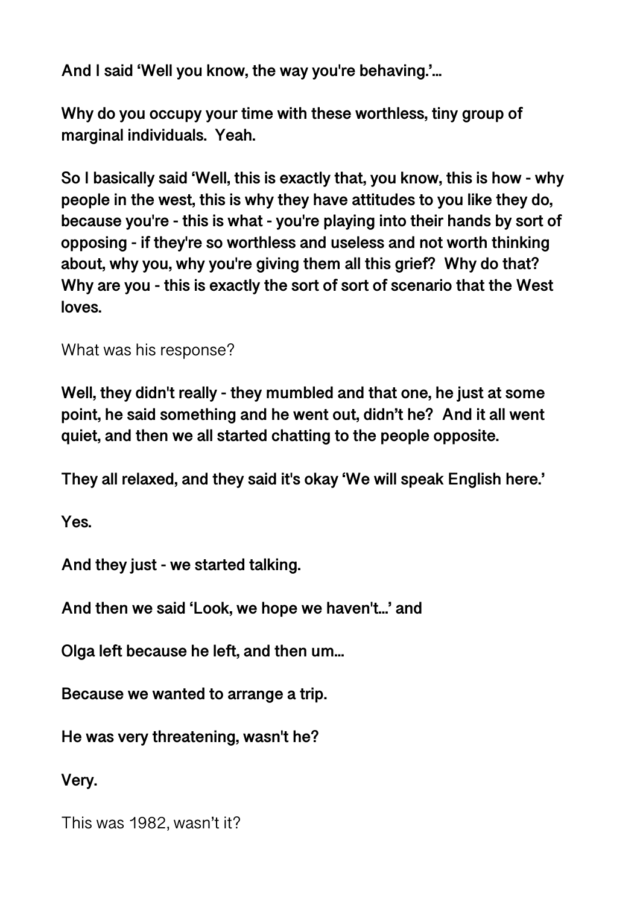**And I said ‘Well you know, the way you're behaving.’…**

**Why do you occupy your time with these worthless, tiny group of marginal individuals. Yeah.**

**So I basically said ‘Well, this is exactly that, you know, this is how - why people in the west, this is why they have attitudes to you like they do, because you're - this is what - you're playing into their hands by sort of opposing - if they're so worthless and useless and not worth thinking about, why you, why you're giving them all this grief? Why do that? Why are you - this is exactly the sort of sort of scenario that the West loves.**

What was his response?

**Well, they didn't really - they mumbled and that one, he just at some point, he said something and he went out, didn’t he? And it all went quiet, and then we all started chatting to the people opposite.**

**They all relaxed, and they said it's okay ‘We will speak English here.’**

**Yes.**

**And they just - we started talking.**

**And then we said ‘Look, we hope we haven't…’ and**

**Olga left because he left, and then um…**

**Because we wanted to arrange a trip.**

**He was very threatening, wasn't he?**

**Very.**

This was 1982, wasn’t it?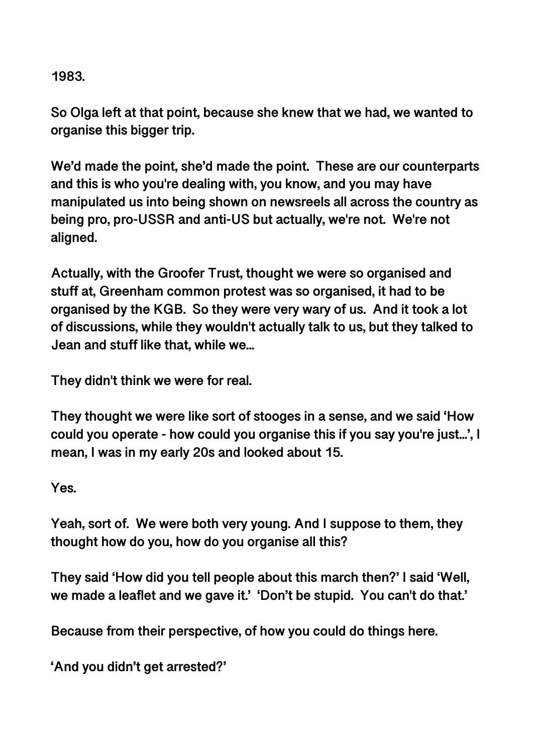1983.

So Olga left at that point, because she knew that we had, we wanted to organise this bigger trip.

We'd made the point, she'd made the point. These are our counterparts and this is who you're dealing with, you know, and you may have manipulated us into being shown on newsreels all across the country as being pro, pro-USSR and anti-US but actually, we're not. We're not aligned.

Actually, with the Groofer Trust, thought we were so organised and stuff at, Greenham common protest was so organised, it had to be organised by the KGB. So they were very wary of us. And it took a lot of discussions, while they wouldn't actually talk to us, but they talked to Jean and stuff like that, while we...

They didn't think we were for real.

They thought we were like sort of stooges in a sense, and we said 'How could you operate - how could you organise this if you say you're just...', I mean, I was in my early 20s and looked about 15.

Yes.

Yeah, sort of. We were both very young. And I suppose to them, they thought how do you, how do you organise all this?

They said 'How did you tell people about this march then?' I said 'Well, we made a leaflet and we gave it.' 'Don't be stupid. You can't do that.'

Because from their perspective, of how you could do things here.

'And you didn't get arrested?'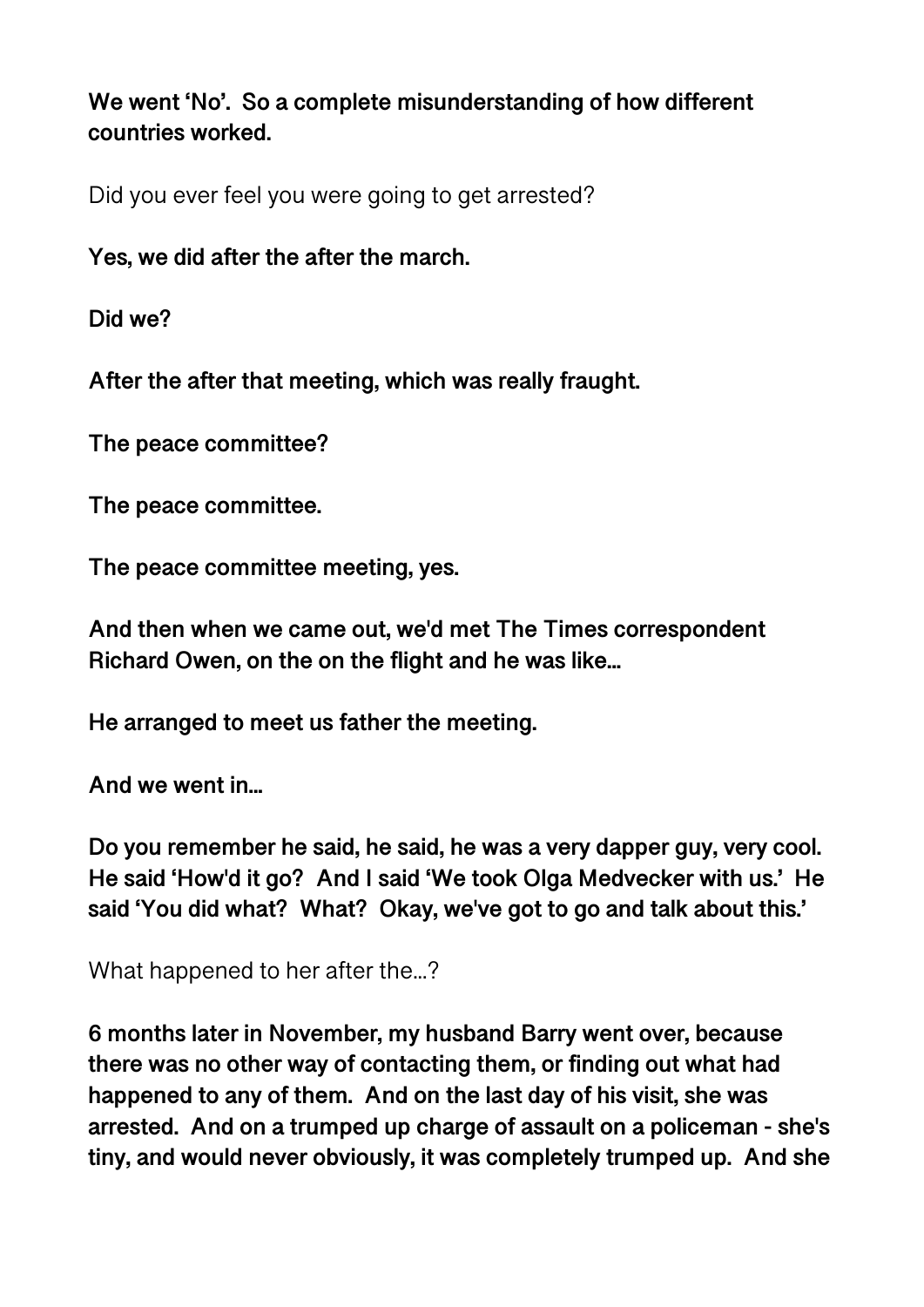**We went 'No'. So a complete misunderstanding of how different countries worked.**

Did you ever feel you were going to get arrested?

**Yes, we did after the after the march.**

**Did we?**

**After the after that meeting, which was really fraught.**

**The peace committee?**

**The peace committee.**

**The peace committee meeting, yes.**

**And then when we came out, we'd met The Times correspondent Richard Owen, on the on the flight and he was like…**

**He arranged to meet us father the meeting.**

**And we went in…**

**Do you remember he said, he said, he was a very dapper guy, very cool. He said 'How'd it go? And I said 'We took Olga Medvecker with us.' He said 'You did what? What? Okay, we've got to go and talk about this.'**

What happened to her after the…?

**6 months later in November, my husband Barry went over, because there was no other way of contacting them, or finding out what had happened to any of them. And on the last day of his visit, she was arrested. And on a trumped up charge of assault on a policeman - she's tiny, and would never obviously, it was completely trumped up. And she**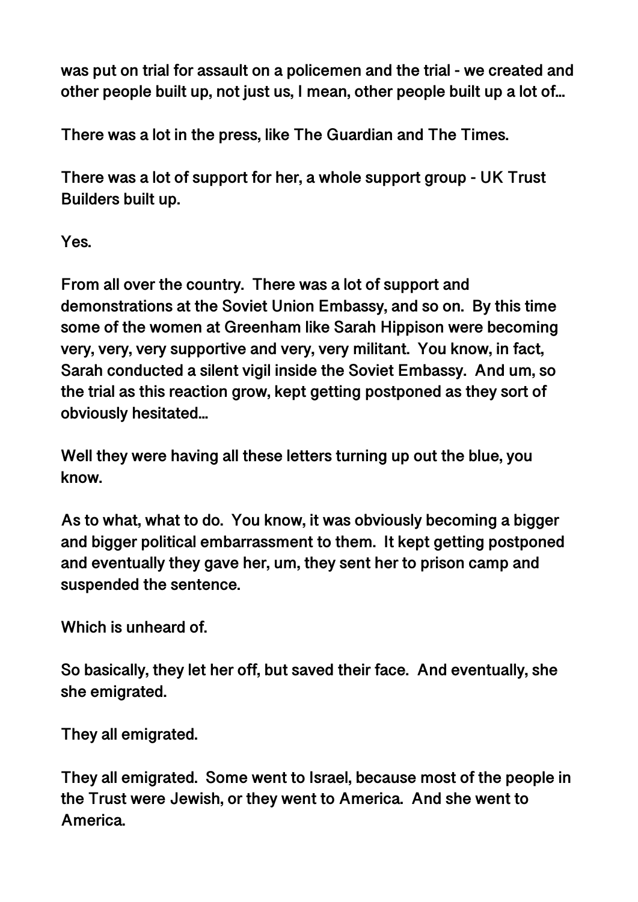**was put on trial for assault on a policemen and the trial - we created and other people built up, not just us, I mean, other people built up a lot of…**

**There was a lot in the press, like The Guardian and The Times.**

**There was a lot of support for her, a whole support group - UK Trust Builders built up.**

**Yes.**

**From all over the country. There was a lot of support and demonstrations at the Soviet Union Embassy, and so on. By this time some of the women at Greenham like Sarah Hippison were becoming very, very, very supportive and very, very militant. You know, in fact, Sarah conducted a silent vigil inside the Soviet Embassy. And um, so the trial as this reaction grow, kept getting postponed as they sort of obviously hesitated…**

**Well they were having all these letters turning up out the blue, you know.**

**As to what, what to do. You know, it was obviously becoming a bigger and bigger political embarrassment to them. It kept getting postponed and eventually they gave her, um, they sent her to prison camp and suspended the sentence.**

**Which is unheard of.**

**So basically, they let her off, but saved their face. And eventually, she she emigrated.**

**They all emigrated.**

**They all emigrated. Some went to Israel, because most of the people in the Trust were Jewish, or they went to America. And she went to America.**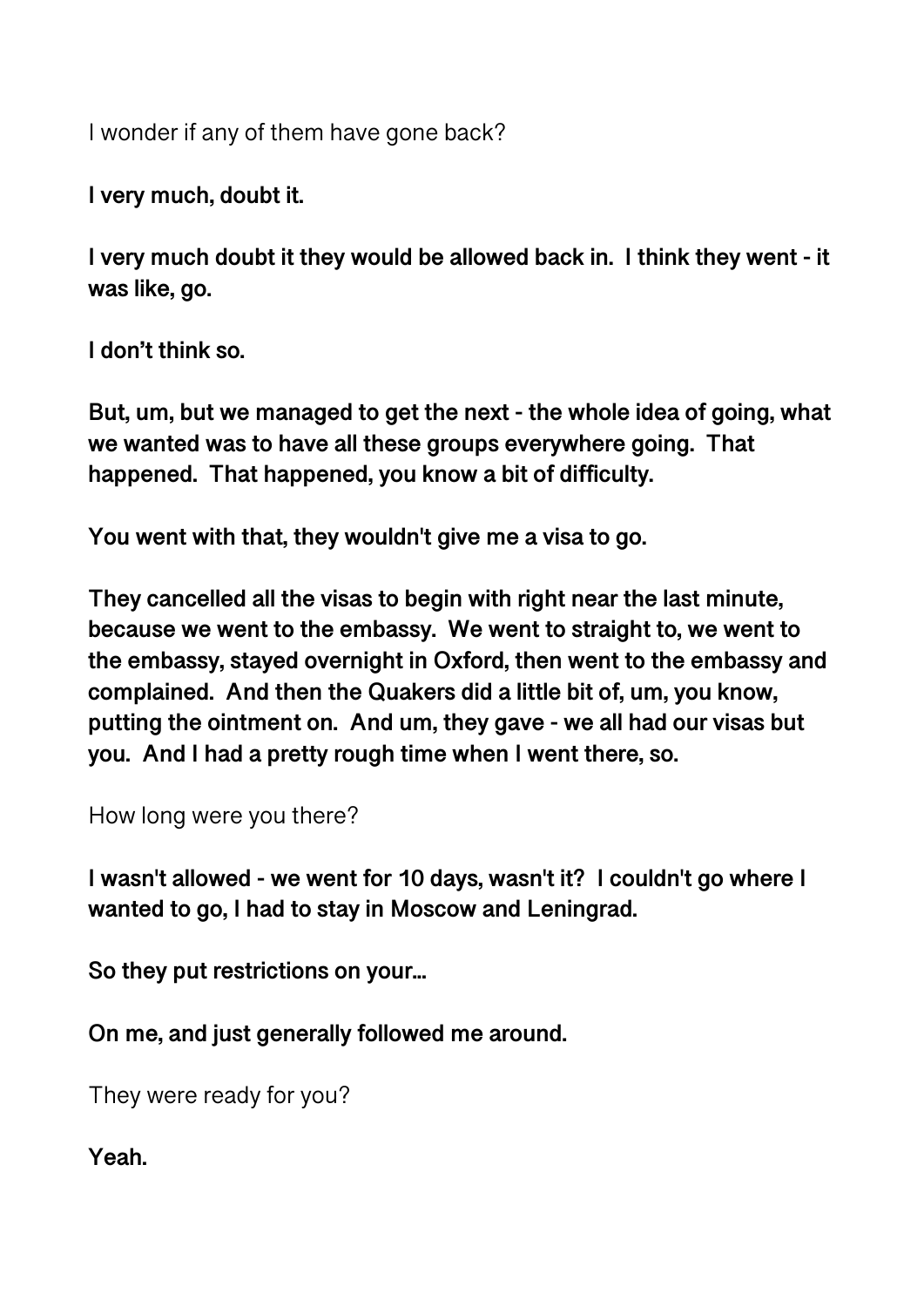I wonder if any of them have gone back?

**I very much, doubt it.**

**I very much doubt it they would be allowed back in. I think they went - it was like, go.**

**I don't think so.**

**But, um, but we managed to get the next - the whole idea of going, what we wanted was to have all these groups everywhere going. That happened. That happened, you know a bit of difficulty.**

**You went with that, they wouldn't give me a visa to go.**

**They cancelled all the visas to begin with right near the last minute, because we went to the embassy. We went to straight to, we went to the embassy, stayed overnight in Oxford, then went to the embassy and complained. And then the Quakers did a little bit of, um, you know, putting the ointment on. And um, they gave - we all had our visas but you. And I had a pretty rough time when I went there, so.**

How long were you there?

**I wasn't allowed - we went for 10 days, wasn't it? I couldn't go where I wanted to go, I had to stay in Moscow and Leningrad.**

**So they put restrictions on your…**

**On me, and just generally followed me around.**

They were ready for you?

**Yeah.**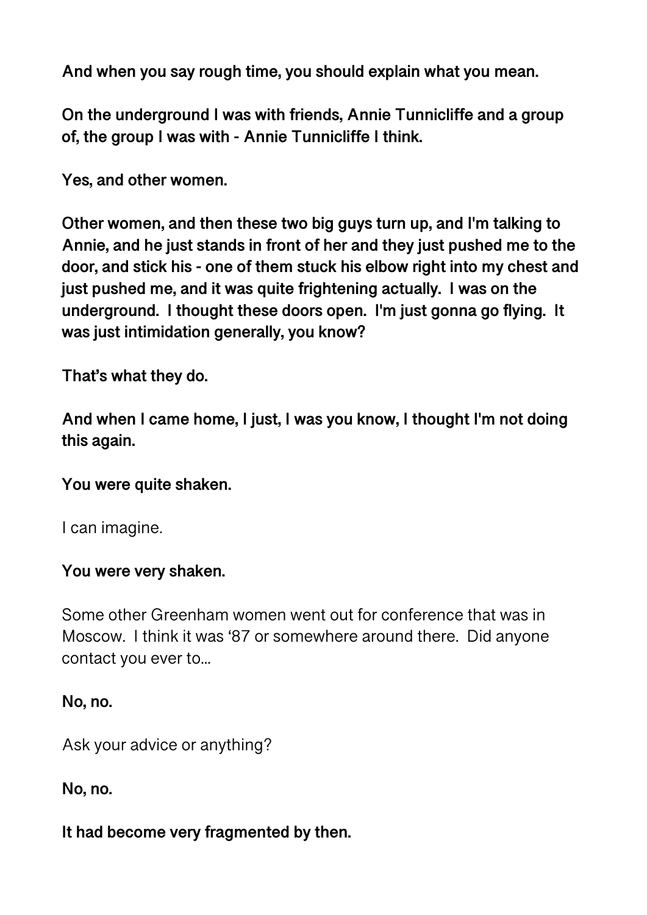**And when you say rough time, you should explain what you mean.**

**On the underground I was with friends, Annie Tunnicliffe and a group of, the group I was with - Annie Tunnicliffe I think.**

**Yes, and other women.**

**Other women, and then these two big guys turn up, and I'm talking to Annie, and he just stands in front of her and they just pushed me to the door, and stick his - one of them stuck his elbow right into my chest and just pushed me, and it was quite frightening actually. I was on the underground. I thought these doors open. I'm just gonna go flying. It was just intimidation generally, you know?**

**That's what they do.**

**And when I came home, I just, I was you know, I thought I'm not doing this again.**

**You were quite shaken.**

I can imagine.

**You were very shaken.**

Some other Greenham women went out for conference that was in Moscow. I think it was '87 or somewhere around there. Did anyone contact you ever to...

**No, no.**

Ask your advice or anything?

**No, no.**

**It had become very fragmented by then.**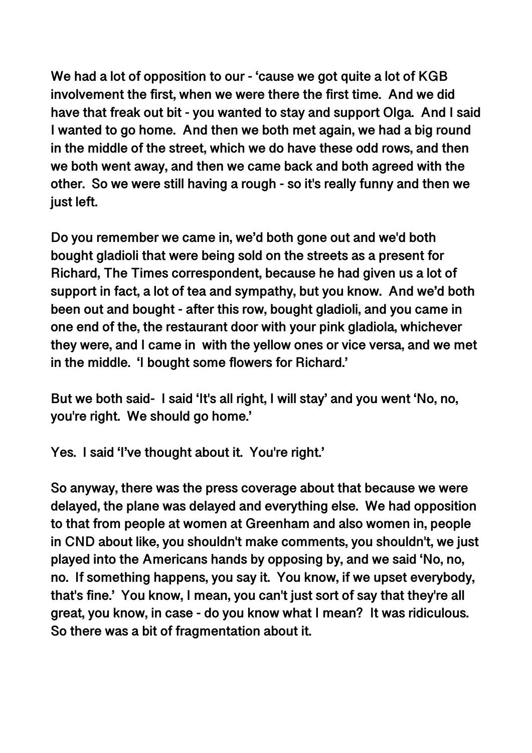We had a lot of opposition to our - 'cause we got quite a lot of KGB involvement the first, when we were there the first time. And we did have that freak out bit - you wanted to stay and support Olga. And I said I wanted to go home. And then we both met again, we had a big round in the middle of the street, which we do have these odd rows, and then we both went away, and then we came back and both agreed with the other. So we were still having a rough - so it's really funny and then we just left.

Do you remember we came in, we'd both gone out and we'd both bought gladioli that were being sold on the streets as a present for Richard, The Times correspondent, because he had given us a lot of support in fact, a lot of tea and sympathy, but you know. And we'd both been out and bought - after this row, bought gladioli, and you came in one end of the, the restaurant door with your pink gladiola, whichever they were, and I came in with the yellow ones or vice versa, and we met in the middle. 'I bought some flowers for Richard.'

But we both said- I said 'It's all right, I will stay' and you went 'No, no, you're right. We should go home.'

Yes. I said 'I've thought about it. You're right.'

So anyway, there was the press coverage about that because we were delayed, the plane was delayed and everything else. We had opposition to that from people at women at Greenham and also women in, people in CND about like, you shouldn't make comments, you shouldn't, we just played into the Americans hands by opposing by, and we said 'No, no, no. If something happens, you say it. You know, if we upset everybody, that's fine.' You know, I mean, you can't just sort of say that they're all great, you know, in case - do you know what I mean? It was ridiculous. So there was a bit of fragmentation about it.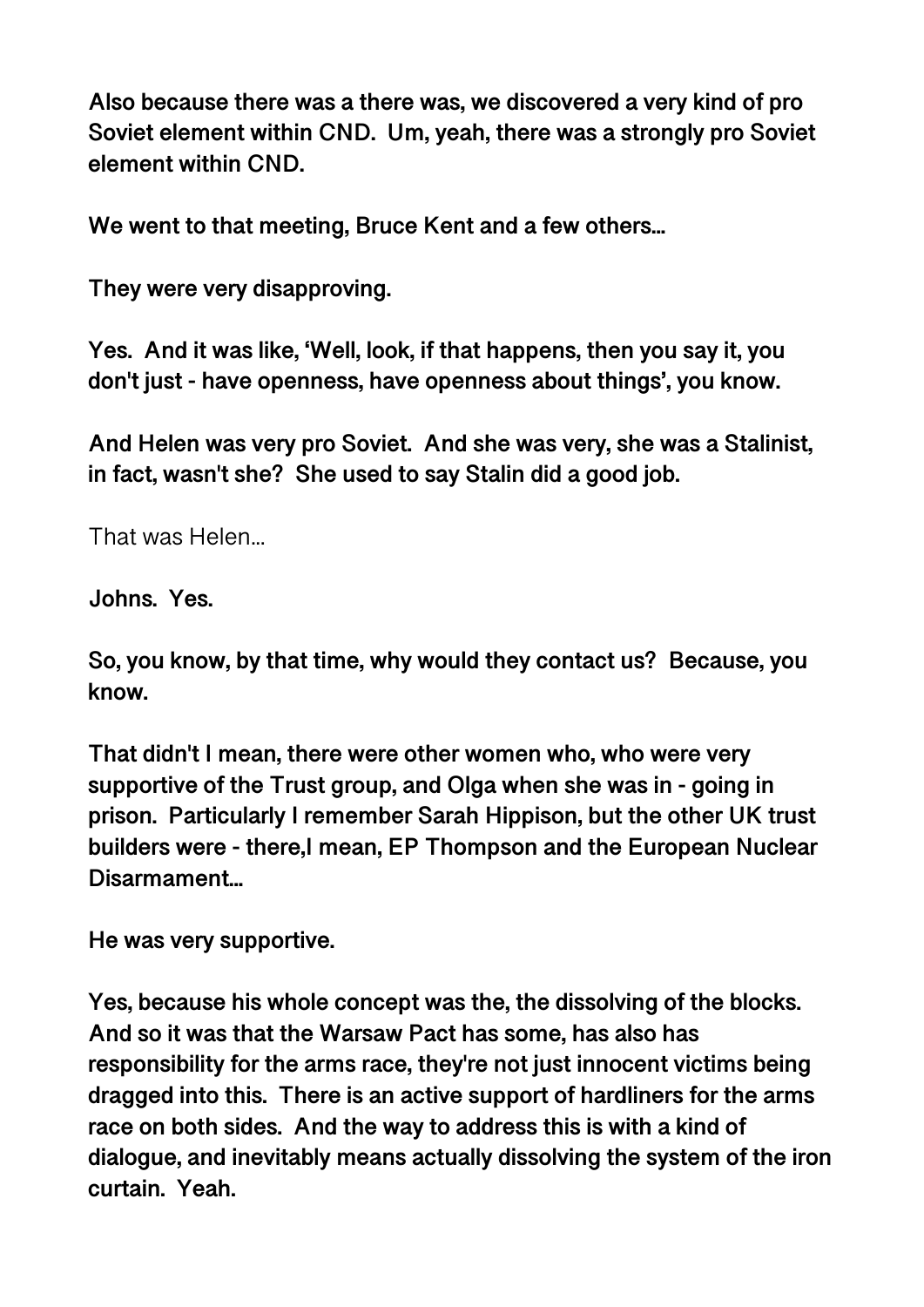**Also because there was a there was, we discovered a very kind of pro Soviet element within CND. Um, yeah, there was a strongly pro Soviet element within CND.**

**We went to that meeting, Bruce Kent and a few others…**

**They were very disapproving.**

**Yes. And it was like, 'Well, look, if that happens, then you say it, you don't just - have openness, have openness about things', you know.**

**And Helen was very pro Soviet. And she was very, she was a Stalinist, in fact, wasn't she? She used to say Stalin did a good job.**

That was Helen…

**Johns. Yes.**

**So, you know, by that time, why would they contact us? Because, you know.**

**That didn't I mean, there were other women who, who were very supportive of the Trust group, and Olga when she was in - going in prison. Particularly I remember Sarah Hippison, but the other UK trust builders were - there,I mean, EP Thompson and the European Nuclear Disarmament…**

**He was very supportive.**

**Yes, because his whole concept was the, the dissolving of the blocks. And so it was that the Warsaw Pact has some, has also has responsibility for the arms race, they're not just innocent victims being dragged into this. There is an active support of hardliners for the arms race on both sides. And the way to address this is with a kind of dialogue, and inevitably means actually dissolving the system of the iron curtain. Yeah.**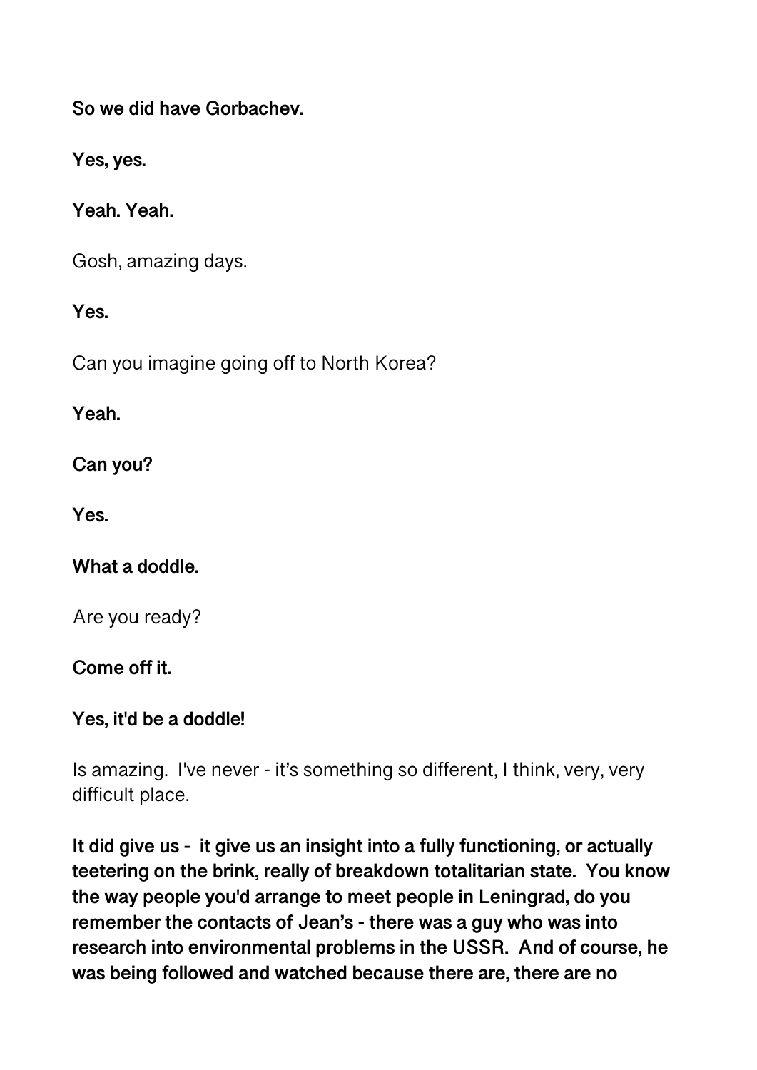**So we did have Gorbachev.**

**Yes, yes.**

**Yeah. Yeah.**

Gosh, amazing days.

**Yes.**

Can you imagine going off to North Korea?

**Yeah.**

**Can you?**

**Yes.**

**What a doddle.**

Are you ready?

**Come off it.**

**Yes, it'd be a doddle!**

Is amazing. I've never - it's something so different, I think, very, very difficult place.

**It did give us - it give us an insight into a fully functioning, or actually teetering on the brink, really of breakdown totalitarian state. You know the way people you'd arrange to meet people in Leningrad, do you remember the contacts of Jean's - there was a guy who was into research into environmental problems in the USSR. And of course, he was being followed and watched because there are, there are no**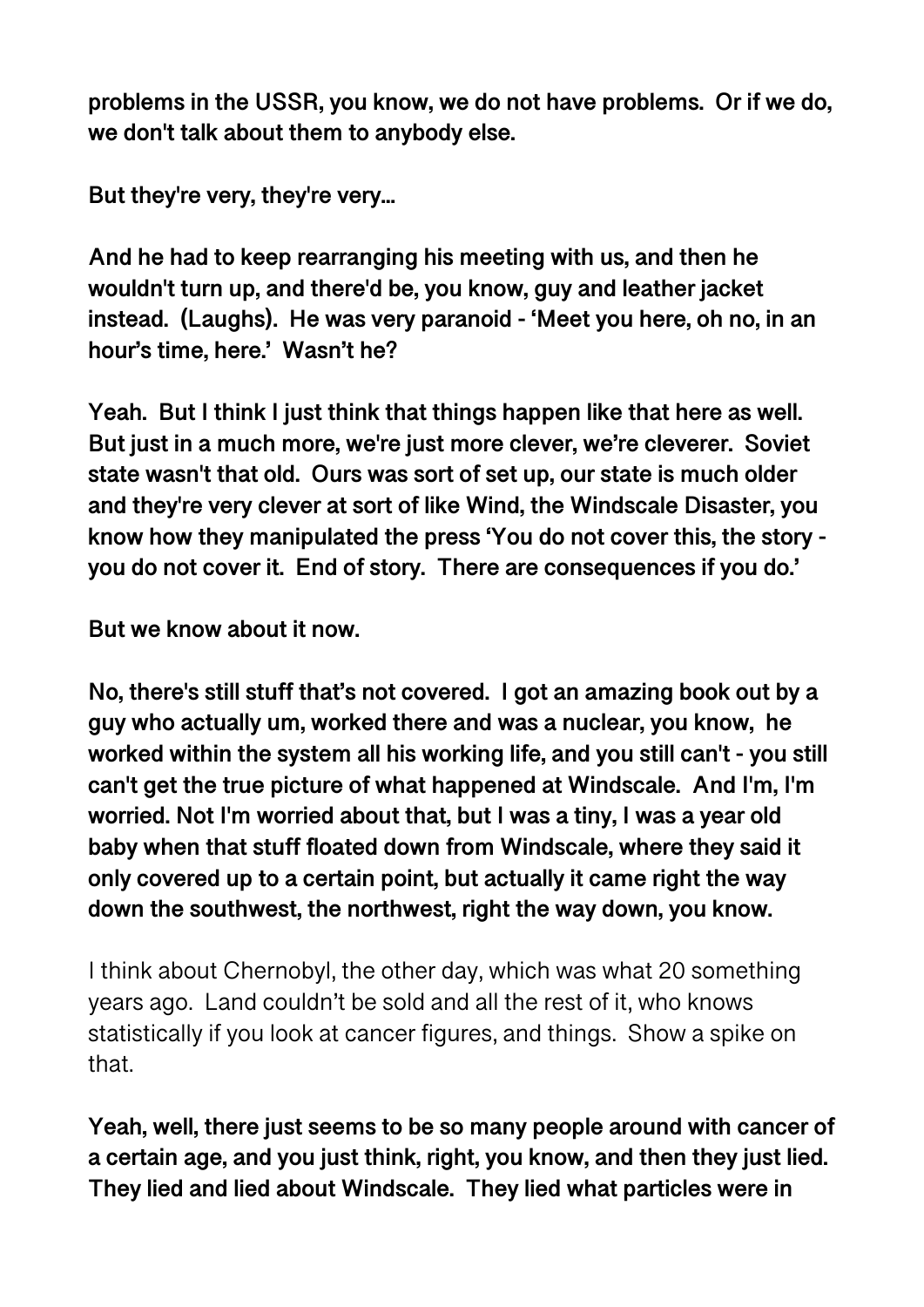**problems in the USSR, you know, we do not have problems. Or if we do, we don't talk about them to anybody else.**

**But they're very, they're very...**

**And he had to keep rearranging his meeting with us, and then he wouldn't turn up, and there'd be, you know, guy and leather jacket instead. (Laughs). He was very paranoid - 'Meet you here, oh no, in an hour's time, here.' Wasn't he?**

**Yeah. But I think I just think that things happen like that here as well. But just in a much more, we're just more clever, we're cleverer. Soviet state wasn't that old. Ours was sort of set up, our state is much older and they're very clever at sort of like Wind, the Windscale Disaster, you know how they manipulated the press 'You do not cover this, the story - you do not cover it. End of story. There are consequences if you do.'**

**But we know about it now.**

**No, there's still stuff that's not covered. I got an amazing book out by a guy who actually um, worked there and was a nuclear, you know, he worked within the system all his working life, and you still can't - you still can't get the true picture of what happened at Windscale. And I'm, I'm worried. Not I'm worried about that, but I was a tiny, I was a year old baby when that stuff floated down from Windscale, where they said it only covered up to a certain point, but actually it came right the way down the southwest, the northwest, right the way down, you know.**

I think about Chernobyl, the other day, which was what 20 something years ago. Land couldn't be sold and all the rest of it, who knows statistically if you look at cancer figures, and things. Show a spike on that.

**Yeah, well, there just seems to be so many people around with cancer of a certain age, and you just think, right, you know, and then they just lied. They lied and lied about Windscale. They lied what particles were in**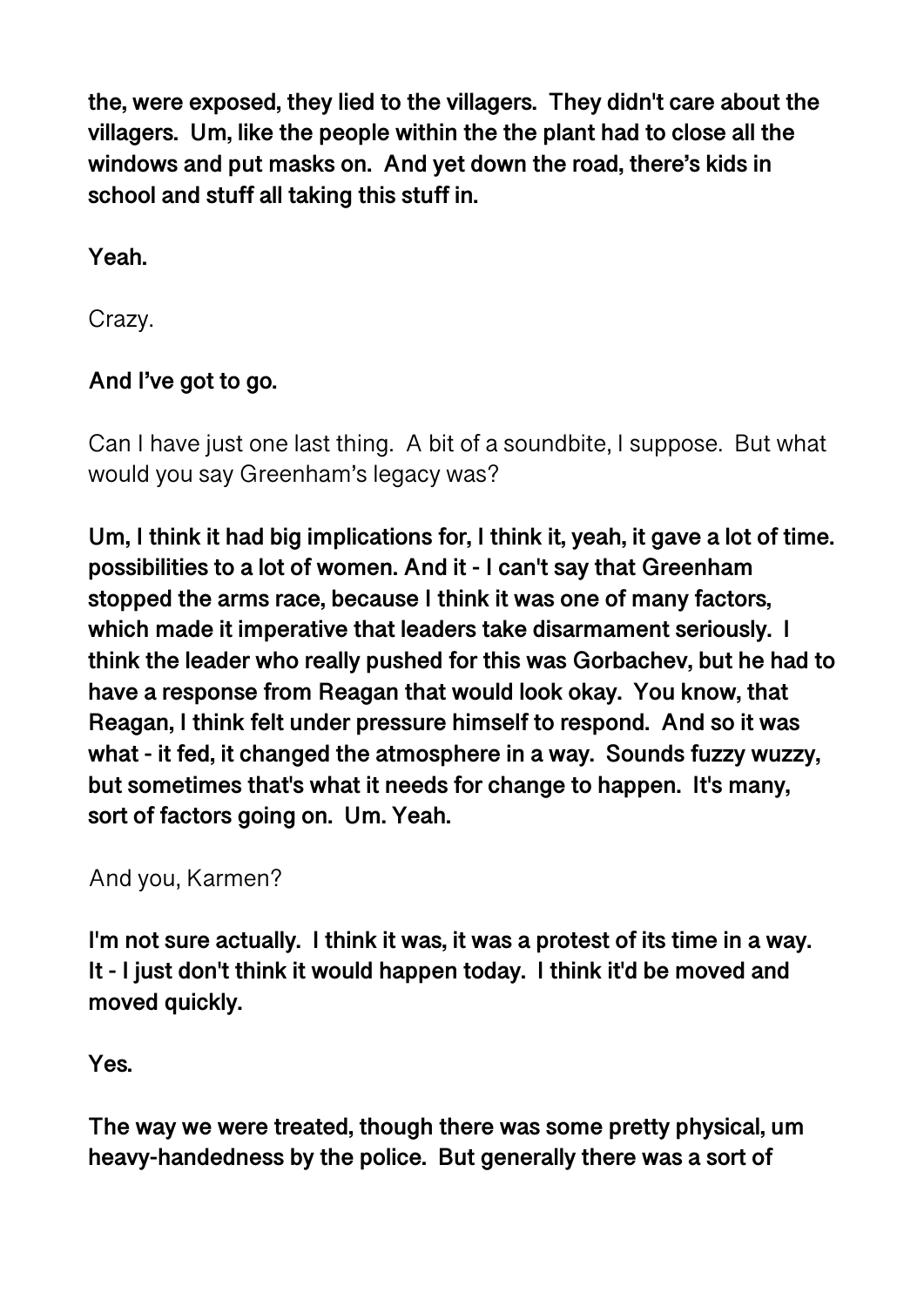**the, were exposed, they lied to the villagers. They didn't care about the villagers. Um, like the people within the the plant had to close all the windows and put masks on. And yet down the road, there's kids in school and stuff all taking this stuff in.**

**Yeah.**

Crazy.

**And I've got to go.**

Can I have just one last thing. A bit of a soundbite, I suppose. But what would you say Greenham's legacy was?

**Um, I think it had big implications for, I think it, yeah, it gave a lot of time. possibilities to a lot of women. And it - I can't say that Greenham stopped the arms race, because I think it was one of many factors, which made it imperative that leaders take disarmament seriously. I think the leader who really pushed for this was Gorbachev, but he had to have a response from Reagan that would look okay. You know, that Reagan, I think felt under pressure himself to respond. And so it was what - it fed, it changed the atmosphere in a way. Sounds fuzzy wuzzy, but sometimes that's what it needs for change to happen. It's many, sort of factors going on. Um. Yeah.**

And you, Karmen?

**I'm not sure actually. I think it was, it was a protest of its time in a way. It - I just don't think it would happen today. I think it'd be moved and moved quickly.**

**Yes.**

**The way we were treated, though there was some pretty physical, um heavy-handedness by the police. But generally there was a sort of**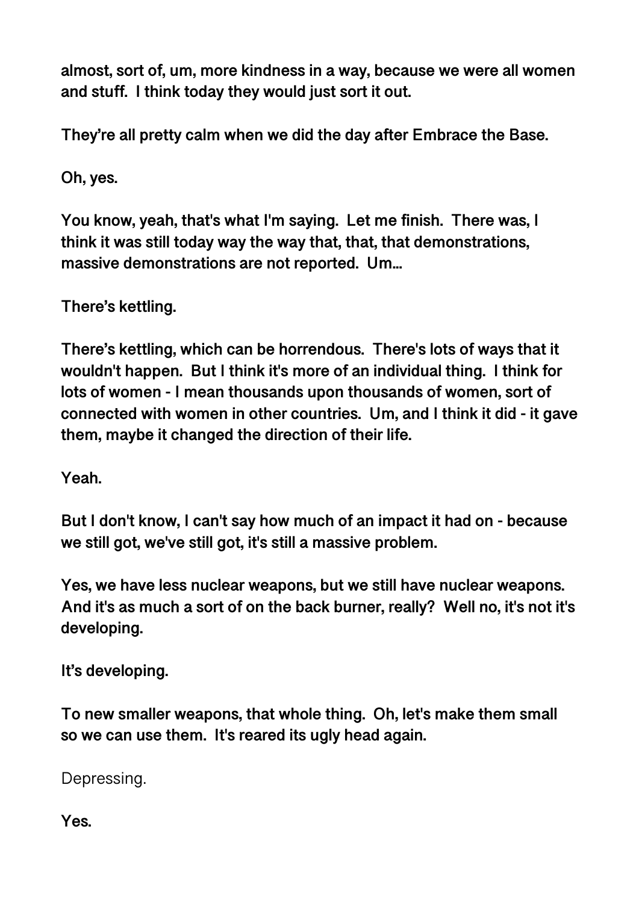**almost, sort of, um, more kindness in a way, because we were all women and stuff. I think today they would just sort it out.**

**They're all pretty calm when we did the day after Embrace the Base.**

**Oh, yes.**

**You know, yeah, that's what I'm saying. Let me finish. There was, I think it was still today way the way that, that, that demonstrations, massive demonstrations are not reported. Um...**

**There's kettling.**

**There's kettling, which can be horrendous. There's lots of ways that it wouldn't happen. But I think it's more of an individual thing. I think for lots of women - I mean thousands upon thousands of women, sort of connected with women in other countries. Um, and I think it did - it gave them, maybe it changed the direction of their life.**

**Yeah.**

**But I don't know, I can't say how much of an impact it had on - because we still got, we've still got, it's still a massive problem.**

**Yes, we have less nuclear weapons, but we still have nuclear weapons. And it's as much a sort of on the back burner, really? Well no, it's not it's developing.**

**It's developing.**

**To new smaller weapons, that whole thing. Oh, let's make them small so we can use them. It's reared its ugly head again.**

Depressing.

**Yes.**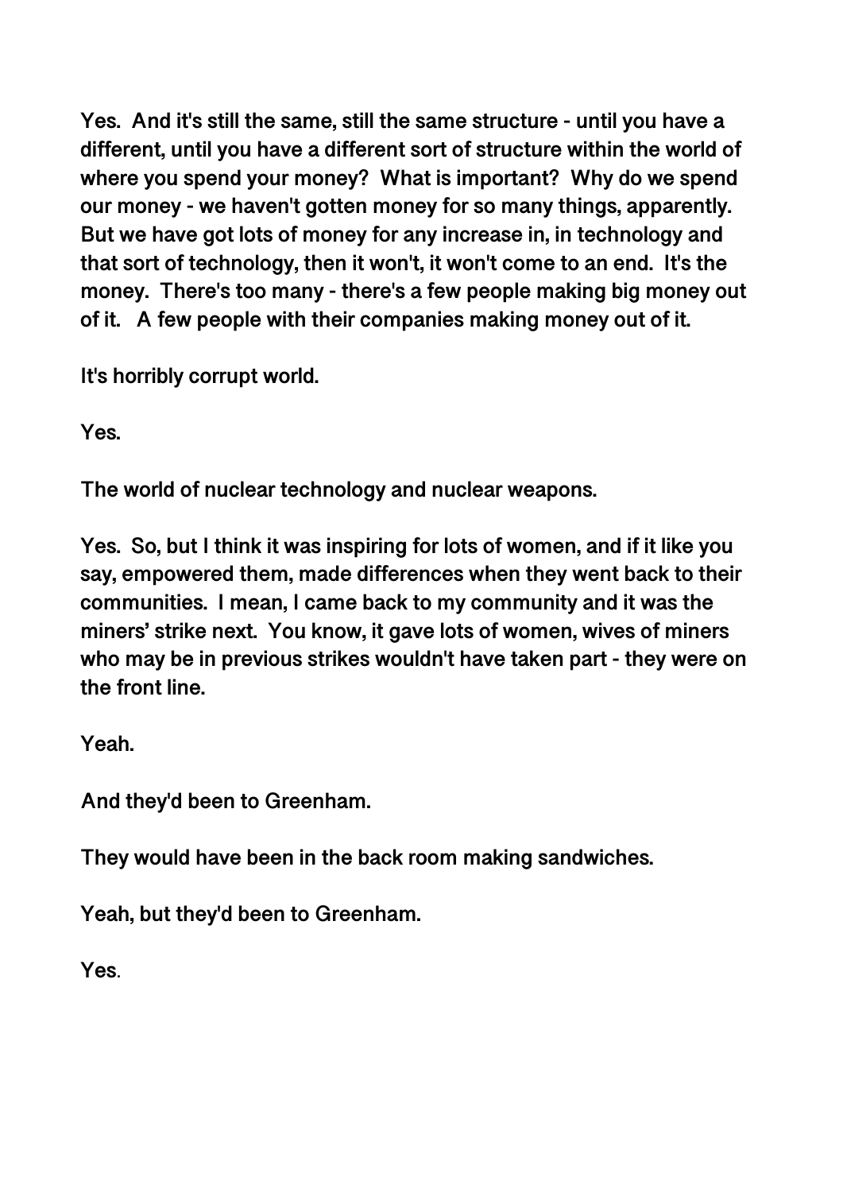**Yes. And it's still the same, still the same structure - until you have a different, until you have a different sort of structure within the world of where you spend your money? What is important? Why do we spend our money - we haven't gotten money for so many things, apparently. But we have got lots of money for any increase in, in technology and that sort of technology, then it won't, it won't come to an end. It's the money. There's too many - there's a few people making big money out of it. A few people with their companies making money out of it.**

**It's horribly corrupt world.**

**Yes.**

**The world of nuclear technology and nuclear weapons.**

**Yes. So, but I think it was inspiring for lots of women, and if it like you say, empowered them, made differences when they went back to their communities. I mean, I came back to my community and it was the miners' strike next. You know, it gave lots of women, wives of miners who may be in previous strikes wouldn't have taken part - they were on the front line.**

**Yeah.**

**And they'd been to Greenham.**

**They would have been in the back room making sandwiches.**

**Yeah, but they'd been to Greenham.**

**Yes.**